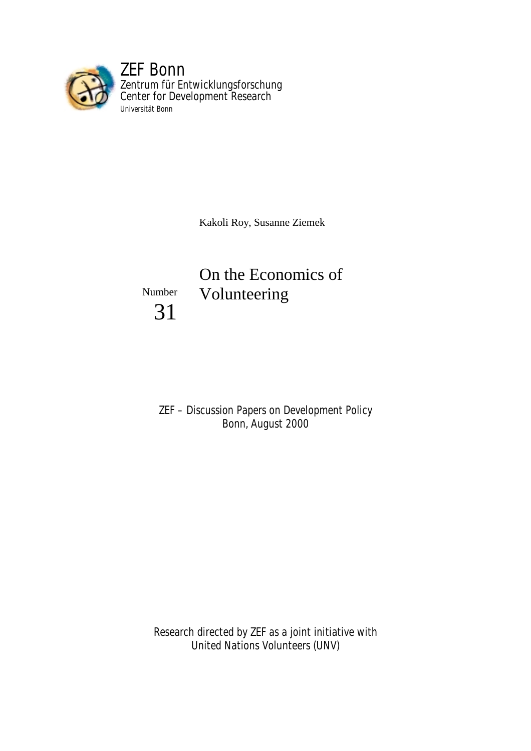ZEF Bonn
Zentrum für Entwicklungsforschung
Center for Development Research
Universität Bonn

Kakoli Roy, Susanne Ziemek

Number 31

# On the Economics of Volunteering

ZEF – Discussion Papers on Development Policy
Bonn, August 2000

Research directed by ZEF as a joint initiative with
United Nations Volunteers (UNV)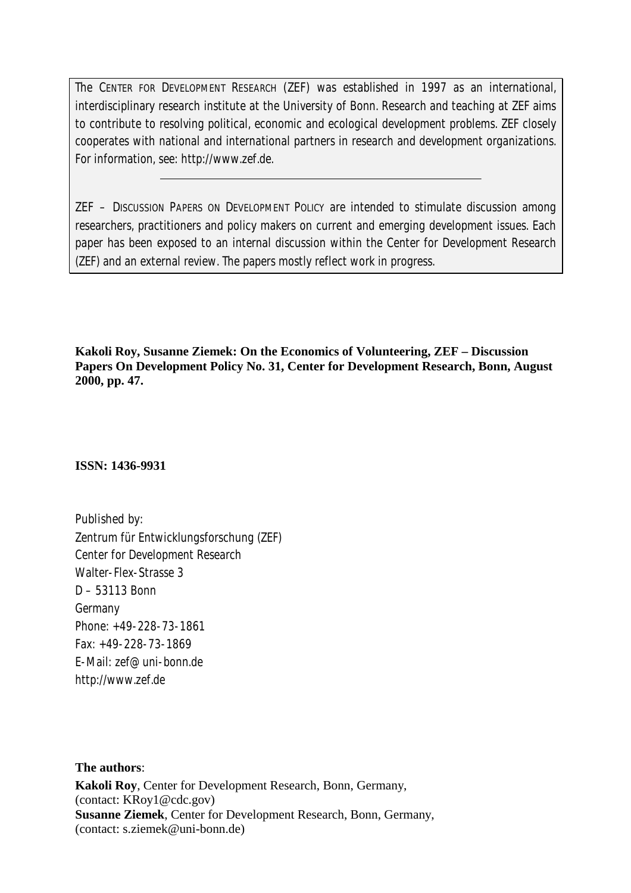The CENTER FOR DEVELOPMENT RESEARCH (ZEF) was established in 1997 as an international, interdisciplinary research institute at the University of Bonn. Research and teaching at ZEF aims to contribute to resolving political, economic and ecological development problems. ZEF closely cooperates with national and international partners in research and development organizations. For information, see: http://www.zef.de.

---

ZEF – DISCUSSION PAPERS ON DEVELOPMENT POLICY are intended to stimulate discussion among researchers, practitioners and policy makers on current and emerging development issues. Each paper has been exposed to an internal discussion within the Center for Development Research (ZEF) and an external review. The papers mostly reflect work in progress.

**Kakoli Roy, Susanne Ziemek: On the Economics of Volunteering, ZEF – Discussion Papers On Development Policy No. 31, Center for Development Research, Bonn, August 2000, pp. 47.**

**ISSN: 1436-9931**

Published by:
Zentrum für Entwicklungsforschung (ZEF)
Center for Development Research
Walter-Flex-Strasse 3
D – 53113 Bonn
Germany
Phone: +49-228-73-1861
Fax: +49-228-73-1869
E-Mail: zef@uni-bonn.de
http://www.zef.de

**The authors**:
**Kakoli Roy**, Center for Development Research, Bonn, Germany,
(contact: KRoy1@cdc.gov)
**Susanne Ziemek**, Center for Development Research, Bonn, Germany,
(contact: s.ziemek@uni-bonn.de)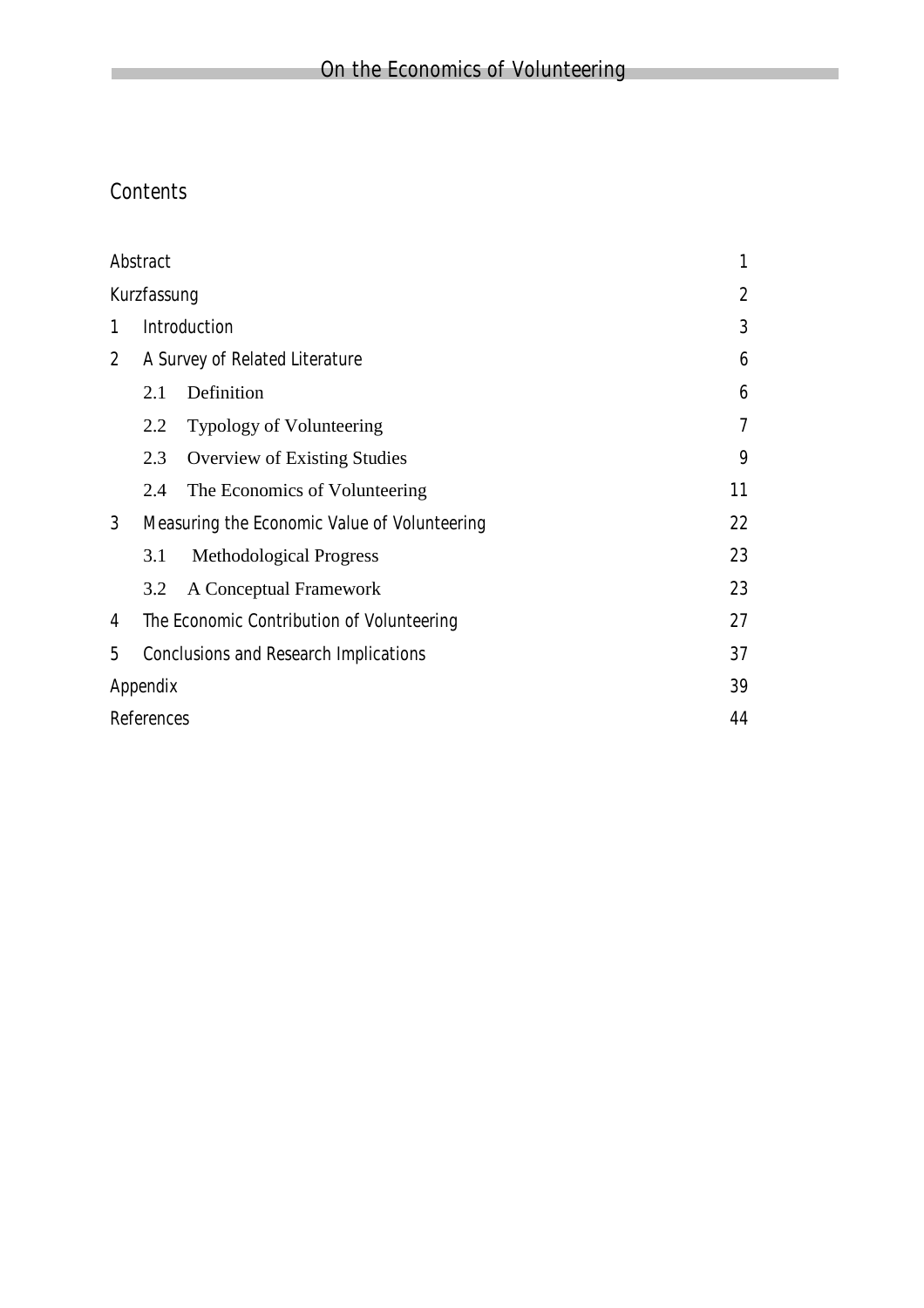## Contents

| | | |
|---|---|---|
| Abstract | | 1 |
| Kurzfassung | | 2 |
| 1 | Introduction | 3 |
| 2 | A Survey of Related Literature | 6 |
| | 2.1 Definition | 6 |
| | 2.2 Typology of Volunteering | 7 |
| | 2.3 Overview of Existing Studies | 9 |
| | 2.4 The Economics of Volunteering | 11 |
| 3 | Measuring the Economic Value of Volunteering | 22 |
| | 3.1 Methodological Progress | 23 |
| | 3.2 A Conceptual Framework | 23 |
| 4 | The Economic Contribution of Volunteering | 27 |
| 5 | Conclusions and Research Implications | 37 |
| Appendix | | 39 |
| References | | 44 |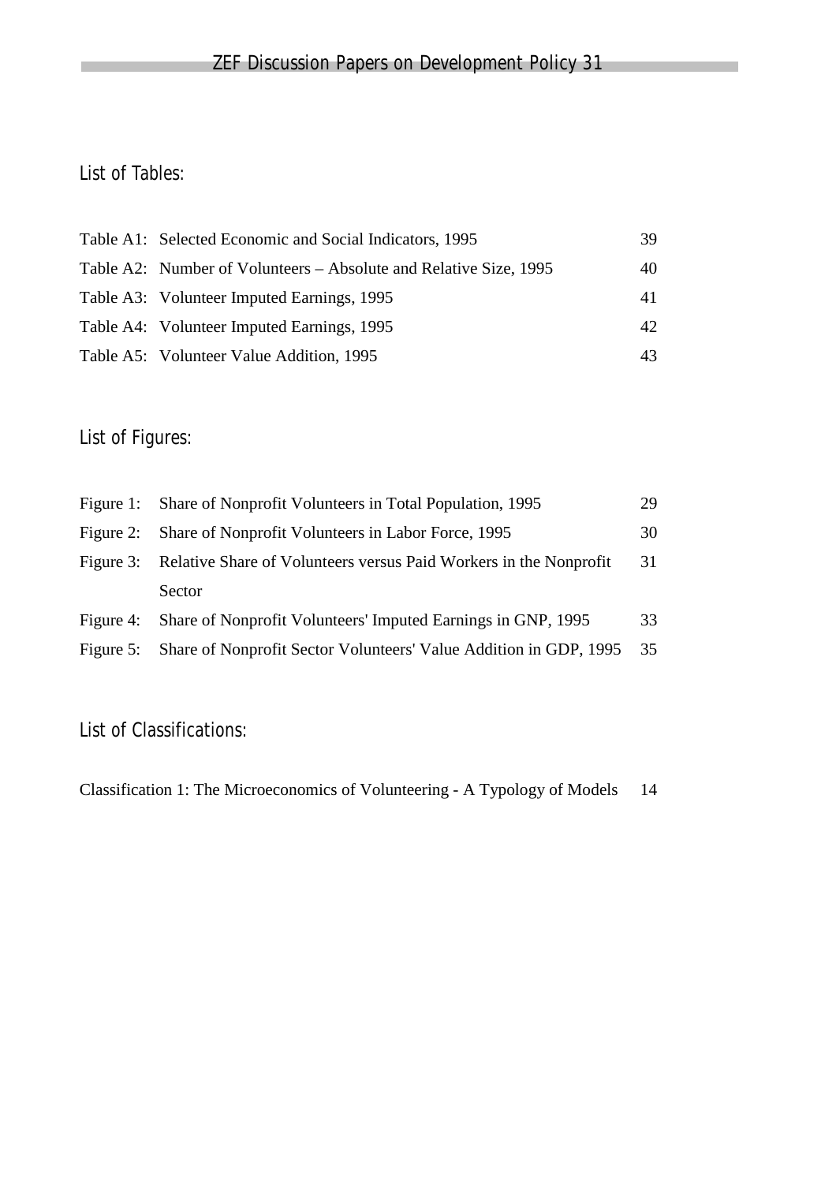## List of Tables:

| | | |
|---|---|---|
| Table A1: | Selected Economic and Social Indicators, 1995 | 39 |
| Table A2: | Number of Volunteers – Absolute and Relative Size, 1995 | 40 |
| Table A3: | Volunteer Imputed Earnings, 1995 | 41 |
| Table A4: | Volunteer Imputed Earnings, 1995 | 42 |
| Table A5: | Volunteer Value Addition, 1995 | 43 |

## List of Figures:

| | | |
|---|---|---|
| Figure 1: | Share of Nonprofit Volunteers in Total Population, 1995 | 29 |
| Figure 2: | Share of Nonprofit Volunteers in Labor Force, 1995 | 30 |
| Figure 3: | Relative Share of Volunteers versus Paid Workers in the Nonprofit Sector | 31 |
| Figure 4: | Share of Nonprofit Volunteers' Imputed Earnings in GNP, 1995 | 33 |
| Figure 5: | Share of Nonprofit Sector Volunteers' Value Addition in GDP, 1995 | 35 |

## List of Classifications:

| | |
|---|---|
| Classification 1: The Microeconomics of Volunteering - A Typology of Models | 14 |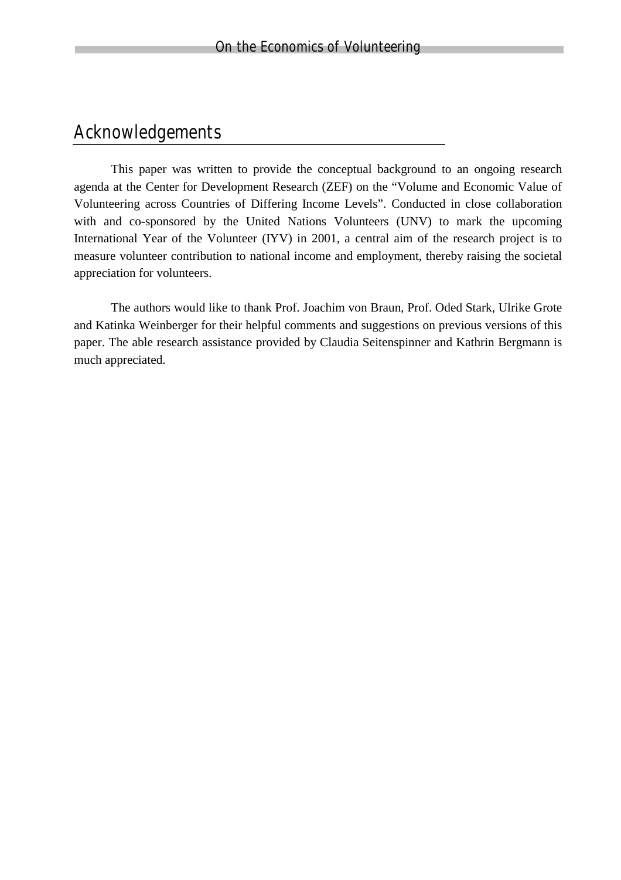# Acknowledgements

This paper was written to provide the conceptual background to an ongoing research agenda at the Center for Development Research (ZEF) on the "Volume and Economic Value of Volunteering across Countries of Differing Income Levels". Conducted in close collaboration with and co-sponsored by the United Nations Volunteers (UNV) to mark the upcoming International Year of the Volunteer (IYV) in 2001, a central aim of the research project is to measure volunteer contribution to national income and employment, thereby raising the societal appreciation for volunteers.

The authors would like to thank Prof. Joachim von Braun, Prof. Oded Stark, Ulrike Grote and Katinka Weinberger for their helpful comments and suggestions on previous versions of this paper. The able research assistance provided by Claudia Seitenspinner and Kathrin Bergmann is much appreciated.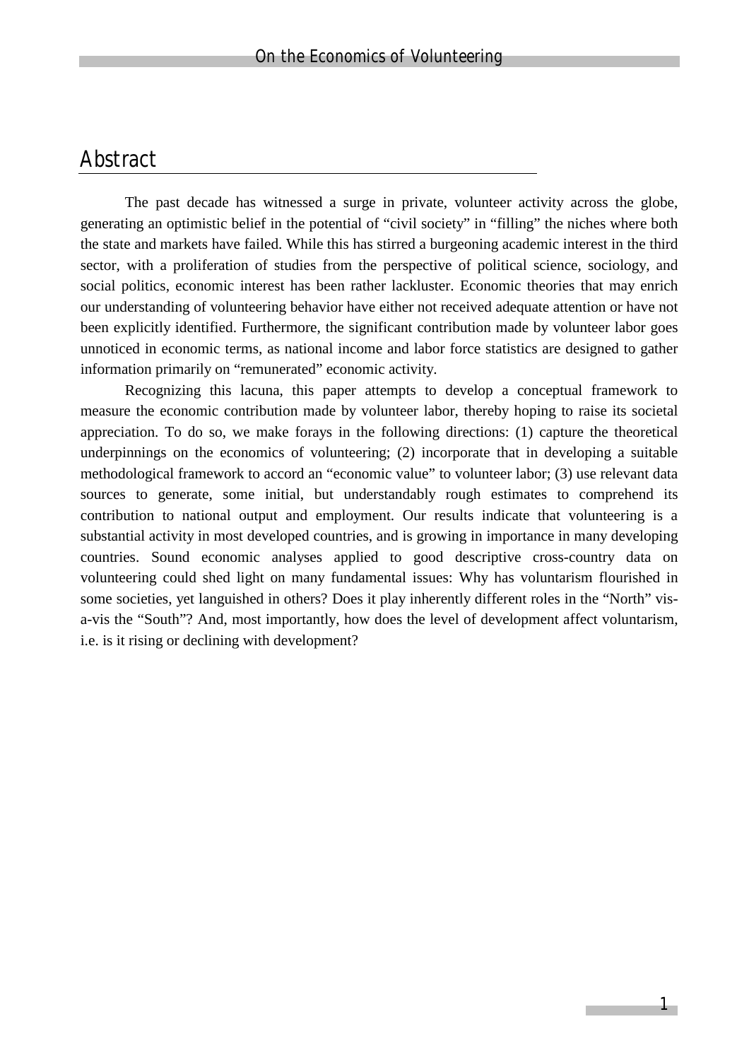## Abstract

The past decade has witnessed a surge in private, volunteer activity across the globe, generating an optimistic belief in the potential of "civil society" in "filling" the niches where both the state and markets have failed. While this has stirred a burgeoning academic interest in the third sector, with a proliferation of studies from the perspective of political science, sociology, and social politics, economic interest has been rather lackluster. Economic theories that may enrich our understanding of volunteering behavior have either not received adequate attention or have not been explicitly identified. Furthermore, the significant contribution made by volunteer labor goes unnoticed in economic terms, as national income and labor force statistics are designed to gather information primarily on "remunerated" economic activity.

Recognizing this lacuna, this paper attempts to develop a conceptual framework to measure the economic contribution made by volunteer labor, thereby hoping to raise its societal appreciation. To do so, we make forays in the following directions: (1) capture the theoretical underpinnings on the economics of volunteering; (2) incorporate that in developing a suitable methodological framework to accord an "economic value" to volunteer labor; (3) use relevant data sources to generate, some initial, but understandably rough estimates to comprehend its contribution to national output and employment. Our results indicate that volunteering is a substantial activity in most developed countries, and is growing in importance in many developing countries. Sound economic analyses applied to good descriptive cross-country data on volunteering could shed light on many fundamental issues: Why has voluntarism flourished in some societies, yet languished in others? Does it play inherently different roles in the "North" vis-a-vis the "South"? And, most importantly, how does the level of development affect voluntarism, i.e. is it rising or declining with development?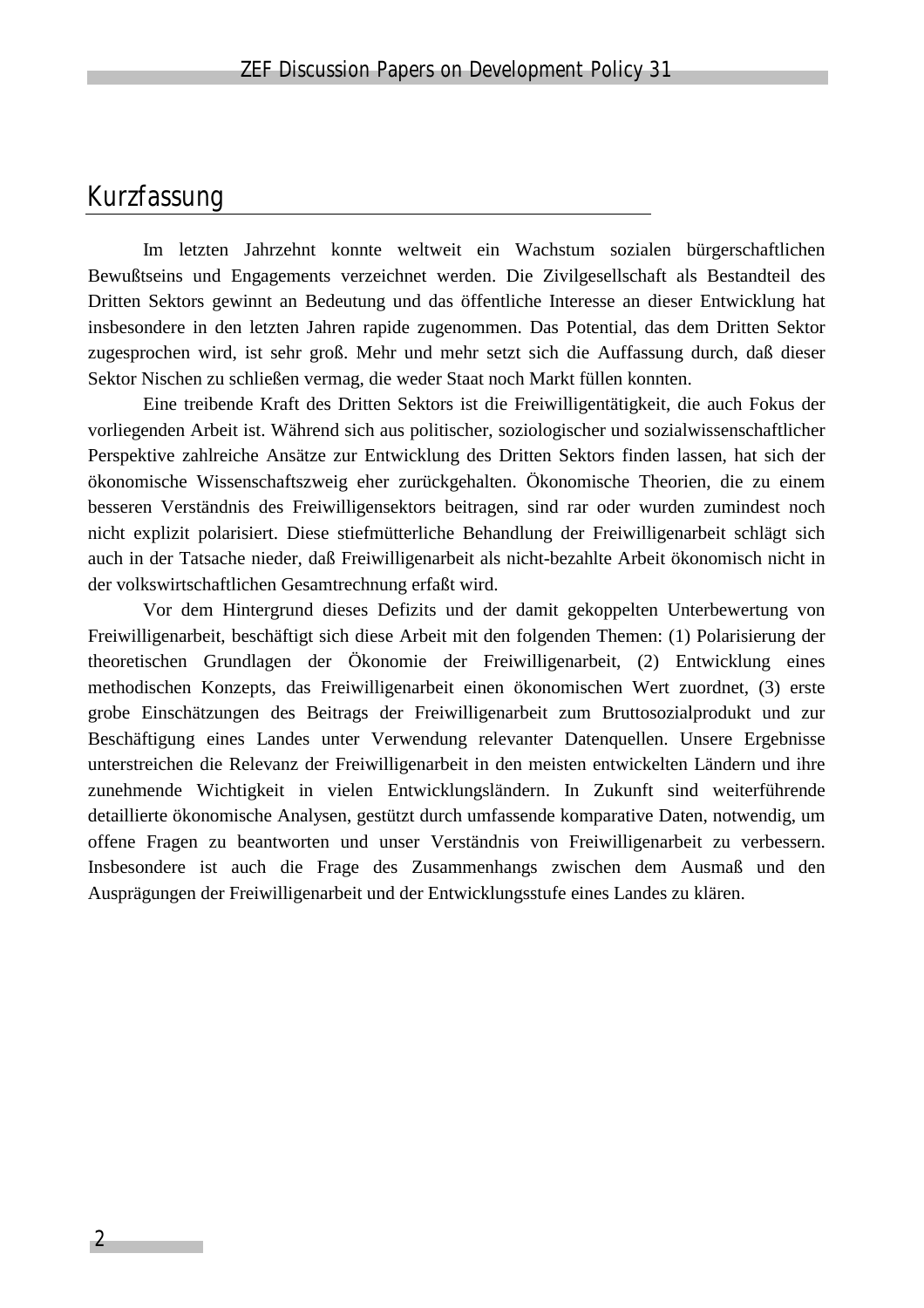## Kurzfassung

Im letzten Jahrzehnt konnte weltweit ein Wachstum sozialen bürgerschaftlichen Bewußtseins und Engagements verzeichnet werden. Die Zivilgesellschaft als Bestandteil des Dritten Sektors gewinnt an Bedeutung und das öffentliche Interesse an dieser Entwicklung hat insbesondere in den letzten Jahren rapide zugenommen. Das Potential, das dem Dritten Sektor zugesprochen wird, ist sehr groß. Mehr und mehr setzt sich die Auffassung durch, daß dieser Sektor Nischen zu schließen vermag, die weder Staat noch Markt füllen konnten.

Eine treibende Kraft des Dritten Sektors ist die Freiwilligentätigkeit, die auch Fokus der vorliegenden Arbeit ist. Während sich aus politischer, soziologischer und sozialwissenschaftlicher Perspektive zahlreiche Ansätze zur Entwicklung des Dritten Sektors finden lassen, hat sich der ökonomische Wissenschaftszweig eher zurückgehalten. Ökonomische Theorien, die zu einem besseren Verständnis des Freiwilligensektors beitragen, sind rar oder wurden zumindest noch nicht explizit polarisiert. Diese stiefmütterliche Behandlung der Freiwilligenarbeit schlägt sich auch in der Tatsache nieder, daß Freiwilligenarbeit als nicht-bezahlte Arbeit ökonomisch nicht in der volkswirtschaftlichen Gesamtrechnung erfaßt wird.

Vor dem Hintergrund dieses Defizits und der damit gekoppelten Unterbewertung von Freiwilligenarbeit, beschäftigt sich diese Arbeit mit den folgenden Themen: (1) Polarisierung der theoretischen Grundlagen der Ökonomie der Freiwilligenarbeit, (2) Entwicklung eines methodischen Konzepts, das Freiwilligenarbeit einen ökonomischen Wert zuordnet, (3) erste grobe Einschätzungen des Beitrags der Freiwilligenarbeit zum Bruttosozialprodukt und zur Beschäftigung eines Landes unter Verwendung relevanter Datenquellen. Unsere Ergebnisse unterstreichen die Relevanz der Freiwilligenarbeit in den meisten entwickelten Ländern und ihre zunehmende Wichtigkeit in vielen Entwicklungsländern. In Zukunft sind weiterführende detaillierte ökonomische Analysen, gestützt durch umfassende komparative Daten, notwendig, um offene Fragen zu beantworten und unser Verständnis von Freiwilligenarbeit zu verbessern. Insbesondere ist auch die Frage des Zusammenhangs zwischen dem Ausmaß und den Ausprägungen der Freiwilligenarbeit und der Entwicklungsstufe eines Landes zu klären.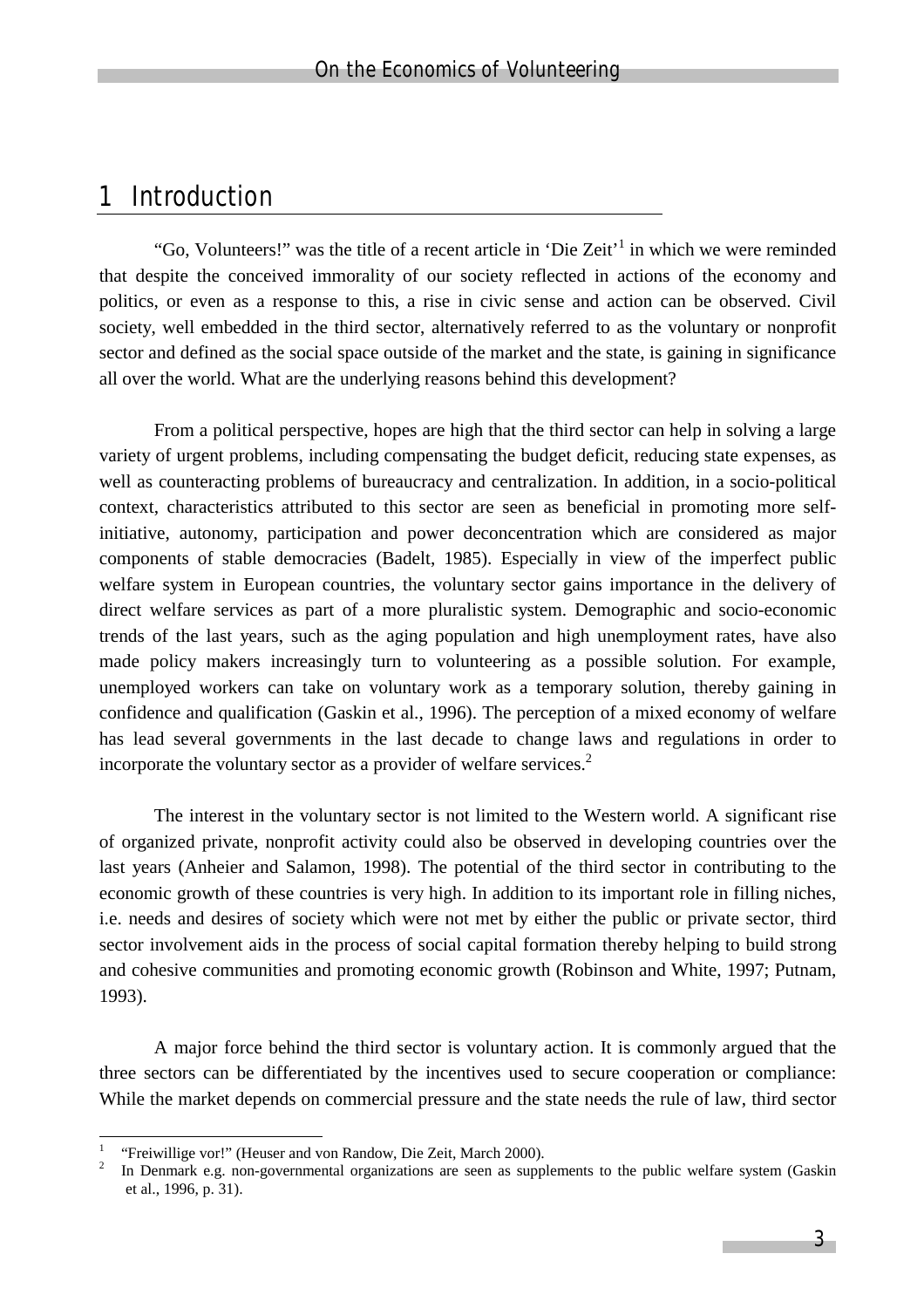# 1 Introduction

"Go, Volunteers!" was the title of a recent article in 'Die Zeit'[1] in which we were reminded that despite the conceived immorality of our society reflected in actions of the economy and politics, or even as a response to this, a rise in civic sense and action can be observed. Civil society, well embedded in the third sector, alternatively referred to as the voluntary or nonprofit sector and defined as the social space outside of the market and the state, is gaining in significance all over the world. What are the underlying reasons behind this development?

From a political perspective, hopes are high that the third sector can help in solving a large variety of urgent problems, including compensating the budget deficit, reducing state expenses, as well as counteracting problems of bureaucracy and centralization. In addition, in a socio-political context, characteristics attributed to this sector are seen as beneficial in promoting more self-initiative, autonomy, participation and power deconcentration which are considered as major components of stable democracies (Badelt, 1985). Especially in view of the imperfect public welfare system in European countries, the voluntary sector gains importance in the delivery of direct welfare services as part of a more pluralistic system. Demographic and socio-economic trends of the last years, such as the aging population and high unemployment rates, have also made policy makers increasingly turn to volunteering as a possible solution. For example, unemployed workers can take on voluntary work as a temporary solution, thereby gaining in confidence and qualification (Gaskin et al., 1996). The perception of a mixed economy of welfare has lead several governments in the last decade to change laws and regulations in order to incorporate the voluntary sector as a provider of welfare services.[2]

The interest in the voluntary sector is not limited to the Western world. A significant rise of organized private, nonprofit activity could also be observed in developing countries over the last years (Anheier and Salamon, 1998). The potential of the third sector in contributing to the economic growth of these countries is very high. In addition to its important role in filling niches, i.e. needs and desires of society which were not met by either the public or private sector, third sector involvement aids in the process of social capital formation thereby helping to build strong and cohesive communities and promoting economic growth (Robinson and White, 1997; Putnam, 1993).

A major force behind the third sector is voluntary action. It is commonly argued that the three sectors can be differentiated by the incentives used to secure cooperation or compliance: While the market depends on commercial pressure and the state needs the rule of law, third sector

[1] "Freiwillige vor!" (Heuser and von Randow, Die Zeit, March 2000).

[2] In Denmark e.g. non-governmental organizations are seen as supplements to the public welfare system (Gaskin et al., 1996, p. 31).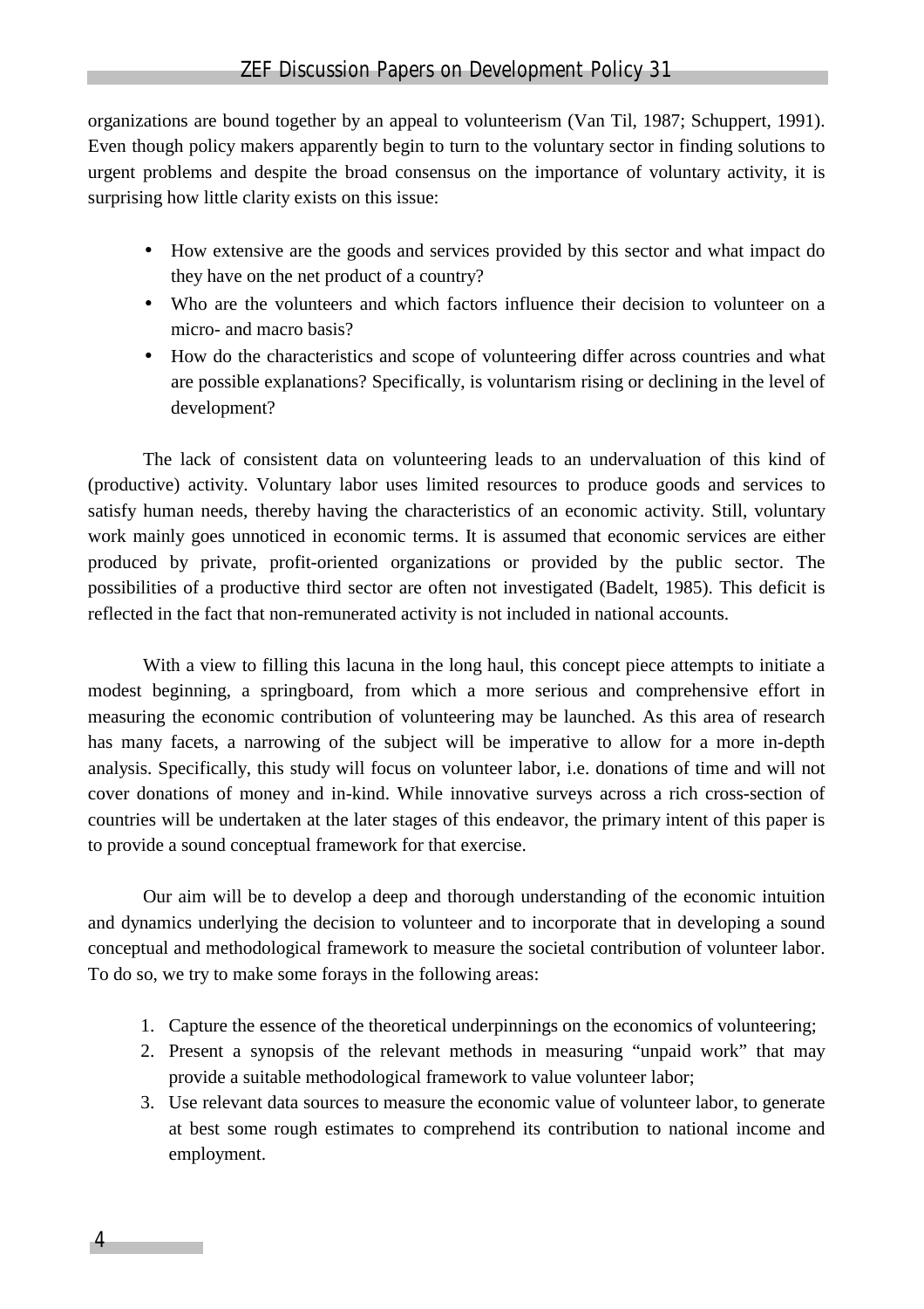organizations are bound together by an appeal to volunteerism (Van Til, 1987; Schuppert, 1991). Even though policy makers apparently begin to turn to the voluntary sector in finding solutions to urgent problems and despite the broad consensus on the importance of voluntary activity, it is surprising how little clarity exists on this issue:

- How extensive are the goods and services provided by this sector and what impact do they have on the net product of a country?
- Who are the volunteers and which factors influence their decision to volunteer on a micro- and macro basis?
- How do the characteristics and scope of volunteering differ across countries and what are possible explanations? Specifically, is voluntarism rising or declining in the level of development?

The lack of consistent data on volunteering leads to an undervaluation of this kind of (productive) activity. Voluntary labor uses limited resources to produce goods and services to satisfy human needs, thereby having the characteristics of an economic activity. Still, voluntary work mainly goes unnoticed in economic terms. It is assumed that economic services are either produced by private, profit-oriented organizations or provided by the public sector. The possibilities of a productive third sector are often not investigated (Badelt, 1985). This deficit is reflected in the fact that non-remunerated activity is not included in national accounts.

With a view to filling this lacuna in the long haul, this concept piece attempts to initiate a modest beginning, a springboard, from which a more serious and comprehensive effort in measuring the economic contribution of volunteering may be launched. As this area of research has many facets, a narrowing of the subject will be imperative to allow for a more in-depth analysis. Specifically, this study will focus on volunteer labor, i.e. donations of time and will not cover donations of money and in-kind. While innovative surveys across a rich cross-section of countries will be undertaken at the later stages of this endeavor, the primary intent of this paper is to provide a sound conceptual framework for that exercise.

Our aim will be to develop a deep and thorough understanding of the economic intuition and dynamics underlying the decision to volunteer and to incorporate that in developing a sound conceptual and methodological framework to measure the societal contribution of volunteer labor. To do so, we try to make some forays in the following areas:

1. Capture the essence of the theoretical underpinnings on the economics of volunteering;
2. Present a synopsis of the relevant methods in measuring "unpaid work" that may provide a suitable methodological framework to value volunteer labor;
3. Use relevant data sources to measure the economic value of volunteer labor, to generate at best some rough estimates to comprehend its contribution to national income and employment.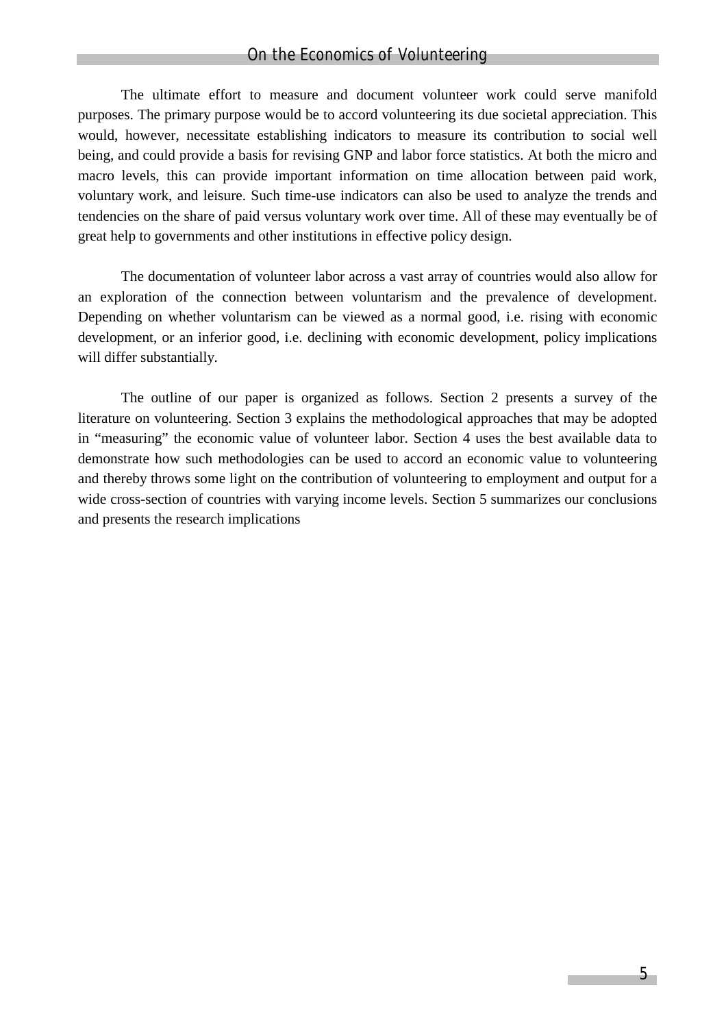The ultimate effort to measure and document volunteer work could serve manifold purposes. The primary purpose would be to accord volunteering its due societal appreciation. This would, however, necessitate establishing indicators to measure its contribution to social well being, and could provide a basis for revising GNP and labor force statistics. At both the micro and macro levels, this can provide important information on time allocation between paid work, voluntary work, and leisure. Such time-use indicators can also be used to analyze the trends and tendencies on the share of paid versus voluntary work over time. All of these may eventually be of great help to governments and other institutions in effective policy design.

The documentation of volunteer labor across a vast array of countries would also allow for an exploration of the connection between voluntarism and the prevalence of development. Depending on whether voluntarism can be viewed as a normal good, i.e. rising with economic development, or an inferior good, i.e. declining with economic development, policy implications will differ substantially.

The outline of our paper is organized as follows. Section 2 presents a survey of the literature on volunteering. Section 3 explains the methodological approaches that may be adopted in "measuring" the economic value of volunteer labor. Section 4 uses the best available data to demonstrate how such methodologies can be used to accord an economic value to volunteering and thereby throws some light on the contribution of volunteering to employment and output for a wide cross-section of countries with varying income levels. Section 5 summarizes our conclusions and presents the research implications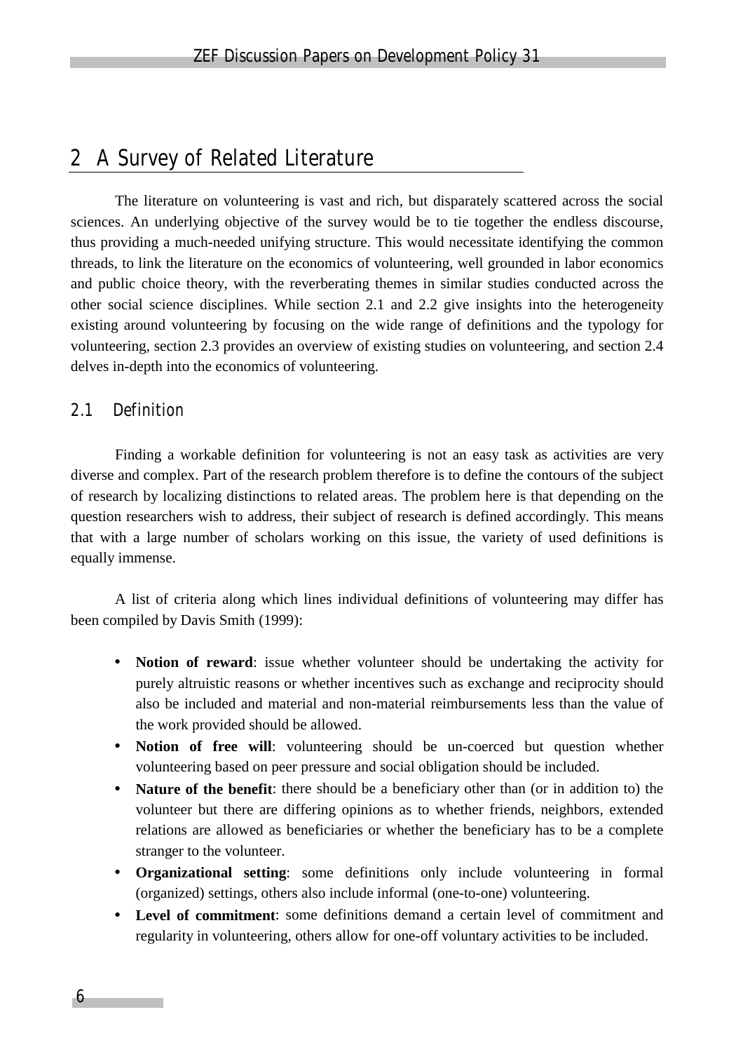# 2 A Survey of Related Literature

The literature on volunteering is vast and rich, but disparately scattered across the social sciences. An underlying objective of the survey would be to tie together the endless discourse, thus providing a much-needed unifying structure. This would necessitate identifying the common threads, to link the literature on the economics of volunteering, well grounded in labor economics and public choice theory, with the reverberating themes in similar studies conducted across the other social science disciplines. While section 2.1 and 2.2 give insights into the heterogeneity existing around volunteering by focusing on the wide range of definitions and the typology for volunteering, section 2.3 provides an overview of existing studies on volunteering, and section 2.4 delves in-depth into the economics of volunteering.

## 2.1 Definition

Finding a workable definition for volunteering is not an easy task as activities are very diverse and complex. Part of the research problem therefore is to define the contours of the subject of research by localizing distinctions to related areas. The problem here is that depending on the question researchers wish to address, their subject of research is defined accordingly. This means that with a large number of scholars working on this issue, the variety of used definitions is equally immense.

A list of criteria along which lines individual definitions of volunteering may differ has been compiled by Davis Smith (1999):

- **Notion of reward**: issue whether volunteer should be undertaking the activity for purely altruistic reasons or whether incentives such as exchange and reciprocity should also be included and material and non-material reimbursements less than the value of the work provided should be allowed.
- **Notion of free will**: volunteering should be un-coerced but question whether volunteering based on peer pressure and social obligation should be included.
- **Nature of the benefit**: there should be a beneficiary other than (or in addition to) the volunteer but there are differing opinions as to whether friends, neighbors, extended relations are allowed as beneficiaries or whether the beneficiary has to be a complete stranger to the volunteer.
- **Organizational setting**: some definitions only include volunteering in formal (organized) settings, others also include informal (one-to-one) volunteering.
- **Level of commitment**: some definitions demand a certain level of commitment and regularity in volunteering, others allow for one-off voluntary activities to be included.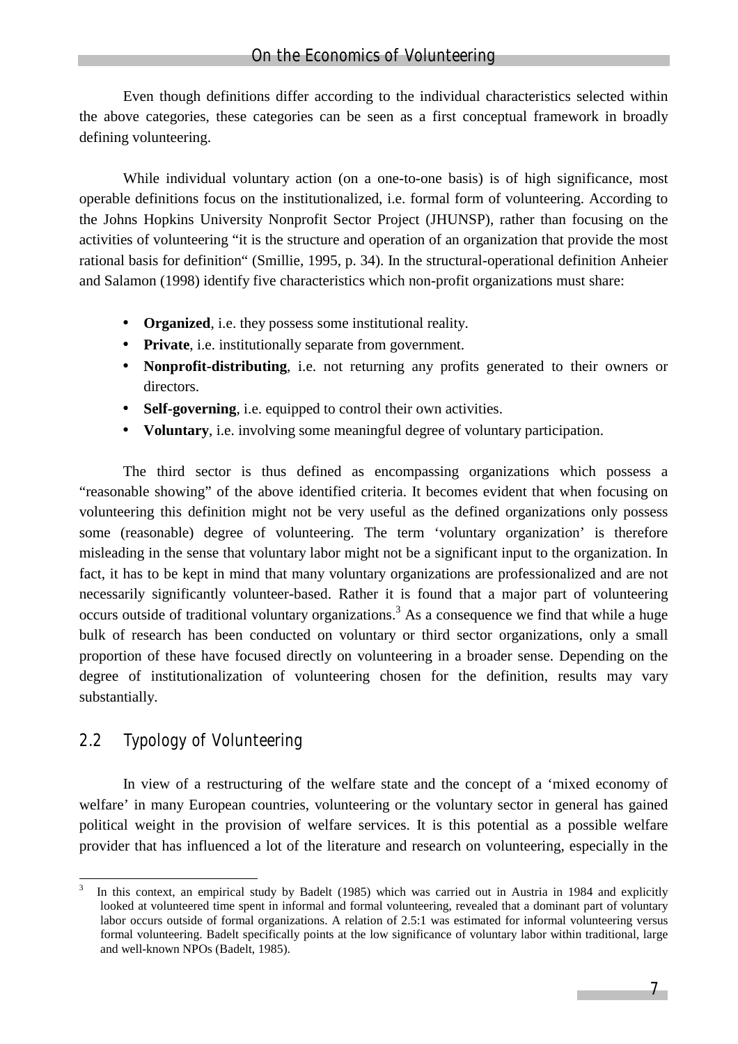Even though definitions differ according to the individual characteristics selected within the above categories, these categories can be seen as a first conceptual framework in broadly defining volunteering.

While individual voluntary action (on a one-to-one basis) is of high significance, most operable definitions focus on the institutionalized, i.e. formal form of volunteering. According to the Johns Hopkins University Nonprofit Sector Project (JHUNSP), rather than focusing on the activities of volunteering "it is the structure and operation of an organization that provide the most rational basis for definition" (Smillie, 1995, p. 34). In the structural-operational definition Anheier and Salamon (1998) identify five characteristics which non-profit organizations must share:

- **Organized**, i.e. they possess some institutional reality.
- **Private**, i.e. institutionally separate from government.
- **Nonprofit-distributing**, i.e. not returning any profits generated to their owners or directors.
- **Self-governing**, i.e. equipped to control their own activities.
- **Voluntary**, i.e. involving some meaningful degree of voluntary participation.

The third sector is thus defined as encompassing organizations which possess a "reasonable showing" of the above identified criteria. It becomes evident that when focusing on volunteering this definition might not be very useful as the defined organizations only possess some (reasonable) degree of volunteering. The term 'voluntary organization' is therefore misleading in the sense that voluntary labor might not be a significant input to the organization. In fact, it has to be kept in mind that many voluntary organizations are professionalized and are not necessarily significantly volunteer-based. Rather it is found that a major part of volunteering occurs outside of traditional voluntary organizations.[3] As a consequence we find that while a huge bulk of research has been conducted on voluntary or third sector organizations, only a small proportion of these have focused directly on volunteering in a broader sense. Depending on the degree of institutionalization of volunteering chosen for the definition, results may vary substantially.

## 2.2 Typology of Volunteering

In view of a restructuring of the welfare state and the concept of a 'mixed economy of welfare' in many European countries, volunteering or the voluntary sector in general has gained political weight in the provision of welfare services. It is this potential as a possible welfare provider that has influenced a lot of the literature and research on volunteering, especially in the

---

[3] In this context, an empirical study by Badelt (1985) which was carried out in Austria in 1984 and explicitly looked at volunteered time spent in informal and formal volunteering, revealed that a dominant part of voluntary labor occurs outside of formal organizations. A relation of 2.5:1 was estimated for informal volunteering versus formal volunteering. Badelt specifically points at the low significance of voluntary labor within traditional, large and well-known NPOs (Badelt, 1985).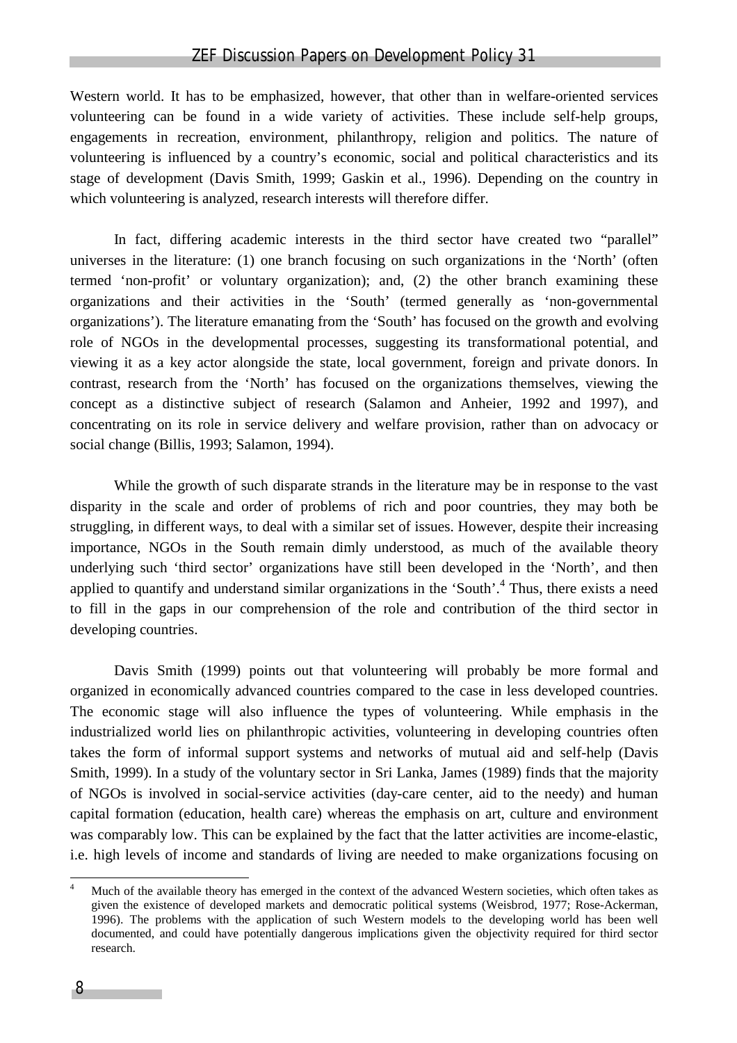Western world. It has to be emphasized, however, that other than in welfare-oriented services volunteering can be found in a wide variety of activities. These include self-help groups, engagements in recreation, environment, philanthropy, religion and politics. The nature of volunteering is influenced by a country's economic, social and political characteristics and its stage of development (Davis Smith, 1999; Gaskin et al., 1996). Depending on the country in which volunteering is analyzed, research interests will therefore differ.

In fact, differing academic interests in the third sector have created two "parallel" universes in the literature: (1) one branch focusing on such organizations in the 'North' (often termed 'non-profit' or voluntary organization); and, (2) the other branch examining these organizations and their activities in the 'South' (termed generally as 'non-governmental organizations'). The literature emanating from the 'South' has focused on the growth and evolving role of NGOs in the developmental processes, suggesting its transformational potential, and viewing it as a key actor alongside the state, local government, foreign and private donors. In contrast, research from the 'North' has focused on the organizations themselves, viewing the concept as a distinctive subject of research (Salamon and Anheier, 1992 and 1997), and concentrating on its role in service delivery and welfare provision, rather than on advocacy or social change (Billis, 1993; Salamon, 1994).

While the growth of such disparate strands in the literature may be in response to the vast disparity in the scale and order of problems of rich and poor countries, they may both be struggling, in different ways, to deal with a similar set of issues. However, despite their increasing importance, NGOs in the South remain dimly understood, as much of the available theory underlying such 'third sector' organizations have still been developed in the 'North', and then applied to quantify and understand similar organizations in the 'South'.[4] Thus, there exists a need to fill in the gaps in our comprehension of the role and contribution of the third sector in developing countries.

Davis Smith (1999) points out that volunteering will probably be more formal and organized in economically advanced countries compared to the case in less developed countries. The economic stage will also influence the types of volunteering. While emphasis in the industrialized world lies on philanthropic activities, volunteering in developing countries often takes the form of informal support systems and networks of mutual aid and self-help (Davis Smith, 1999). In a study of the voluntary sector in Sri Lanka, James (1989) finds that the majority of NGOs is involved in social-service activities (day-care center, aid to the needy) and human capital formation (education, health care) whereas the emphasis on art, culture and environment was comparably low. This can be explained by the fact that the latter activities are income-elastic, i.e. high levels of income and standards of living are needed to make organizations focusing on

---

[4] Much of the available theory has emerged in the context of the advanced Western societies, which often takes as given the existence of developed markets and democratic political systems (Weisbrod, 1977; Rose-Ackerman, 1996). The problems with the application of such Western models to the developing world has been well documented, and could have potentially dangerous implications given the objectivity required for third sector research.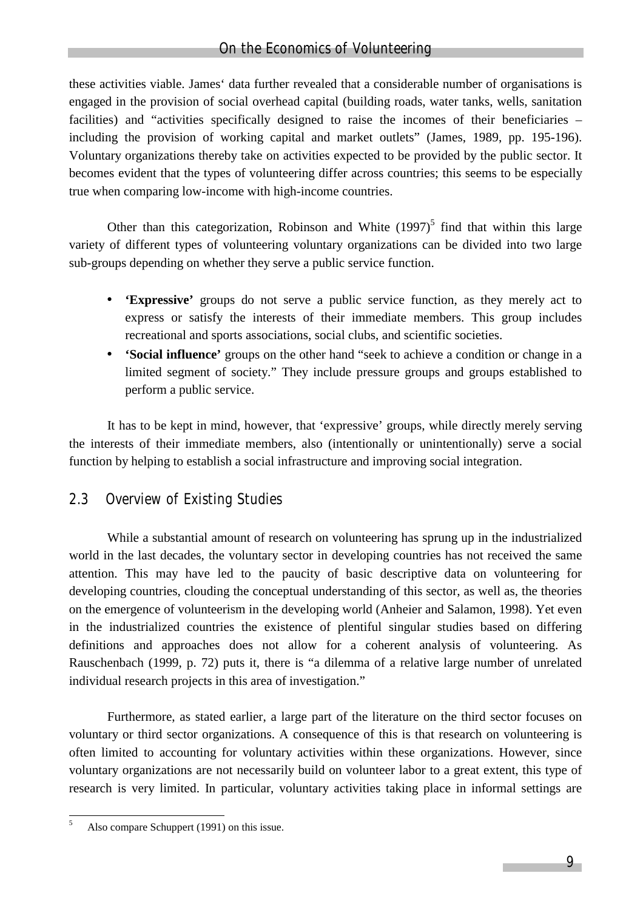these activities viable. James' data further revealed that a considerable number of organisations is engaged in the provision of social overhead capital (building roads, water tanks, wells, sanitation facilities) and "activities specifically designed to raise the incomes of their beneficiaries – including the provision of working capital and market outlets" (James, 1989, pp. 195-196). Voluntary organizations thereby take on activities expected to be provided by the public sector. It becomes evident that the types of volunteering differ across countries; this seems to be especially true when comparing low-income with high-income countries.

Other than this categorization, Robinson and White (1997)[5] find that within this large variety of different types of volunteering voluntary organizations can be divided into two large sub-groups depending on whether they serve a public service function.

- **'Expressive'** groups do not serve a public service function, as they merely act to express or satisfy the interests of their immediate members. This group includes recreational and sports associations, social clubs, and scientific societies.
- **'Social influence'** groups on the other hand "seek to achieve a condition or change in a limited segment of society." They include pressure groups and groups established to perform a public service.

It has to be kept in mind, however, that 'expressive' groups, while directly merely serving the interests of their immediate members, also (intentionally or unintentionally) serve a social function by helping to establish a social infrastructure and improving social integration.

## 2.3 Overview of Existing Studies

While a substantial amount of research on volunteering has sprung up in the industrialized world in the last decades, the voluntary sector in developing countries has not received the same attention. This may have led to the paucity of basic descriptive data on volunteering for developing countries, clouding the conceptual understanding of this sector, as well as, the theories on the emergence of volunteerism in the developing world (Anheier and Salamon, 1998). Yet even in the industrialized countries the existence of plentiful singular studies based on differing definitions and approaches does not allow for a coherent analysis of volunteering. As Rauschenbach (1999, p. 72) puts it, there is "a dilemma of a relative large number of unrelated individual research projects in this area of investigation."

Furthermore, as stated earlier, a large part of the literature on the third sector focuses on voluntary or third sector organizations. A consequence of this is that research on volunteering is often limited to accounting for voluntary activities within these organizations. However, since voluntary organizations are not necessarily build on volunteer labor to a great extent, this type of research is very limited. In particular, voluntary activities taking place in informal settings are

[5] Also compare Schuppert (1991) on this issue.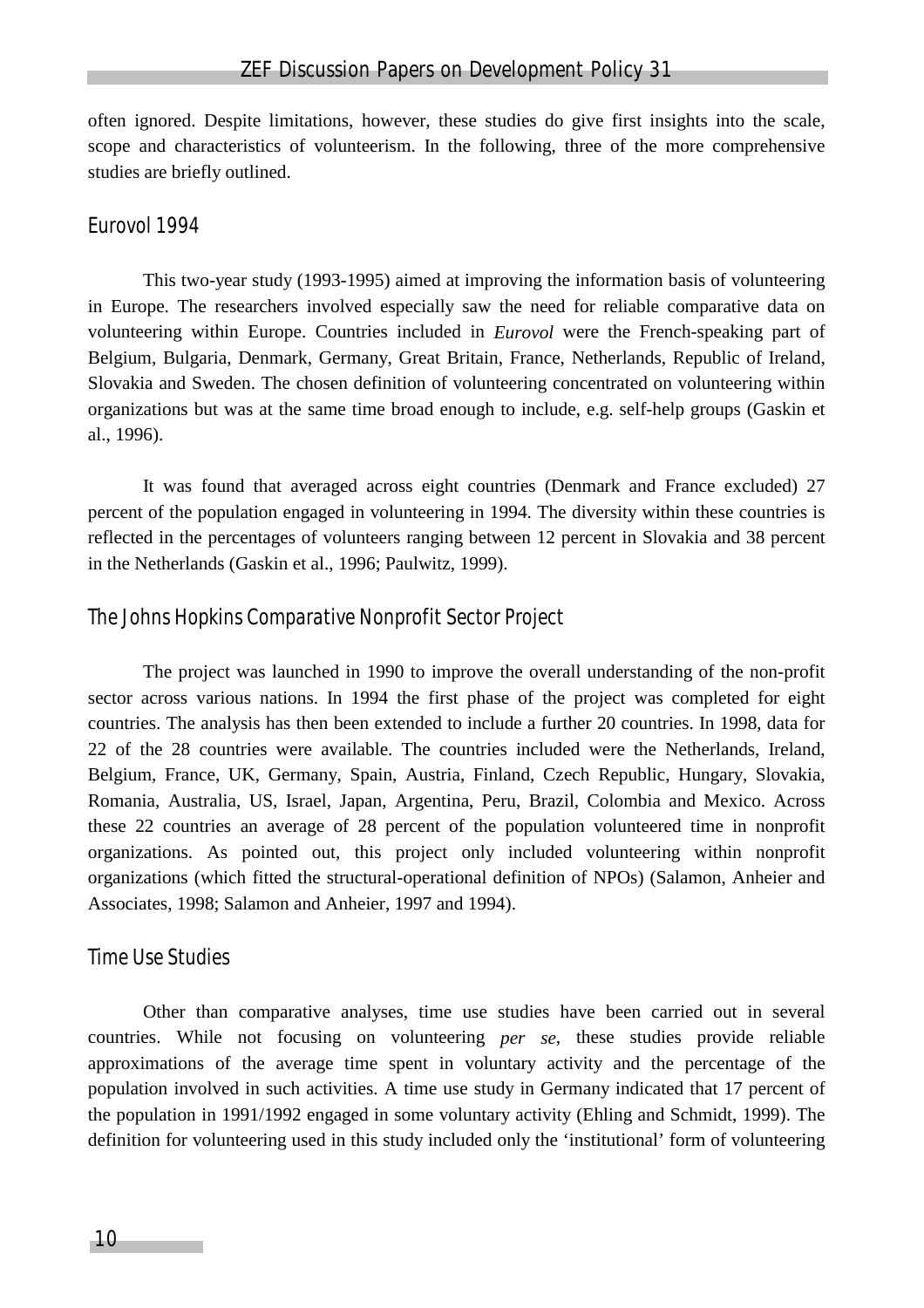often ignored. Despite limitations, however, these studies do give first insights into the scale, scope and characteristics of volunteerism. In the following, three of the more comprehensive studies are briefly outlined.

### Eurovol 1994

This two-year study (1993-1995) aimed at improving the information basis of volunteering in Europe. The researchers involved especially saw the need for reliable comparative data on volunteering within Europe. Countries included in *Eurovol* were the French-speaking part of Belgium, Bulgaria, Denmark, Germany, Great Britain, France, Netherlands, Republic of Ireland, Slovakia and Sweden. The chosen definition of volunteering concentrated on volunteering within organizations but was at the same time broad enough to include, e.g. self-help groups (Gaskin et al., 1996).

It was found that averaged across eight countries (Denmark and France excluded) 27 percent of the population engaged in volunteering in 1994. The diversity within these countries is reflected in the percentages of volunteers ranging between 12 percent in Slovakia and 38 percent in the Netherlands (Gaskin et al., 1996; Paulwitz, 1999).

### The Johns Hopkins Comparative Nonprofit Sector Project

The project was launched in 1990 to improve the overall understanding of the non-profit sector across various nations. In 1994 the first phase of the project was completed for eight countries. The analysis has then been extended to include a further 20 countries. In 1998, data for 22 of the 28 countries were available. The countries included were the Netherlands, Ireland, Belgium, France, UK, Germany, Spain, Austria, Finland, Czech Republic, Hungary, Slovakia, Romania, Australia, US, Israel, Japan, Argentina, Peru, Brazil, Colombia and Mexico. Across these 22 countries an average of 28 percent of the population volunteered time in nonprofit organizations. As pointed out, this project only included volunteering within nonprofit organizations (which fitted the structural-operational definition of NPOs) (Salamon, Anheier and Associates, 1998; Salamon and Anheier, 1997 and 1994).

### Time Use Studies

Other than comparative analyses, time use studies have been carried out in several countries. While not focusing on volunteering *per se*, these studies provide reliable approximations of the average time spent in voluntary activity and the percentage of the population involved in such activities. A time use study in Germany indicated that 17 percent of the population in 1991/1992 engaged in some voluntary activity (Ehling and Schmidt, 1999). The definition for volunteering used in this study included only the 'institutional' form of volunteering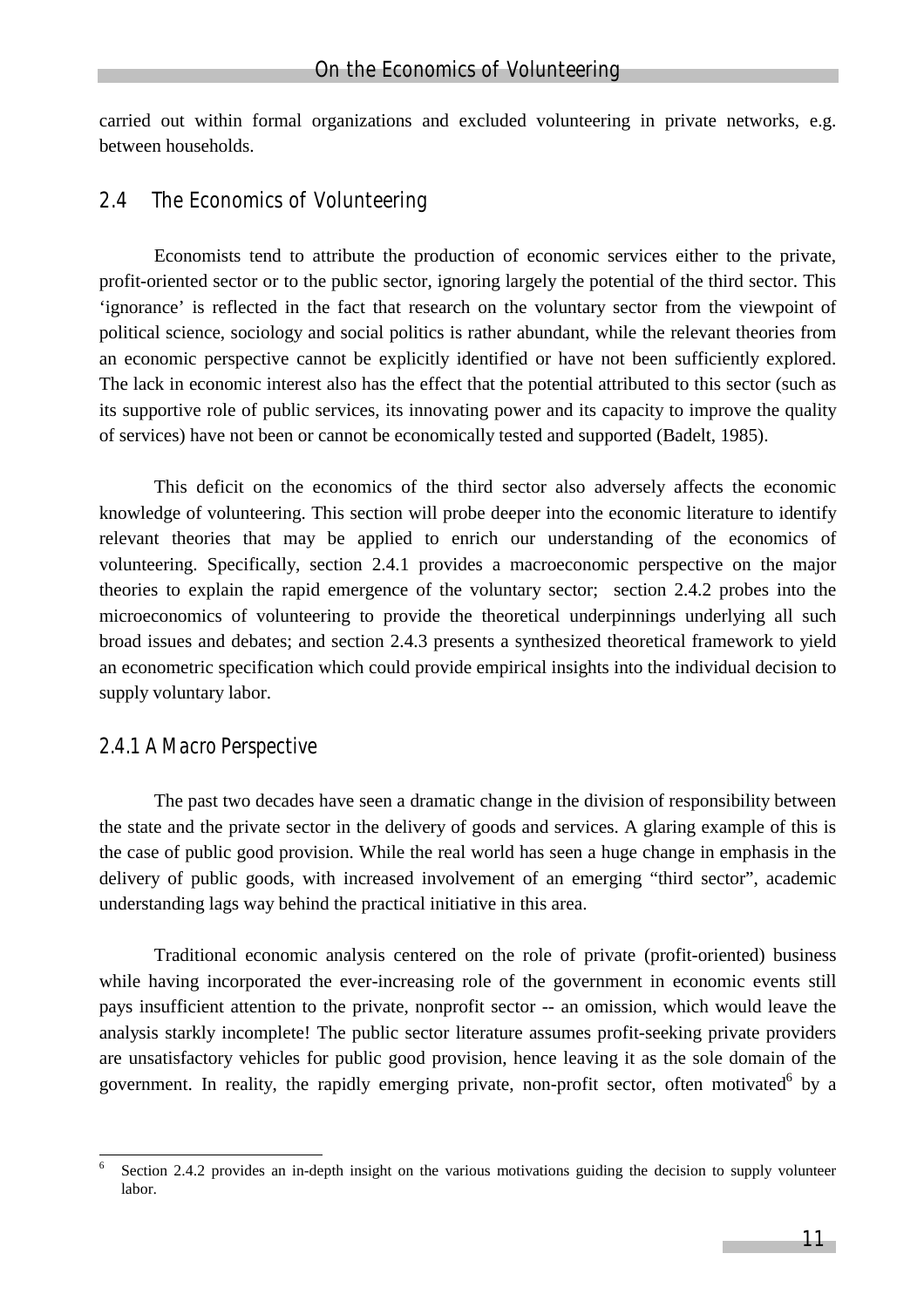carried out within formal organizations and excluded volunteering in private networks, e.g. between households.

## 2.4 The Economics of Volunteering

Economists tend to attribute the production of economic services either to the private, profit-oriented sector or to the public sector, ignoring largely the potential of the third sector. This 'ignorance' is reflected in the fact that research on the voluntary sector from the viewpoint of political science, sociology and social politics is rather abundant, while the relevant theories from an economic perspective cannot be explicitly identified or have not been sufficiently explored. The lack in economic interest also has the effect that the potential attributed to this sector (such as its supportive role of public services, its innovating power and its capacity to improve the quality of services) have not been or cannot be economically tested and supported (Badelt, 1985).

This deficit on the economics of the third sector also adversely affects the economic knowledge of volunteering. This section will probe deeper into the economic literature to identify relevant theories that may be applied to enrich our understanding of the economics of volunteering. Specifically, section 2.4.1 provides a macroeconomic perspective on the major theories to explain the rapid emergence of the voluntary sector; section 2.4.2 probes into the microeconomics of volunteering to provide the theoretical underpinnings underlying all such broad issues and debates; and section 2.4.3 presents a synthesized theoretical framework to yield an econometric specification which could provide empirical insights into the individual decision to supply voluntary labor.

### 2.4.1 A Macro Perspective

The past two decades have seen a dramatic change in the division of responsibility between the state and the private sector in the delivery of goods and services. A glaring example of this is the case of public good provision. While the real world has seen a huge change in emphasis in the delivery of public goods, with increased involvement of an emerging "third sector", academic understanding lags way behind the practical initiative in this area.

Traditional economic analysis centered on the role of private (profit-oriented) business while having incorporated the ever-increasing role of the government in economic events still pays insufficient attention to the private, nonprofit sector -- an omission, which would leave the analysis starkly incomplete! The public sector literature assumes profit-seeking private providers are unsatisfactory vehicles for public good provision, hence leaving it as the sole domain of the government. In reality, the rapidly emerging private, non-profit sector, often motivated[6] by a

[6] Section 2.4.2 provides an in-depth insight on the various motivations guiding the decision to supply volunteer labor.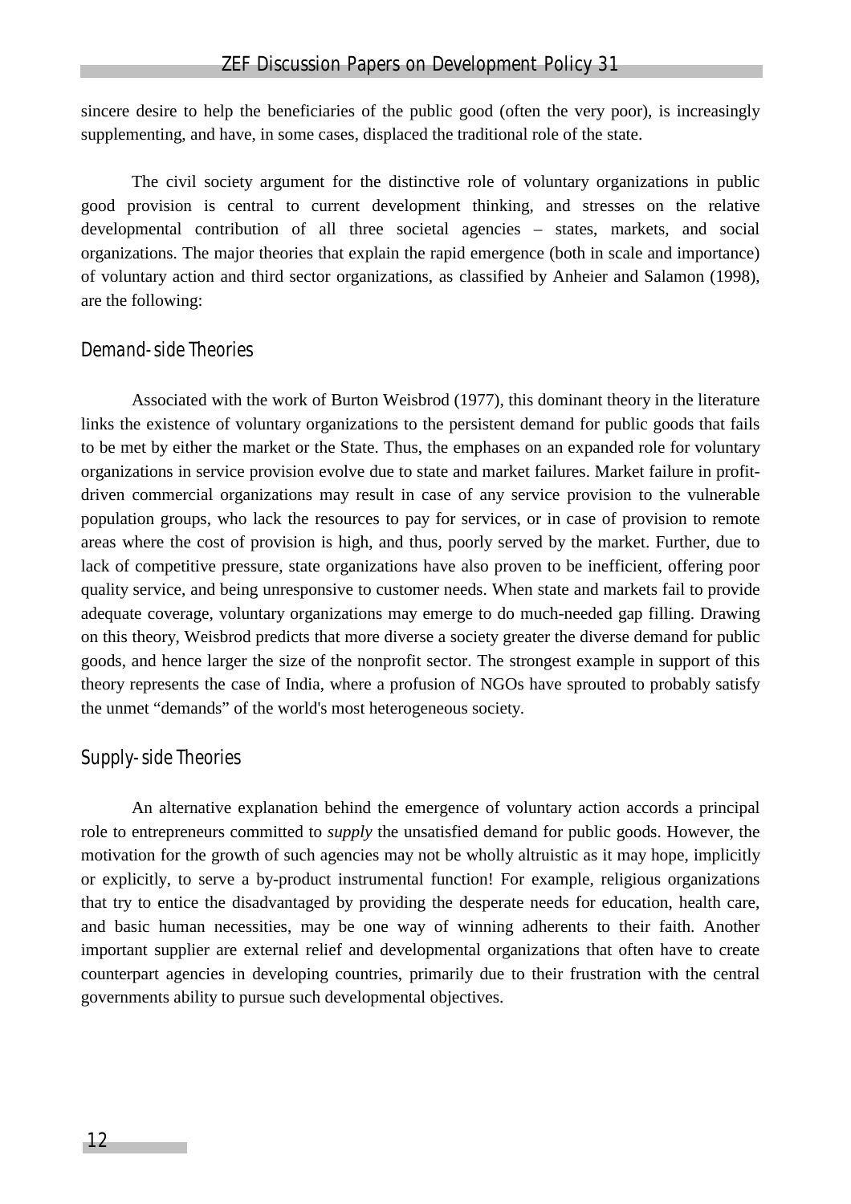sincere desire to help the beneficiaries of the public good (often the very poor), is increasingly supplementing, and have, in some cases, displaced the traditional role of the state.

The civil society argument for the distinctive role of voluntary organizations in public good provision is central to current development thinking, and stresses on the relative developmental contribution of all three societal agencies – states, markets, and social organizations. The major theories that explain the rapid emergence (both in scale and importance) of voluntary action and third sector organizations, as classified by Anheier and Salamon (1998), are the following:

### Demand-side Theories

Associated with the work of Burton Weisbrod (1977), this dominant theory in the literature links the existence of voluntary organizations to the persistent demand for public goods that fails to be met by either the market or the State. Thus, the emphases on an expanded role for voluntary organizations in service provision evolve due to state and market failures. Market failure in profit-driven commercial organizations may result in case of any service provision to the vulnerable population groups, who lack the resources to pay for services, or in case of provision to remote areas where the cost of provision is high, and thus, poorly served by the market. Further, due to lack of competitive pressure, state organizations have also proven to be inefficient, offering poor quality service, and being unresponsive to customer needs. When state and markets fail to provide adequate coverage, voluntary organizations may emerge to do much-needed gap filling. Drawing on this theory, Weisbrod predicts that more diverse a society greater the diverse demand for public goods, and hence larger the size of the nonprofit sector. The strongest example in support of this theory represents the case of India, where a profusion of NGOs have sprouted to probably satisfy the unmet "demands" of the world's most heterogeneous society.

### Supply-side Theories

An alternative explanation behind the emergence of voluntary action accords a principal role to entrepreneurs committed to *supply* the unsatisfied demand for public goods. However, the motivation for the growth of such agencies may not be wholly altruistic as it may hope, implicitly or explicitly, to serve a by-product instrumental function! For example, religious organizations that try to entice the disadvantaged by providing the desperate needs for education, health care, and basic human necessities, may be one way of winning adherents to their faith. Another important supplier are external relief and developmental organizations that often have to create counterpart agencies in developing countries, primarily due to their frustration with the central governments ability to pursue such developmental objectives.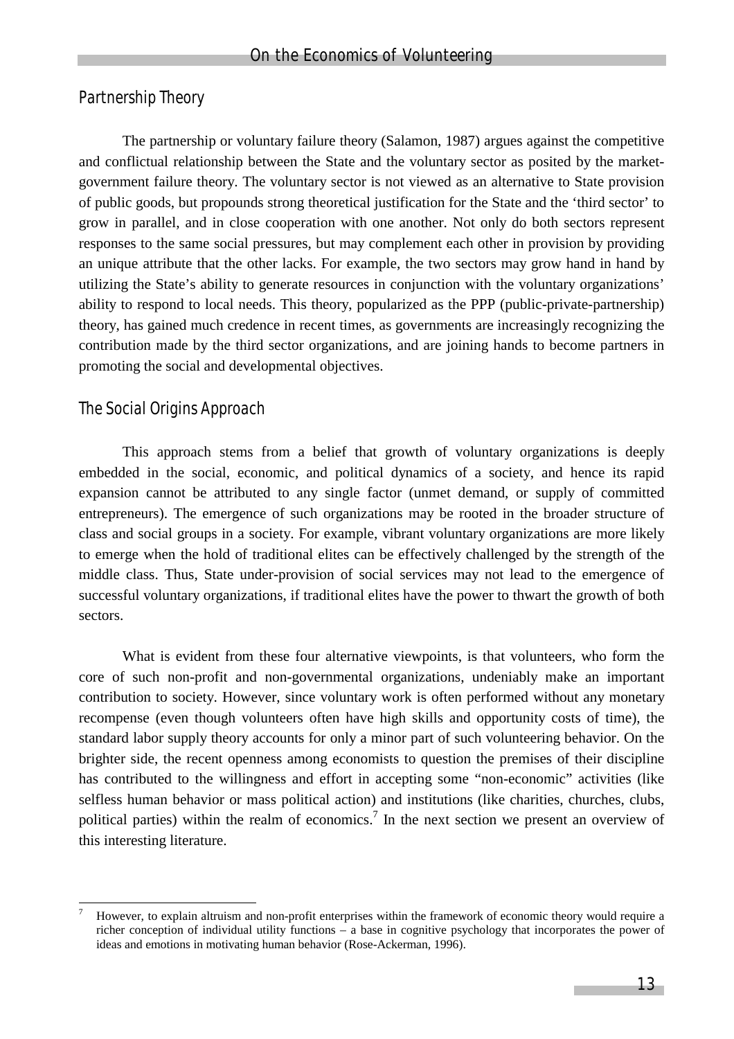## Partnership Theory

The partnership or voluntary failure theory (Salamon, 1987) argues against the competitive and conflictual relationship between the State and the voluntary sector as posited by the market-government failure theory. The voluntary sector is not viewed as an alternative to State provision of public goods, but propounds strong theoretical justification for the State and the 'third sector' to grow in parallel, and in close cooperation with one another. Not only do both sectors represent responses to the same social pressures, but may complement each other in provision by providing an unique attribute that the other lacks. For example, the two sectors may grow hand in hand by utilizing the State's ability to generate resources in conjunction with the voluntary organizations' ability to respond to local needs. This theory, popularized as the PPP (public-private-partnership) theory, has gained much credence in recent times, as governments are increasingly recognizing the contribution made by the third sector organizations, and are joining hands to become partners in promoting the social and developmental objectives.

## The Social Origins Approach

This approach stems from a belief that growth of voluntary organizations is deeply embedded in the social, economic, and political dynamics of a society, and hence its rapid expansion cannot be attributed to any single factor (unmet demand, or supply of committed entrepreneurs). The emergence of such organizations may be rooted in the broader structure of class and social groups in a society. For example, vibrant voluntary organizations are more likely to emerge when the hold of traditional elites can be effectively challenged by the strength of the middle class. Thus, State under-provision of social services may not lead to the emergence of successful voluntary organizations, if traditional elites have the power to thwart the growth of both sectors.

What is evident from these four alternative viewpoints, is that volunteers, who form the core of such non-profit and non-governmental organizations, undeniably make an important contribution to society. However, since voluntary work is often performed without any monetary recompense (even though volunteers often have high skills and opportunity costs of time), the standard labor supply theory accounts for only a minor part of such volunteering behavior. On the brighter side, the recent openness among economists to question the premises of their discipline has contributed to the willingness and effort in accepting some "non-economic" activities (like selfless human behavior or mass political action) and institutions (like charities, churches, clubs, political parties) within the realm of economics.[7] In the next section we present an overview of this interesting literature.

[7] However, to explain altruism and non-profit enterprises within the framework of economic theory would require a richer conception of individual utility functions – a base in cognitive psychology that incorporates the power of ideas and emotions in motivating human behavior (Rose-Ackerman, 1996).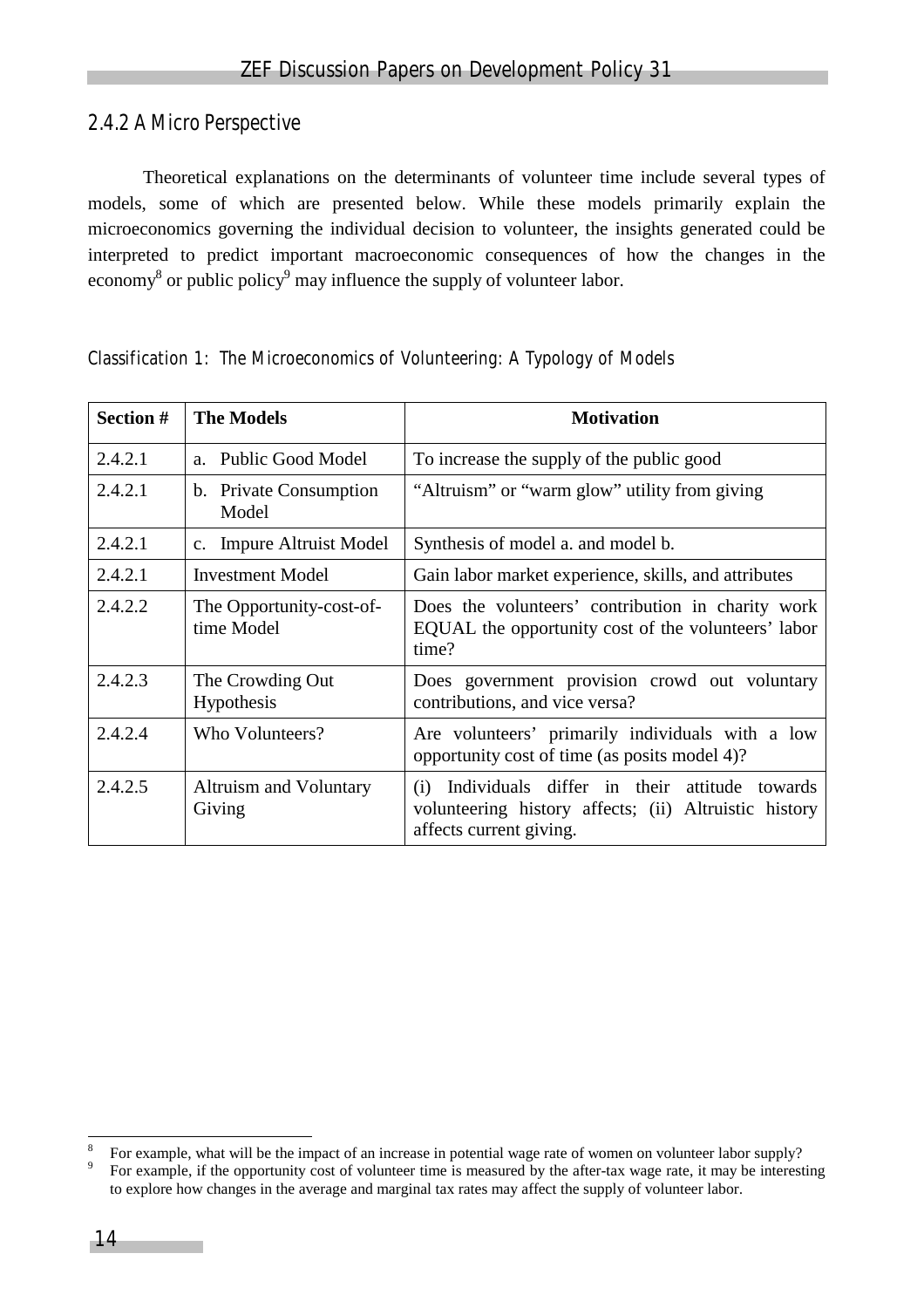### 2.4.2 A Micro Perspective

Theoretical explanations on the determinants of volunteer time include several types of models, some of which are presented below. While these models primarily explain the microeconomics governing the individual decision to volunteer, the insights generated could be interpreted to predict important macroeconomic consequences of how the changes in the economy[8] or public policy[9] may influence the supply of volunteer labor.

*Classification 1: The Microeconomics of Volunteering: A Typology of Models*

| Section # | The Models | Motivation |
|---|---|---|
| 2.4.2.1 | a. Public Good Model | To increase the supply of the public good |
| 2.4.2.1 | b. Private Consumption Model | "Altruism" or "warm glow" utility from giving |
| 2.4.2.1 | c. Impure Altruist Model | Synthesis of model a. and model b. |
| 2.4.2.1 | Investment Model | Gain labor market experience, skills, and attributes |
| 2.4.2.2 | The Opportunity-cost-of-time Model | Does the volunteers' contribution in charity work EQUAL the opportunity cost of the volunteers' labor time? |
| 2.4.2.3 | The Crowding Out Hypothesis | Does government provision crowd out voluntary contributions, and vice versa? |
| 2.4.2.4 | Who Volunteers? | Are volunteers' primarily individuals with a low opportunity cost of time (as posits model 4)? |
| 2.4.2.5 | Altruism and Voluntary Giving | (i) Individuals differ in their attitude towards volunteering history affects; (ii) Altruistic history affects current giving. |

[8] For example, what will be the impact of an increase in potential wage rate of women on volunteer labor supply?

[9] For example, if the opportunity cost of volunteer time is measured by the after-tax wage rate, it may be interesting to explore how changes in the average and marginal tax rates may affect the supply of volunteer labor.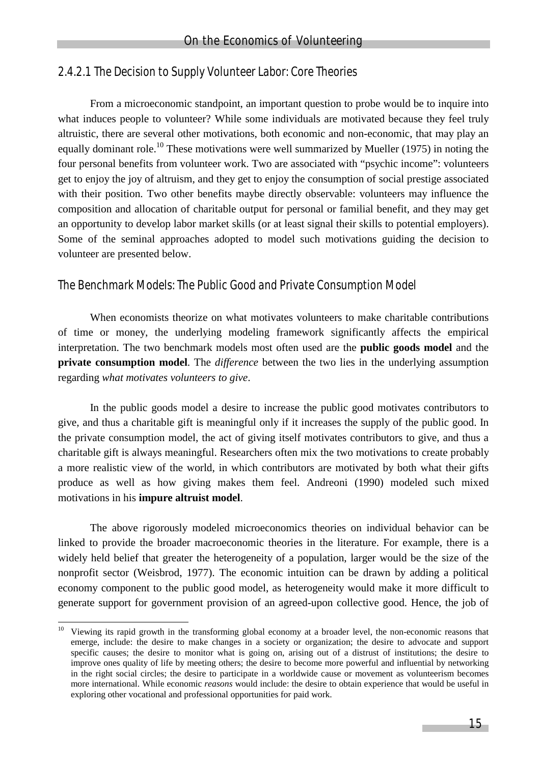#### 2.4.2.1 The Decision to Supply Volunteer Labor: Core Theories

From a microeconomic standpoint, an important question to probe would be to inquire into what induces people to volunteer? While some individuals are motivated because they feel truly altruistic, there are several other motivations, both economic and non-economic, that may play an equally dominant role.[10] These motivations were well summarized by Mueller (1975) in noting the four personal benefits from volunteer work. Two are associated with "psychic income": volunteers get to enjoy the joy of altruism, and they get to enjoy the consumption of social prestige associated with their position. Two other benefits maybe directly observable: volunteers may influence the composition and allocation of charitable output for personal or familial benefit, and they may get an opportunity to develop labor market skills (or at least signal their skills to potential employers). Some of the seminal approaches adopted to model such motivations guiding the decision to volunteer are presented below.

##### The Benchmark Models: The Public Good and Private Consumption Model

When economists theorize on what motivates volunteers to make charitable contributions of time or money, the underlying modeling framework significantly affects the empirical interpretation. The two benchmark models most often used are the **public goods model** and the **private consumption model**. The *difference* between the two lies in the underlying assumption regarding *what motivates volunteers to give*.

In the public goods model a desire to increase the public good motivates contributors to give, and thus a charitable gift is meaningful only if it increases the supply of the public good. In the private consumption model, the act of giving itself motivates contributors to give, and thus a charitable gift is always meaningful. Researchers often mix the two motivations to create probably a more realistic view of the world, in which contributors are motivated by both what their gifts produce as well as how giving makes them feel. Andreoni (1990) modeled such mixed motivations in his **impure altruist model**.

The above rigorously modeled microeconomics theories on individual behavior can be linked to provide the broader macroeconomic theories in the literature. For example, there is a widely held belief that greater the heterogeneity of a population, larger would be the size of the nonprofit sector (Weisbrod, 1977). The economic intuition can be drawn by adding a political economy component to the public good model, as heterogeneity would make it more difficult to generate support for government provision of an agreed-upon collective good. Hence, the job of

---

[10] Viewing its rapid growth in the transforming global economy at a broader level, the non-economic reasons that emerge, include: the desire to make changes in a society or organization; the desire to advocate and support specific causes; the desire to monitor what is going on, arising out of a distrust of institutions; the desire to improve ones quality of life by meeting others; the desire to become more powerful and influential by networking in the right social circles; the desire to participate in a worldwide cause or movement as volunteerism becomes more international. While economic *reasons* would include: the desire to obtain experience that would be useful in exploring other vocational and professional opportunities for paid work.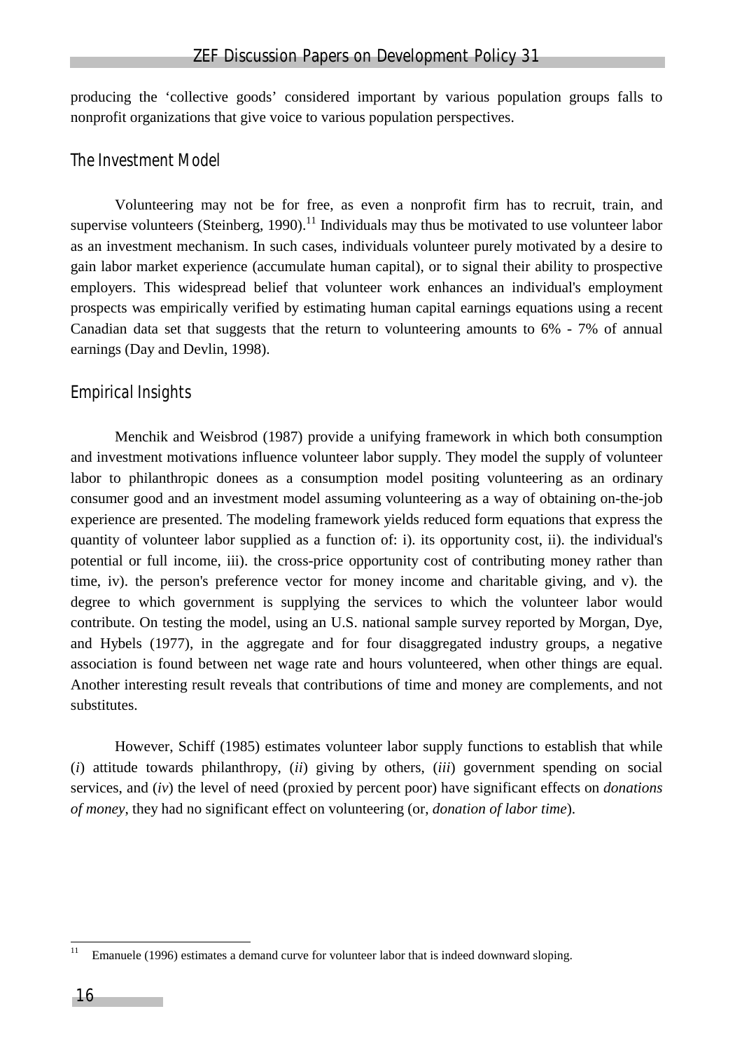producing the 'collective goods' considered important by various population groups falls to nonprofit organizations that give voice to various population perspectives.

## The Investment Model

Volunteering may not be for free, as even a nonprofit firm has to recruit, train, and supervise volunteers (Steinberg, 1990).[11] Individuals may thus be motivated to use volunteer labor as an investment mechanism. In such cases, individuals volunteer purely motivated by a desire to gain labor market experience (accumulate human capital), or to signal their ability to prospective employers. This widespread belief that volunteer work enhances an individual's employment prospects was empirically verified by estimating human capital earnings equations using a recent Canadian data set that suggests that the return to volunteering amounts to 6% - 7% of annual earnings (Day and Devlin, 1998).

## Empirical Insights

Menchik and Weisbrod (1987) provide a unifying framework in which both consumption and investment motivations influence volunteer labor supply. They model the supply of volunteer labor to philanthropic donees as a consumption model positing volunteering as an ordinary consumer good and an investment model assuming volunteering as a way of obtaining on-the-job experience are presented. The modeling framework yields reduced form equations that express the quantity of volunteer labor supplied as a function of: i). its opportunity cost, ii). the individual's potential or full income, iii). the cross-price opportunity cost of contributing money rather than time, iv). the person's preference vector for money income and charitable giving, and v). the degree to which government is supplying the services to which the volunteer labor would contribute. On testing the model, using an U.S. national sample survey reported by Morgan, Dye, and Hybels (1977), in the aggregate and for four disaggregated industry groups, a negative association is found between net wage rate and hours volunteered, when other things are equal. Another interesting result reveals that contributions of time and money are complements, and not substitutes.

However, Schiff (1985) estimates volunteer labor supply functions to establish that while (*i*) attitude towards philanthropy, (*ii*) giving by others, (*iii*) government spending on social services, and (*iv*) the level of need (proxied by percent poor) have significant effects on *donations of money*, they had no significant effect on volunteering (or, *donation of labor time*).

[11] Emanuele (1996) estimates a demand curve for volunteer labor that is indeed downward sloping.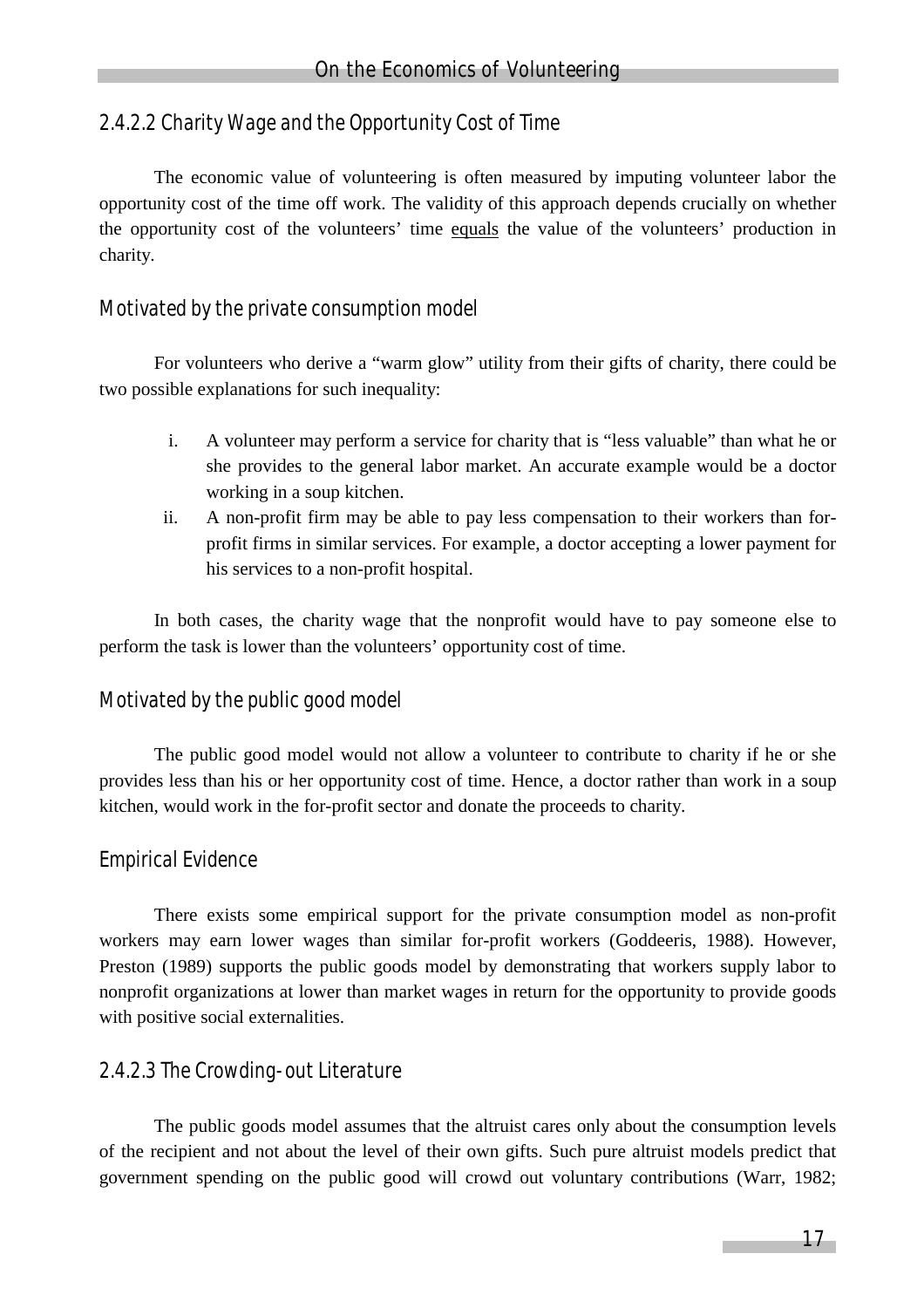### 2.4.2.2 Charity Wage and the Opportunity Cost of Time

The economic value of volunteering is often measured by imputing volunteer labor the opportunity cost of the time off work. The validity of this approach depends crucially on whether the opportunity cost of the volunteers' time <u>equals</u> the value of the volunteers' production in charity.

#### Motivated by the private consumption model

For volunteers who derive a "warm glow" utility from their gifts of charity, there could be two possible explanations for such inequality:

i. A volunteer may perform a service for charity that is "less valuable" than what he or she provides to the general labor market. An accurate example would be a doctor working in a soup kitchen.

ii. A non-profit firm may be able to pay less compensation to their workers than for-profit firms in similar services. For example, a doctor accepting a lower payment for his services to a non-profit hospital.

In both cases, the charity wage that the nonprofit would have to pay someone else to perform the task is lower than the volunteers' opportunity cost of time.

#### Motivated by the public good model

The public good model would not allow a volunteer to contribute to charity if he or she provides less than his or her opportunity cost of time. Hence, a doctor rather than work in a soup kitchen, would work in the for-profit sector and donate the proceeds to charity.

#### Empirical Evidence

There exists some empirical support for the private consumption model as non-profit workers may earn lower wages than similar for-profit workers (Goddeeris, 1988). However, Preston (1989) supports the public goods model by demonstrating that workers supply labor to nonprofit organizations at lower than market wages in return for the opportunity to provide goods with positive social externalities.

### 2.4.2.3 The Crowding-out Literature

The public goods model assumes that the altruist cares only about the consumption levels of the recipient and not about the level of their own gifts. Such pure altruist models predict that government spending on the public good will crowd out voluntary contributions (Warr, 1982;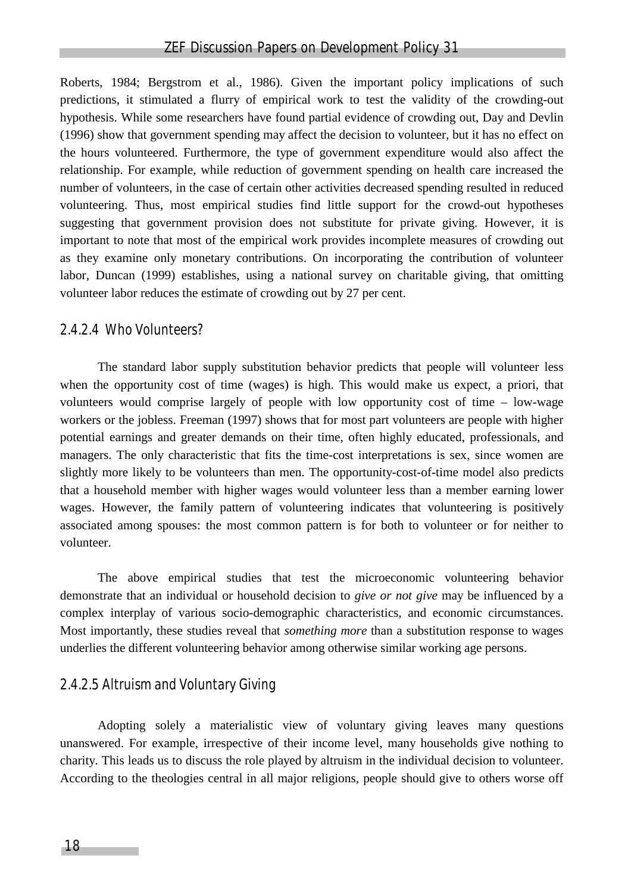Roberts, 1984; Bergstrom et al., 1986). Given the important policy implications of such predictions, it stimulated a flurry of empirical work to test the validity of the crowding-out hypothesis. While some researchers have found partial evidence of crowding out, Day and Devlin (1996) show that government spending may affect the decision to volunteer, but it has no effect on the hours volunteered. Furthermore, the type of government expenditure would also affect the relationship. For example, while reduction of government spending on health care increased the number of volunteers, in the case of certain other activities decreased spending resulted in reduced volunteering. Thus, most empirical studies find little support for the crowd-out hypotheses suggesting that government provision does not substitute for private giving. However, it is important to note that most of the empirical work provides incomplete measures of crowding out as they examine only monetary contributions. On incorporating the contribution of volunteer labor, Duncan (1999) establishes, using a national survey on charitable giving, that omitting volunteer labor reduces the estimate of crowding out by 27 per cent.

#### 2.4.2.4 Who Volunteers?

The standard labor supply substitution behavior predicts that people will volunteer less when the opportunity cost of time (wages) is high. This would make us expect, a priori, that volunteers would comprise largely of people with low opportunity cost of time – low-wage workers or the jobless. Freeman (1997) shows that for most part volunteers are people with higher potential earnings and greater demands on their time, often highly educated, professionals, and managers. The only characteristic that fits the time-cost interpretations is sex, since women are slightly more likely to be volunteers than men. The opportunity-cost-of-time model also predicts that a household member with higher wages would volunteer less than a member earning lower wages. However, the family pattern of volunteering indicates that volunteering is positively associated among spouses: the most common pattern is for both to volunteer or for neither to volunteer.

The above empirical studies that test the microeconomic volunteering behavior demonstrate that an individual or household decision to *give or not give* may be influenced by a complex interplay of various socio-demographic characteristics, and economic circumstances. Most importantly, these studies reveal that *something more* than a substitution response to wages underlies the different volunteering behavior among otherwise similar working age persons.

#### 2.4.2.5 Altruism and Voluntary Giving

Adopting solely a materialistic view of voluntary giving leaves many questions unanswered. For example, irrespective of their income level, many households give nothing to charity. This leads us to discuss the role played by altruism in the individual decision to volunteer. According to the theologies central in all major religions, people should give to others worse off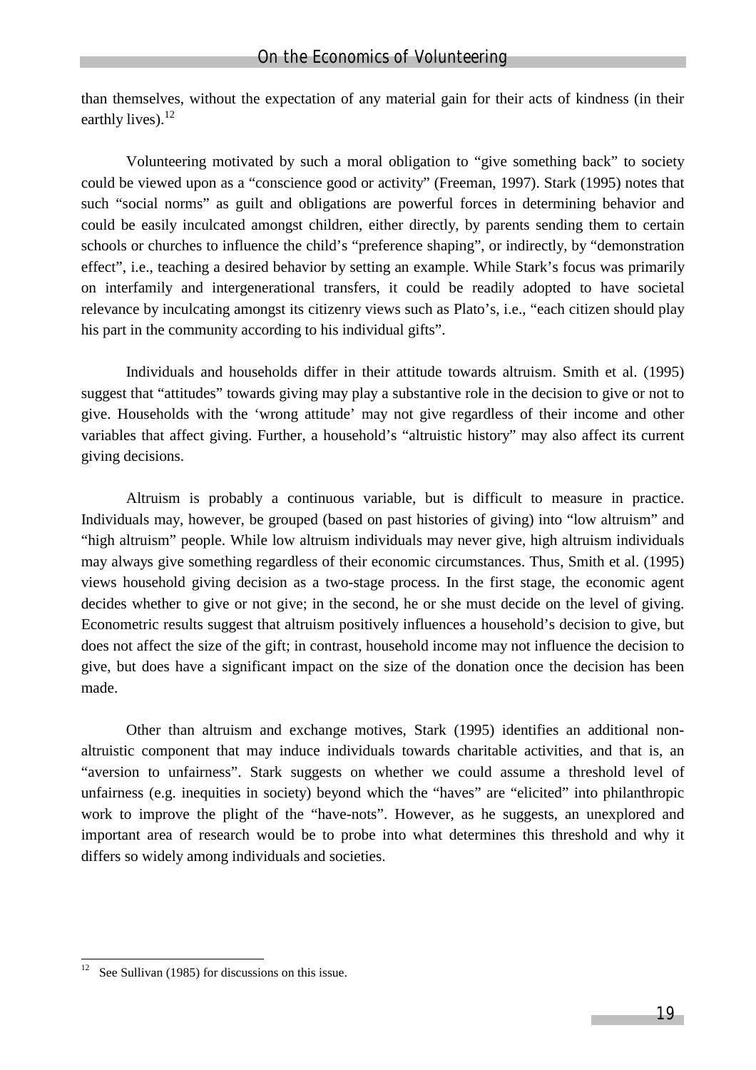than themselves, without the expectation of any material gain for their acts of kindness (in their earthly lives).[12]

Volunteering motivated by such a moral obligation to "give something back" to society could be viewed upon as a "conscience good or activity" (Freeman, 1997). Stark (1995) notes that such "social norms" as guilt and obligations are powerful forces in determining behavior and could be easily inculcated amongst children, either directly, by parents sending them to certain schools or churches to influence the child's "preference shaping", or indirectly, by "demonstration effect", i.e., teaching a desired behavior by setting an example. While Stark's focus was primarily on interfamily and intergenerational transfers, it could be readily adopted to have societal relevance by inculcating amongst its citizenry views such as Plato's, i.e., "each citizen should play his part in the community according to his individual gifts".

Individuals and households differ in their attitude towards altruism. Smith et al. (1995) suggest that "attitudes" towards giving may play a substantive role in the decision to give or not to give. Households with the 'wrong attitude' may not give regardless of their income and other variables that affect giving. Further, a household's "altruistic history" may also affect its current giving decisions.

Altruism is probably a continuous variable, but is difficult to measure in practice. Individuals may, however, be grouped (based on past histories of giving) into "low altruism" and "high altruism" people. While low altruism individuals may never give, high altruism individuals may always give something regardless of their economic circumstances. Thus, Smith et al. (1995) views household giving decision as a two-stage process. In the first stage, the economic agent decides whether to give or not give; in the second, he or she must decide on the level of giving. Econometric results suggest that altruism positively influences a household's decision to give, but does not affect the size of the gift; in contrast, household income may not influence the decision to give, but does have a significant impact on the size of the donation once the decision has been made.

Other than altruism and exchange motives, Stark (1995) identifies an additional non-altruistic component that may induce individuals towards charitable activities, and that is, an "aversion to unfairness". Stark suggests on whether we could assume a threshold level of unfairness (e.g. inequities in society) beyond which the "haves" are "elicited" into philanthropic work to improve the plight of the "have-nots". However, as he suggests, an unexplored and important area of research would be to probe into what determines this threshold and why it differs so widely among individuals and societies.

---

[12] See Sullivan (1985) for discussions on this issue.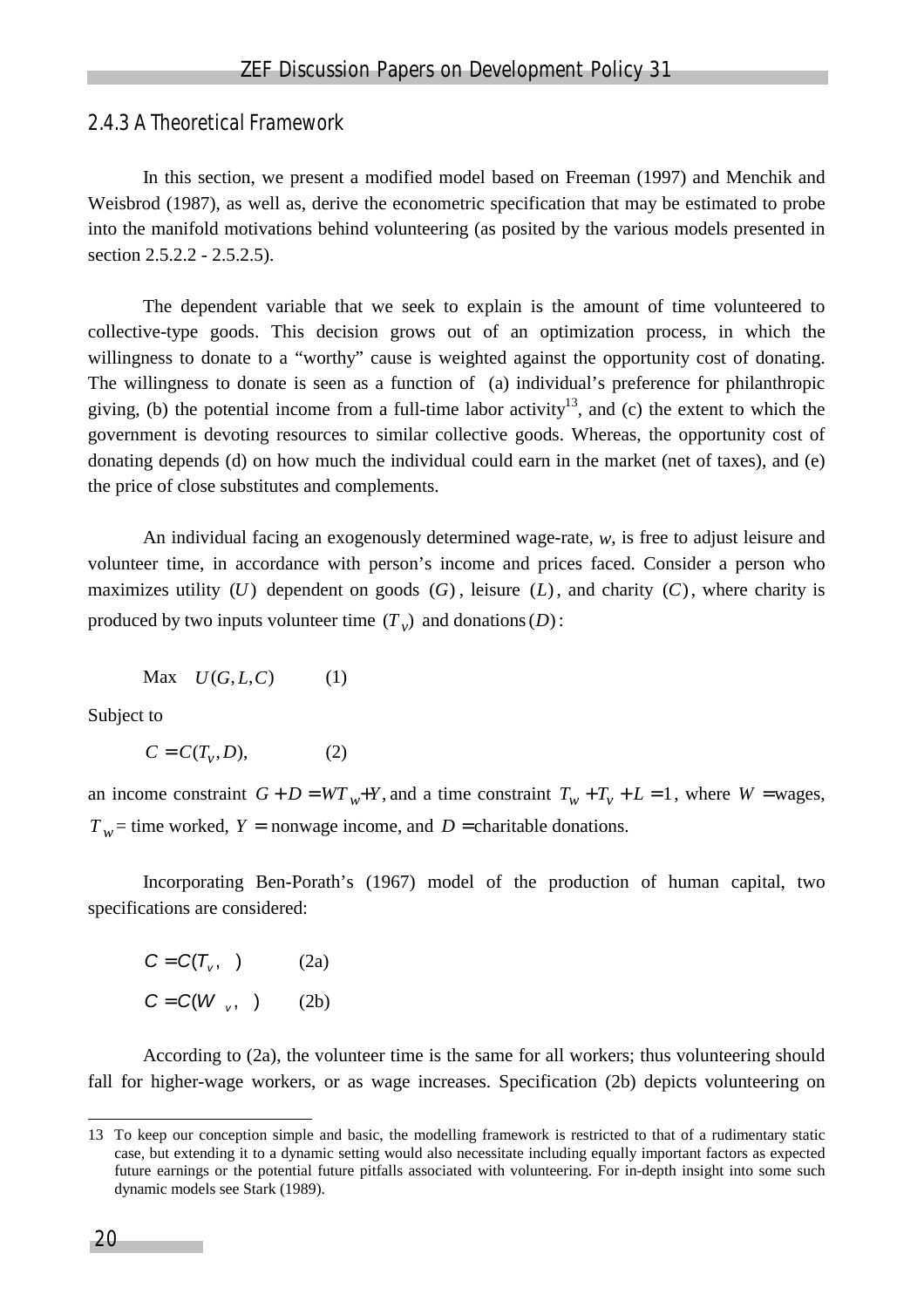### 2.4.3 A Theoretical Framework

In this section, we present a modified model based on Freeman (1997) and Menchik and Weisbrod (1987), as well as, derive the econometric specification that may be estimated to probe into the manifold motivations behind volunteering (as posited by the various models presented in section 2.5.2.2 - 2.5.2.5).

The dependent variable that we seek to explain is the amount of time volunteered to collective-type goods. This decision grows out of an optimization process, in which the willingness to donate to a "worthy" cause is weighted against the opportunity cost of donating. The willingness to donate is seen as a function of (a) individual's preference for philanthropic giving, (b) the potential income from a full-time labor activity[13], and (c) the extent to which the government is devoting resources to similar collective goods. Whereas, the opportunity cost of donating depends (d) on how much the individual could earn in the market (net of taxes), and (e) the price of close substitutes and complements.

An individual facing an exogenously determined wage-rate, $w$, is free to adjust leisure and volunteer time, in accordance with person's income and prices faced. Consider a person who maximizes utility $(U)$ dependent on goods $(G)$, leisure $(L)$, and charity $(C)$, where charity is produced by two inputs volunteer time $(T_v)$ and donations $(D)$:

$$\text{Max} \quad U(G, L, C) \qquad (1)$$

Subject to

$$C = C(T_v, D), \qquad (2)$$

an income constraint $G + D = WT_w + Y$, and a time constraint $T_w + T_v + L = 1$, where $W$ = wages, $T_w$ = time worked, $Y$ = nonwage income, and $D$ = charitable donations.

Incorporating Ben-Porath's (1967) model of the production of human capital, two specifications are considered:

$$C = C(T_v, \quad) \qquad (2a)$$

$$C = C(W_v, \quad) \qquad (2b)$$

According to (2a), the volunteer time is the same for all workers; thus volunteering should fall for higher-wage workers, or as wage increases. Specification (2b) depicts volunteering on

---

13 To keep our conception simple and basic, the modelling framework is restricted to that of a rudimentary static case, but extending it to a dynamic setting would also necessitate including equally important factors as expected future earnings or the potential future pitfalls associated with volunteering. For in-depth insight into some such dynamic models see Stark (1989).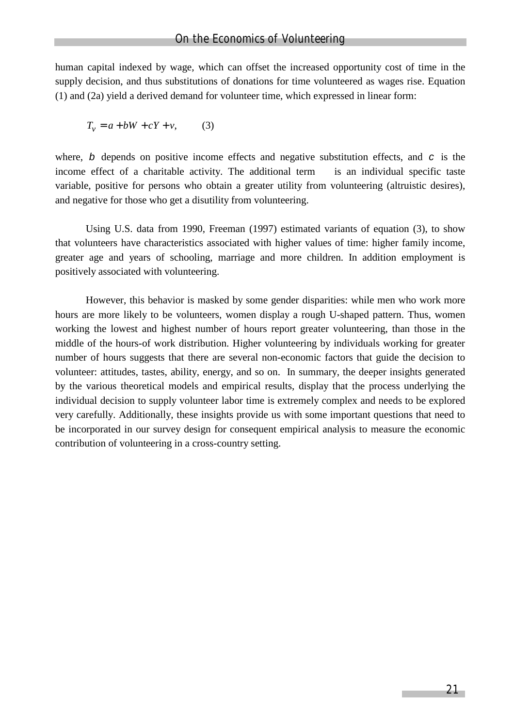human capital indexed by wage, which can offset the increased opportunity cost of time in the supply decision, and thus substitutions of donations for time volunteered as wages rise. Equation (1) and (2a) yield a derived demand for volunteer time, which expressed in linear form:

$$T_v = a + bW + cY + v, \qquad (3)$$

where, $b$ depends on positive income effects and negative substitution effects, and $c$ is the income effect of a charitable activity. The additional term is an individual specific taste variable, positive for persons who obtain a greater utility from volunteering (altruistic desires), and negative for those who get a disutility from volunteering.

Using U.S. data from 1990, Freeman (1997) estimated variants of equation (3), to show that volunteers have characteristics associated with higher values of time: higher family income, greater age and years of schooling, marriage and more children. In addition employment is positively associated with volunteering.

However, this behavior is masked by some gender disparities: while men who work more hours are more likely to be volunteers, women display a rough U-shaped pattern. Thus, women working the lowest and highest number of hours report greater volunteering, than those in the middle of the hours-of work distribution. Higher volunteering by individuals working for greater number of hours suggests that there are several non-economic factors that guide the decision to volunteer: attitudes, tastes, ability, energy, and so on. In summary, the deeper insights generated by the various theoretical models and empirical results, display that the process underlying the individual decision to supply volunteer labor time is extremely complex and needs to be explored very carefully. Additionally, these insights provide us with some important questions that need to be incorporated in our survey design for consequent empirical analysis to measure the economic contribution of volunteering in a cross-country setting.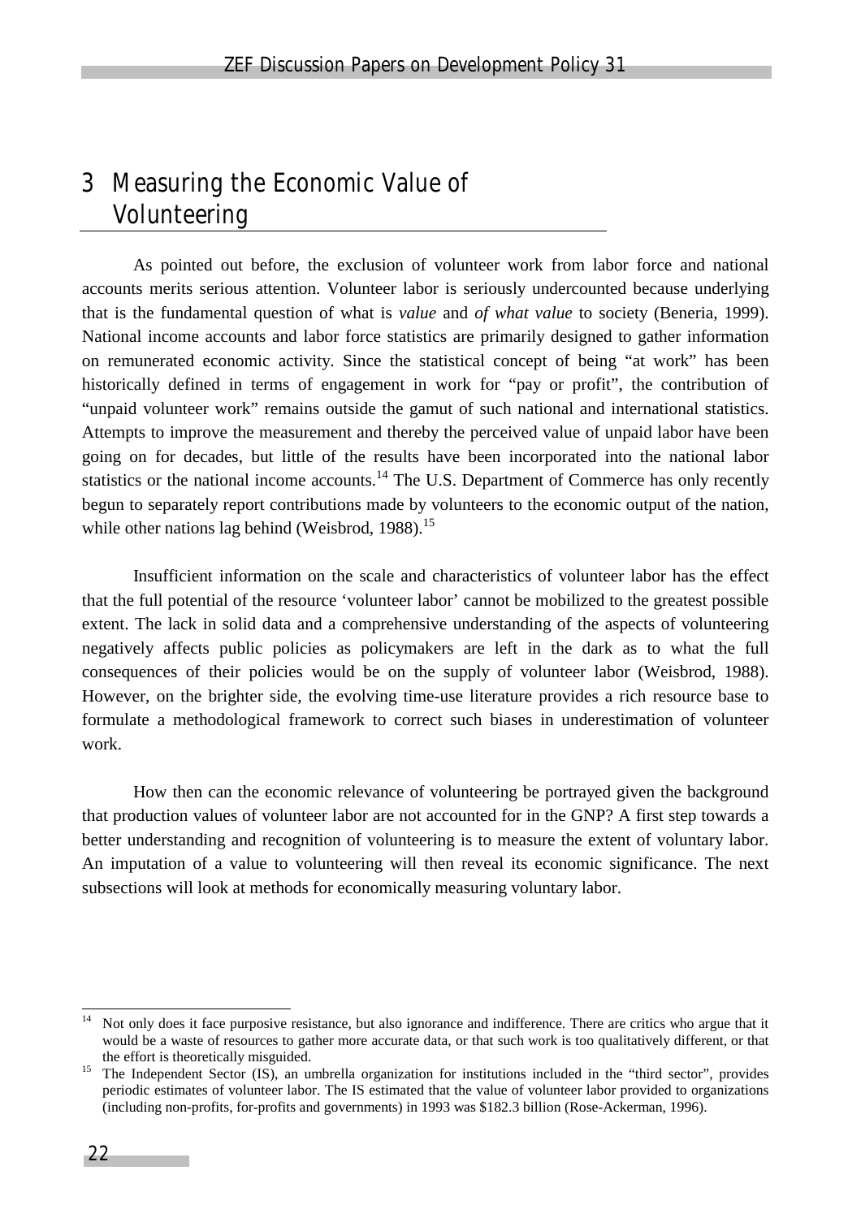# 3 Measuring the Economic Value of Volunteering

As pointed out before, the exclusion of volunteer work from labor force and national accounts merits serious attention. Volunteer labor is seriously undercounted because underlying that is the fundamental question of what is *value* and *of what value* to society (Beneria, 1999). National income accounts and labor force statistics are primarily designed to gather information on remunerated economic activity. Since the statistical concept of being "at work" has been historically defined in terms of engagement in work for "pay or profit", the contribution of "unpaid volunteer work" remains outside the gamut of such national and international statistics. Attempts to improve the measurement and thereby the perceived value of unpaid labor have been going on for decades, but little of the results have been incorporated into the national labor statistics or the national income accounts.[14] The U.S. Department of Commerce has only recently begun to separately report contributions made by volunteers to the economic output of the nation, while other nations lag behind (Weisbrod, 1988).[15]

Insufficient information on the scale and characteristics of volunteer labor has the effect that the full potential of the resource 'volunteer labor' cannot be mobilized to the greatest possible extent. The lack in solid data and a comprehensive understanding of the aspects of volunteering negatively affects public policies as policymakers are left in the dark as to what the full consequences of their policies would be on the supply of volunteer labor (Weisbrod, 1988). However, on the brighter side, the evolving time-use literature provides a rich resource base to formulate a methodological framework to correct such biases in underestimation of volunteer work.

How then can the economic relevance of volunteering be portrayed given the background that production values of volunteer labor are not accounted for in the GNP? A first step towards a better understanding and recognition of volunteering is to measure the extent of voluntary labor. An imputation of a value to volunteering will then reveal its economic significance. The next subsections will look at methods for economically measuring voluntary labor.

---

[14] Not only does it face purposive resistance, but also ignorance and indifference. There are critics who argue that it would be a waste of resources to gather more accurate data, or that such work is too qualitatively different, or that the effort is theoretically misguided.

[15] The Independent Sector (IS), an umbrella organization for institutions included in the "third sector", provides periodic estimates of volunteer labor. The IS estimated that the value of volunteer labor provided to organizations (including non-profits, for-profits and governments) in 1993 was $182.3 billion (Rose-Ackerman, 1996).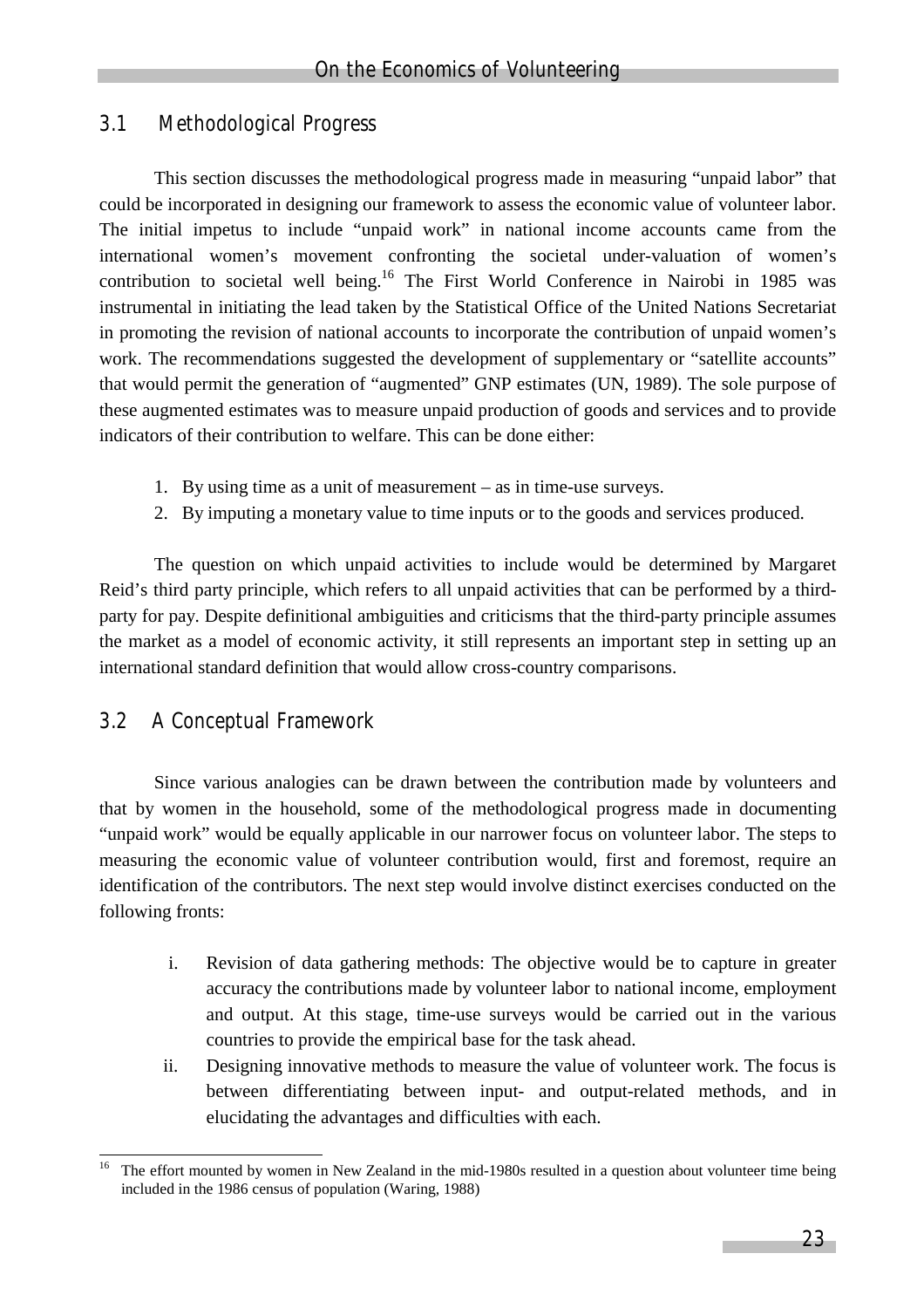## 3.1 Methodological Progress

This section discusses the methodological progress made in measuring "unpaid labor" that could be incorporated in designing our framework to assess the economic value of volunteer labor. The initial impetus to include "unpaid work" in national income accounts came from the international women's movement confronting the societal under-valuation of women's contribution to societal well being.[16] The First World Conference in Nairobi in 1985 was instrumental in initiating the lead taken by the Statistical Office of the United Nations Secretariat in promoting the revision of national accounts to incorporate the contribution of unpaid women's work. The recommendations suggested the development of supplementary or "satellite accounts" that would permit the generation of "augmented" GNP estimates (UN, 1989). The sole purpose of these augmented estimates was to measure unpaid production of goods and services and to provide indicators of their contribution to welfare. This can be done either:

1. By using time as a unit of measurement – as in time-use surveys.
2. By imputing a monetary value to time inputs or to the goods and services produced.

The question on which unpaid activities to include would be determined by Margaret Reid's third party principle, which refers to all unpaid activities that can be performed by a third-party for pay. Despite definitional ambiguities and criticisms that the third-party principle assumes the market as a model of economic activity, it still represents an important step in setting up an international standard definition that would allow cross-country comparisons.

## 3.2 A Conceptual Framework

Since various analogies can be drawn between the contribution made by volunteers and that by women in the household, some of the methodological progress made in documenting "unpaid work" would be equally applicable in our narrower focus on volunteer labor. The steps to measuring the economic value of volunteer contribution would, first and foremost, require an identification of the contributors. The next step would involve distinct exercises conducted on the following fronts:

i. Revision of data gathering methods: The objective would be to capture in greater accuracy the contributions made by volunteer labor to national income, employment and output. At this stage, time-use surveys would be carried out in the various countries to provide the empirical base for the task ahead.

ii. Designing innovative methods to measure the value of volunteer work. The focus is between differentiating between input- and output-related methods, and in elucidating the advantages and difficulties with each.

---

[16] The effort mounted by women in New Zealand in the mid-1980s resulted in a question about volunteer time being included in the 1986 census of population (Waring, 1988)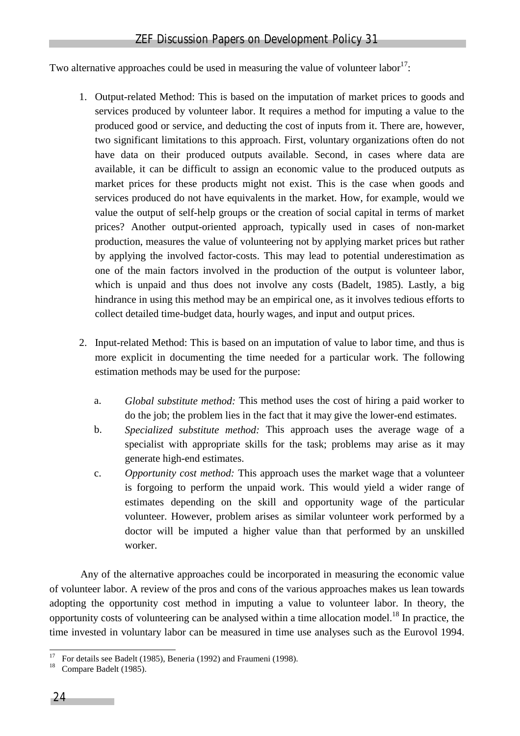Two alternative approaches could be used in measuring the value of volunteer labor[17]:

1. Output-related Method: This is based on the imputation of market prices to goods and services produced by volunteer labor. It requires a method for imputing a value to the produced good or service, and deducting the cost of inputs from it. There are, however, two significant limitations to this approach. First, voluntary organizations often do not have data on their produced outputs available. Second, in cases where data are available, it can be difficult to assign an economic value to the produced outputs as market prices for these products might not exist. This is the case when goods and services produced do not have equivalents in the market. How, for example, would we value the output of self-help groups or the creation of social capital in terms of market prices? Another output-oriented approach, typically used in cases of non-market production, measures the value of volunteering not by applying market prices but rather by applying the involved factor-costs. This may lead to potential underestimation as one of the main factors involved in the production of the output is volunteer labor, which is unpaid and thus does not involve any costs (Badelt, 1985). Lastly, a big hindrance in using this method may be an empirical one, as it involves tedious efforts to collect detailed time-budget data, hourly wages, and input and output prices.

2. Input-related Method: This is based on an imputation of value to labor time, and thus is more explicit in documenting the time needed for a particular work. The following estimation methods may be used for the purpose:

   a. *Global substitute method:* This method uses the cost of hiring a paid worker to do the job; the problem lies in the fact that it may give the lower-end estimates.
   b. *Specialized substitute method:* This approach uses the average wage of a specialist with appropriate skills for the task; problems may arise as it may generate high-end estimates.
   c. *Opportunity cost method:* This approach uses the market wage that a volunteer is forgoing to perform the unpaid work. This would yield a wider range of estimates depending on the skill and opportunity wage of the particular volunteer. However, problem arises as similar volunteer work performed by a doctor will be imputed a higher value than that performed by an unskilled worker.

Any of the alternative approaches could be incorporated in measuring the economic value of volunteer labor. A review of the pros and cons of the various approaches makes us lean towards adopting the opportunity cost method in imputing a value to volunteer labor. In theory, the opportunity costs of volunteering can be analysed within a time allocation model.[18] In practice, the time invested in voluntary labor can be measured in time use analyses such as the Eurovol 1994.

---

[17] For details see Badelt (1985), Beneria (1992) and Fraumeni (1998).

[18] Compare Badelt (1985).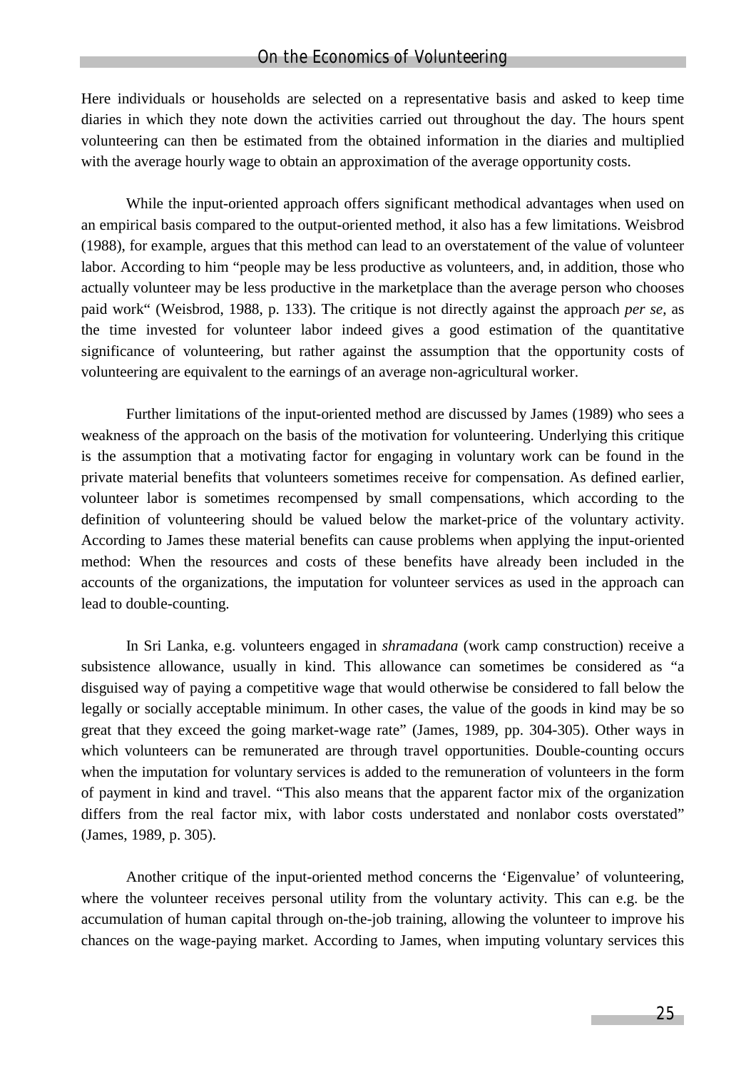Here individuals or households are selected on a representative basis and asked to keep time diaries in which they note down the activities carried out throughout the day. The hours spent volunteering can then be estimated from the obtained information in the diaries and multiplied with the average hourly wage to obtain an approximation of the average opportunity costs.

While the input-oriented approach offers significant methodical advantages when used on an empirical basis compared to the output-oriented method, it also has a few limitations. Weisbrod (1988), for example, argues that this method can lead to an overstatement of the value of volunteer labor. According to him "people may be less productive as volunteers, and, in addition, those who actually volunteer may be less productive in the marketplace than the average person who chooses paid work" (Weisbrod, 1988, p. 133). The critique is not directly against the approach *per se*, as the time invested for volunteer labor indeed gives a good estimation of the quantitative significance of volunteering, but rather against the assumption that the opportunity costs of volunteering are equivalent to the earnings of an average non-agricultural worker.

Further limitations of the input-oriented method are discussed by James (1989) who sees a weakness of the approach on the basis of the motivation for volunteering. Underlying this critique is the assumption that a motivating factor for engaging in voluntary work can be found in the private material benefits that volunteers sometimes receive for compensation. As defined earlier, volunteer labor is sometimes recompensed by small compensations, which according to the definition of volunteering should be valued below the market-price of the voluntary activity. According to James these material benefits can cause problems when applying the input-oriented method: When the resources and costs of these benefits have already been included in the accounts of the organizations, the imputation for volunteer services as used in the approach can lead to double-counting.

In Sri Lanka, e.g. volunteers engaged in *shramadana* (work camp construction) receive a subsistence allowance, usually in kind. This allowance can sometimes be considered as "a disguised way of paying a competitive wage that would otherwise be considered to fall below the legally or socially acceptable minimum. In other cases, the value of the goods in kind may be so great that they exceed the going market-wage rate" (James, 1989, pp. 304-305). Other ways in which volunteers can be remunerated are through travel opportunities. Double-counting occurs when the imputation for voluntary services is added to the remuneration of volunteers in the form of payment in kind and travel. "This also means that the apparent factor mix of the organization differs from the real factor mix, with labor costs understated and nonlabor costs overstated" (James, 1989, p. 305).

Another critique of the input-oriented method concerns the 'Eigenvalue' of volunteering, where the volunteer receives personal utility from the voluntary activity. This can e.g. be the accumulation of human capital through on-the-job training, allowing the volunteer to improve his chances on the wage-paying market. According to James, when imputing voluntary services this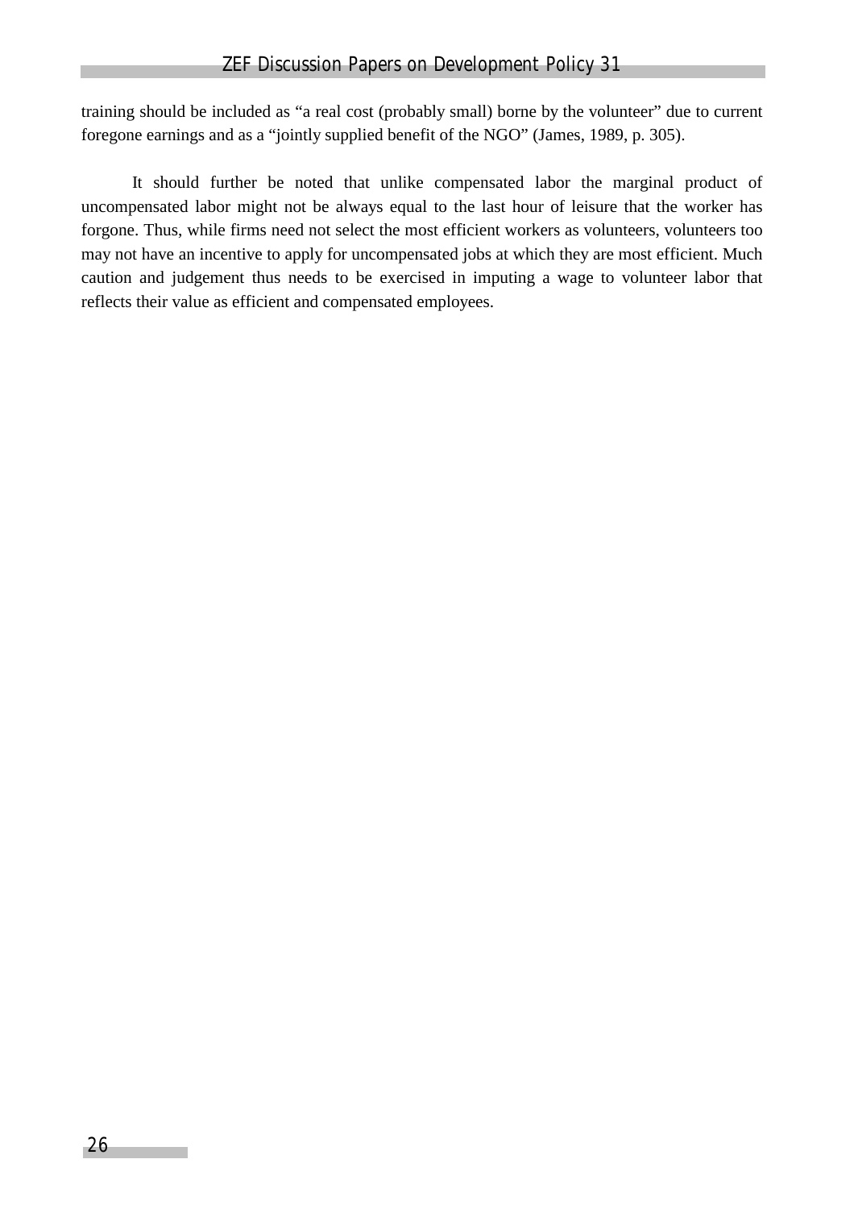training should be included as “a real cost (probably small) borne by the volunteer” due to current foregone earnings and as a “jointly supplied benefit of the NGO” (James, 1989, p. 305).

It should further be noted that unlike compensated labor the marginal product of uncompensated labor might not be always equal to the last hour of leisure that the worker has forgone. Thus, while firms need not select the most efficient workers as volunteers, volunteers too may not have an incentive to apply for uncompensated jobs at which they are most efficient. Much caution and judgement thus needs to be exercised in imputing a wage to volunteer labor that reflects their value as efficient and compensated employees.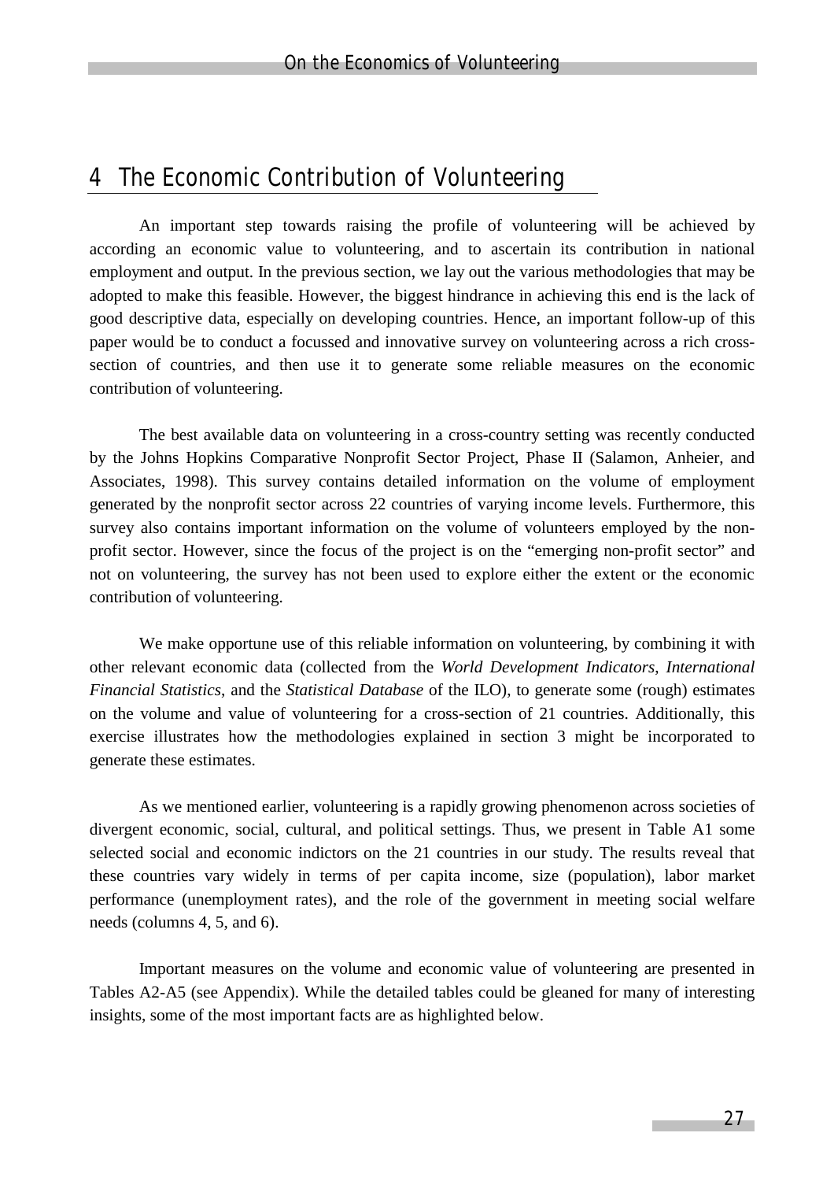# 4 The Economic Contribution of Volunteering

An important step towards raising the profile of volunteering will be achieved by according an economic value to volunteering, and to ascertain its contribution in national employment and output. In the previous section, we lay out the various methodologies that may be adopted to make this feasible. However, the biggest hindrance in achieving this end is the lack of good descriptive data, especially on developing countries. Hence, an important follow-up of this paper would be to conduct a focussed and innovative survey on volunteering across a rich cross-section of countries, and then use it to generate some reliable measures on the economic contribution of volunteering.

The best available data on volunteering in a cross-country setting was recently conducted by the Johns Hopkins Comparative Nonprofit Sector Project, Phase II (Salamon, Anheier, and Associates, 1998). This survey contains detailed information on the volume of employment generated by the nonprofit sector across 22 countries of varying income levels. Furthermore, this survey also contains important information on the volume of volunteers employed by the non-profit sector. However, since the focus of the project is on the "emerging non-profit sector" and not on volunteering, the survey has not been used to explore either the extent or the economic contribution of volunteering.

We make opportune use of this reliable information on volunteering, by combining it with other relevant economic data (collected from the *World Development Indicators*, *International Financial Statistics*, and the *Statistical Database* of the ILO), to generate some (rough) estimates on the volume and value of volunteering for a cross-section of 21 countries. Additionally, this exercise illustrates how the methodologies explained in section 3 might be incorporated to generate these estimates.

As we mentioned earlier, volunteering is a rapidly growing phenomenon across societies of divergent economic, social, cultural, and political settings. Thus, we present in Table A1 some selected social and economic indictors on the 21 countries in our study. The results reveal that these countries vary widely in terms of per capita income, size (population), labor market performance (unemployment rates), and the role of the government in meeting social welfare needs (columns 4, 5, and 6).

Important measures on the volume and economic value of volunteering are presented in Tables A2-A5 (see Appendix). While the detailed tables could be gleaned for many of interesting insights, some of the most important facts are as highlighted below.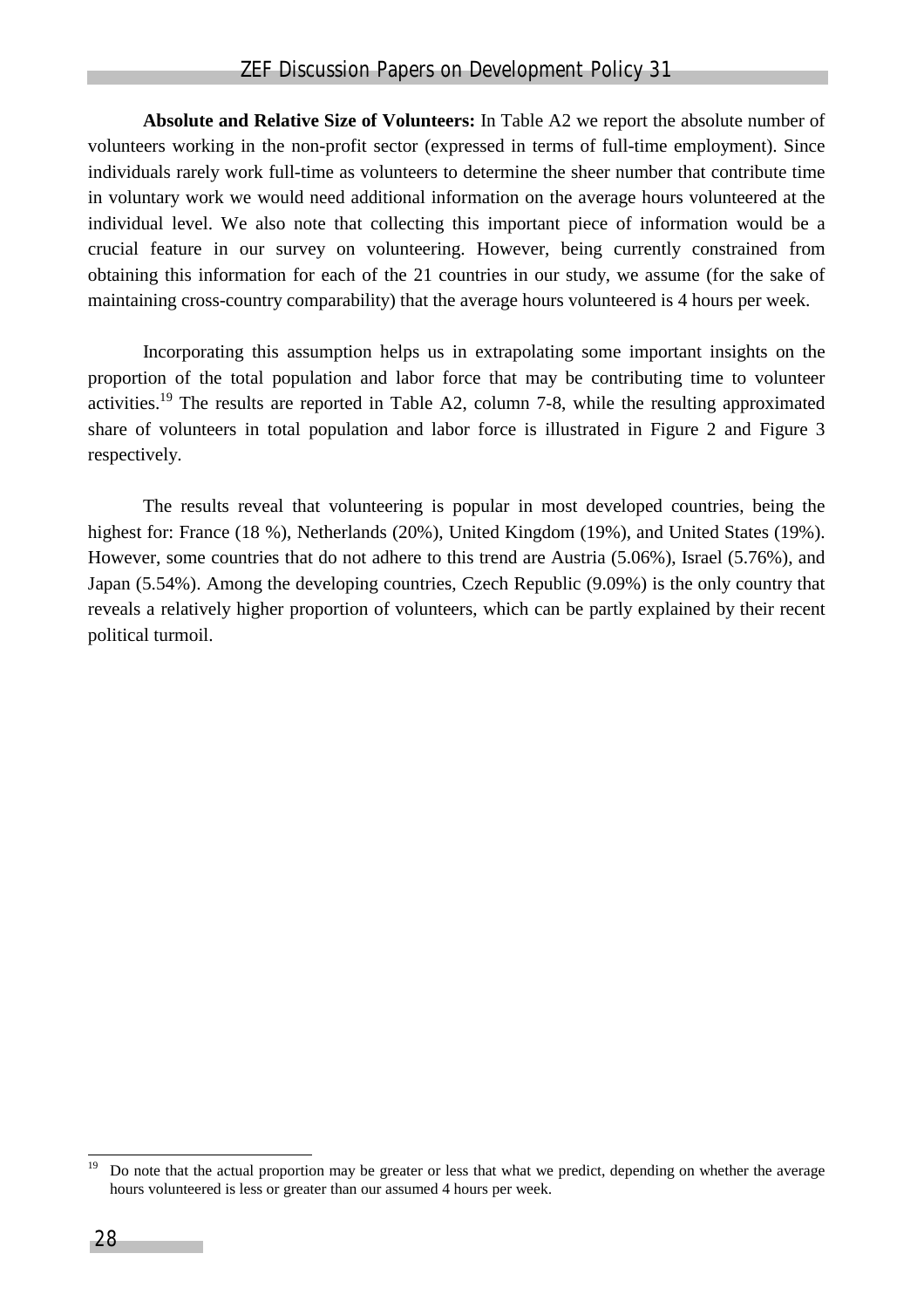**Absolute and Relative Size of Volunteers:** In Table A2 we report the absolute number of volunteers working in the non-profit sector (expressed in terms of full-time employment). Since individuals rarely work full-time as volunteers to determine the sheer number that contribute time in voluntary work we would need additional information on the average hours volunteered at the individual level. We also note that collecting this important piece of information would be a crucial feature in our survey on volunteering. However, being currently constrained from obtaining this information for each of the 21 countries in our study, we assume (for the sake of maintaining cross-country comparability) that the average hours volunteered is 4 hours per week.

Incorporating this assumption helps us in extrapolating some important insights on the proportion of the total population and labor force that may be contributing time to volunteer activities.[19] The results are reported in Table A2, column 7-8, while the resulting approximated share of volunteers in total population and labor force is illustrated in Figure 2 and Figure 3 respectively.

The results reveal that volunteering is popular in most developed countries, being the highest for: France (18 %), Netherlands (20%), United Kingdom (19%), and United States (19%). However, some countries that do not adhere to this trend are Austria (5.06%), Israel (5.76%), and Japan (5.54%). Among the developing countries, Czech Republic (9.09%) is the only country that reveals a relatively higher proportion of volunteers, which can be partly explained by their recent political turmoil.

[19] Do note that the actual proportion may be greater or less that what we predict, depending on whether the average hours volunteered is less or greater than our assumed 4 hours per week.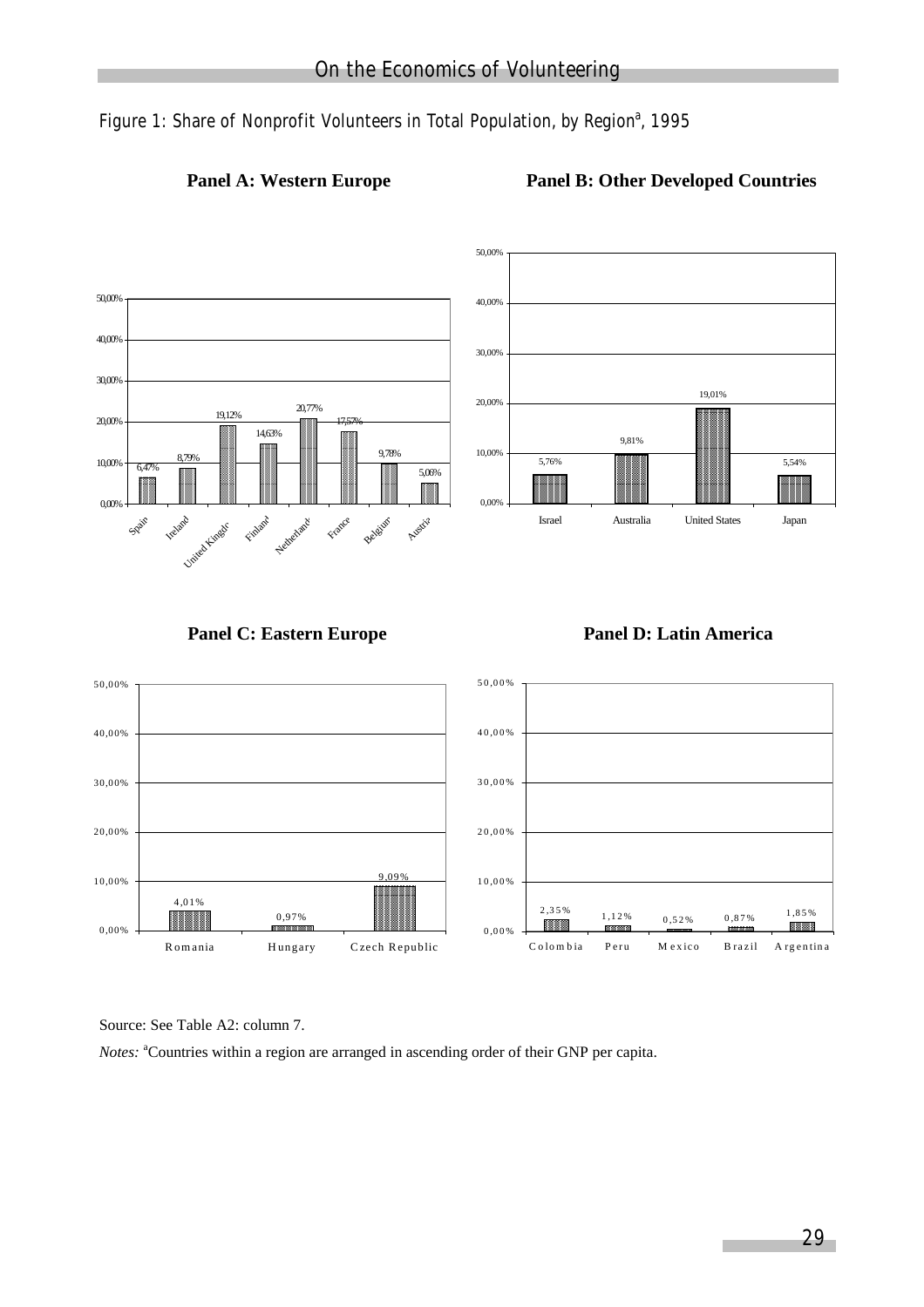Figure 1: Share of Nonprofit Volunteers in Total Population, by Region[a], 1995

**Panel A: Western Europe**

| Country | Share |
|---|---|
| Spain | 6,47% |
| Ireland | 8,79% |
| United Kingdom | 19,12% |
| Finland | 14,63% |
| Netherlands | 20,77% |
| France | 17,57% |
| Belgium | 9,78% |
| Austria | 5,06% |

**Panel B: Other Developed Countries**

| Country | Share |
|---|---|
| Israel | 5,76% |
| Australia | 9,81% |
| United States | 19,01% |
| Japan | 5,54% |

**Panel C: Eastern Europe**

| Country | Share |
|---|---|
| Romania | 4,01% |
| Hungary | 0,97% |
| Czech Republic | 9,09% |

**Panel D: Latin America**

| Country | Share |
|---|---|
| Colombia | 2,35% |
| Peru | 1,12% |
| Mexico | 0,52% |
| Brazil | 0,87% |
| Argentina | 1,85% |

Source: See Table A2: column 7.

*Notes:* [a]Countries within a region are arranged in ascending order of their GNP per capita.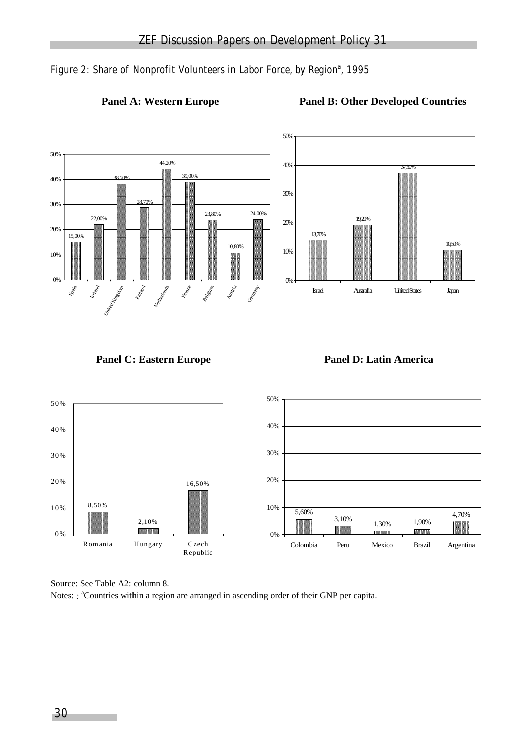Figure 2: Share of Nonprofit Volunteers in Labor Force, by Region[a], 1995

**Panel A: Western Europe**

| Country | Share |
|---|---|
| Spain | 15,00% |
| Ireland | 22,00% |
| United Kingdom | 38,20% |
| Finland | 28,70% |
| Netherlands | 44,20% |
| France | 39,00% |
| Belgium | 23,80% |
| Austria | 10,80% |
| Germany | 24,00% |

**Panel B: Other Developed Countries**

| Country | Share |
|---|---|
| Israel | 13,70% |
| Australia | 19,20% |
| United States | 37,30% |
| Japan | 10,50% |

**Panel C: Eastern Europe**

| Country | Share |
|---|---|
| Romania | 8,50% |
| Hungary | 2,10% |
| Czech Republic | 16,50% |

**Panel D: Latin America**

| Country | Share |
|---|---|
| Colombia | 5,60% |
| Peru | 3,10% |
| Mexico | 1,30% |
| Brazil | 1,90% |
| Argentina | 4,70% |

Source: See Table A2: column 8.

Notes: : [a]Countries within a region are arranged in ascending order of their GNP per capita.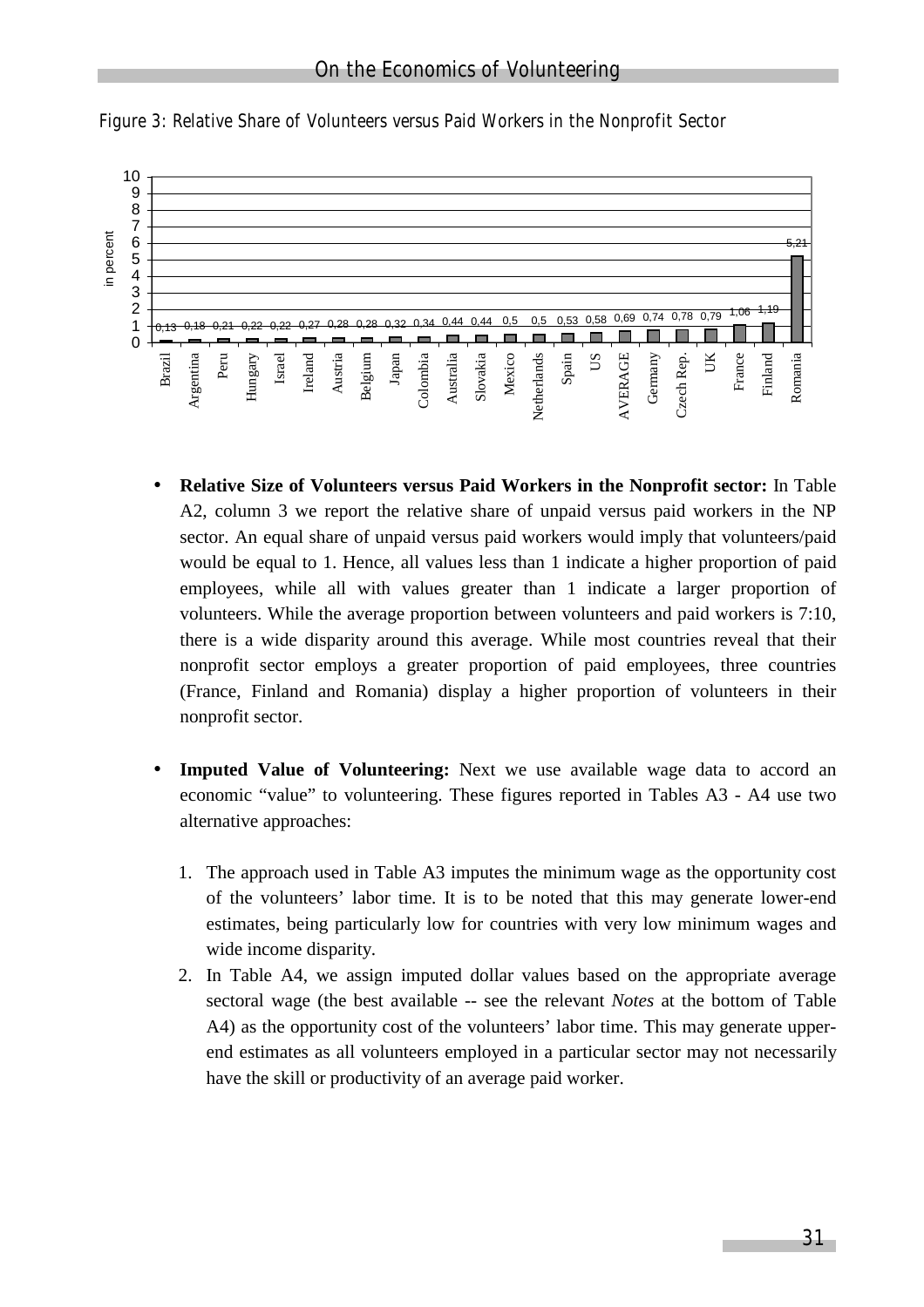Figure 3: Relative Share of Volunteers versus Paid Workers in the Nonprofit Sector

| Country | in percent |
|---|---|
| Brazil | 0,13 |
| Argentina | 0,18 |
| Peru | 0,21 |
| Hungary | 0,22 |
| Israel | 0,22 |
| Ireland | 0,27 |
| Austria | 0,28 |
| Belgium | 0,28 |
| Japan | 0,32 |
| Colombia | 0,34 |
| Australia | 0,44 |
| Slovakia | 0,44 |
| Mexico | 0,5 |
| Netherlands | 0,5 |
| Spain | 0,53 |
| US | 0,58 |
| AVERAGE | 0,69 |
| Germany | 0,74 |
| Czech Rep. | 0,78 |
| UK | 0,79 |
| France | 1,06 |
| Finland | 1,19 |
| Romania | 5,21 |

- **Relative Size of Volunteers versus Paid Workers in the Nonprofit sector:** In Table A2, column 3 we report the relative share of unpaid versus paid workers in the NP sector. An equal share of unpaid versus paid workers would imply that volunteers/paid would be equal to 1. Hence, all values less than 1 indicate a higher proportion of paid employees, while all with values greater than 1 indicate a larger proportion of volunteers. While the average proportion between volunteers and paid workers is 7:10, there is a wide disparity around this average. While most countries reveal that their nonprofit sector employs a greater proportion of paid employees, three countries (France, Finland and Romania) display a higher proportion of volunteers in their nonprofit sector.

- **Imputed Value of Volunteering:** Next we use available wage data to accord an economic "value" to volunteering. These figures reported in Tables A3 - A4 use two alternative approaches:

  1. The approach used in Table A3 imputes the minimum wage as the opportunity cost of the volunteers' labor time. It is to be noted that this may generate lower-end estimates, being particularly low for countries with very low minimum wages and wide income disparity.
  2. In Table A4, we assign imputed dollar values based on the appropriate average sectoral wage (the best available -- see the relevant *Notes* at the bottom of Table A4) as the opportunity cost of the volunteers' labor time. This may generate upper-end estimates as all volunteers employed in a particular sector may not necessarily have the skill or productivity of an average paid worker.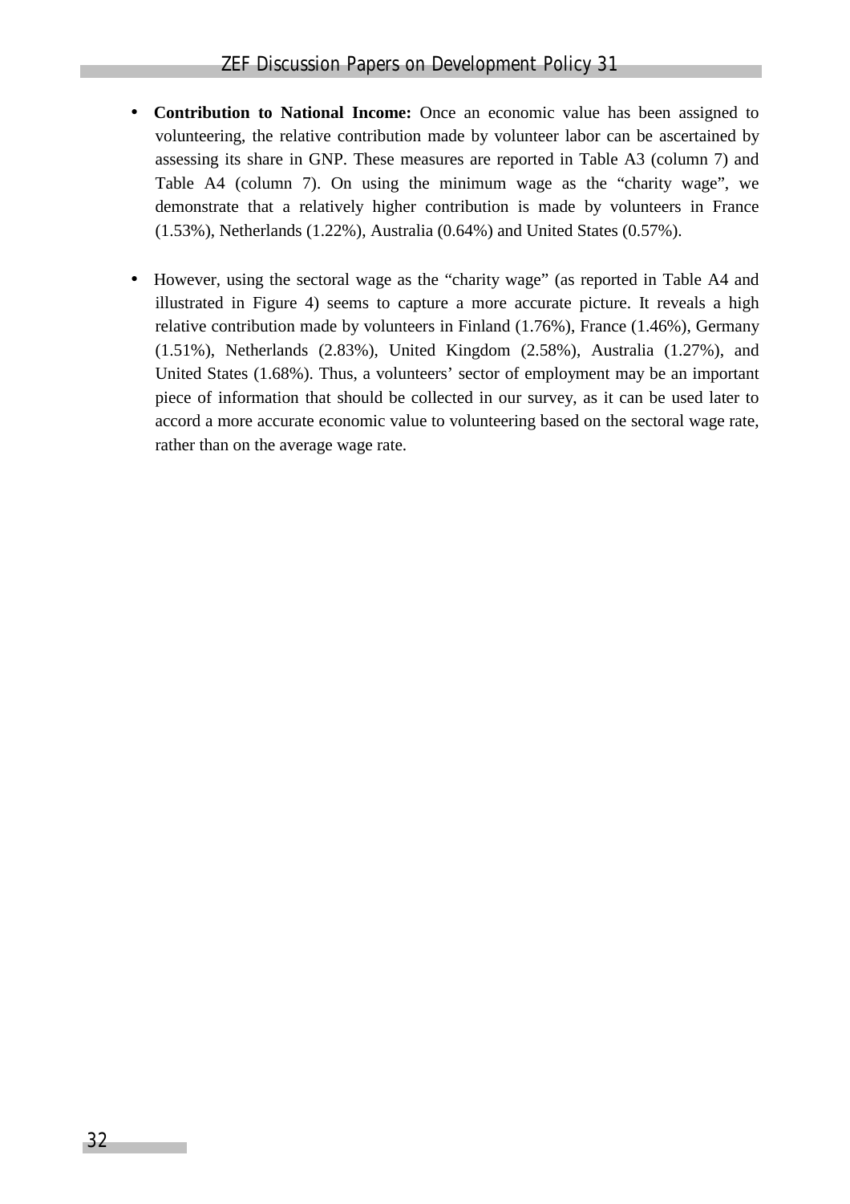- **Contribution to National Income:** Once an economic value has been assigned to volunteering, the relative contribution made by volunteer labor can be ascertained by assessing its share in GNP. These measures are reported in Table A3 (column 7) and Table A4 (column 7). On using the minimum wage as the "charity wage", we demonstrate that a relatively higher contribution is made by volunteers in France (1.53%), Netherlands (1.22%), Australia (0.64%) and United States (0.57%).

- However, using the sectoral wage as the "charity wage" (as reported in Table A4 and illustrated in Figure 4) seems to capture a more accurate picture. It reveals a high relative contribution made by volunteers in Finland (1.76%), France (1.46%), Germany (1.51%), Netherlands (2.83%), United Kingdom (2.58%), Australia (1.27%), and United States (1.68%). Thus, a volunteers' sector of employment may be an important piece of information that should be collected in our survey, as it can be used later to accord a more accurate economic value to volunteering based on the sectoral wage rate, rather than on the average wage rate.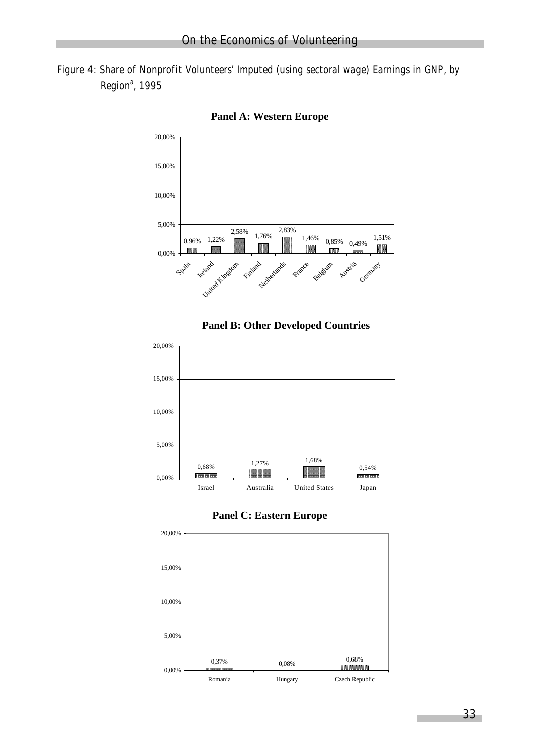Figure 4: Share of Nonprofit Volunteers' Imputed (using sectoral wage) Earnings in GNP, by Region[a], 1995

**Panel A: Western Europe**

| Country | Share |
| --- | --- |
| Spain | 0,96% |
| Ireland | 1,22% |
| United Kingdom | 2,58% |
| Finland | 1,76% |
| Netherlands | 2,83% |
| France | 1,46% |
| Belgium | 0,85% |
| Austria | 0,49% |
| Germany | 1,51% |

**Panel B: Other Developed Countries**

| Country | Share |
| --- | --- |
| Israel | 0,68% |
| Australia | 1,27% |
| United States | 1,68% |
| Japan | 0,54% |

**Panel C: Eastern Europe**

| Country | Share |
| --- | --- |
| Romania | 0,37% |
| Hungary | 0,08% |
| Czech Republic | 0,68% |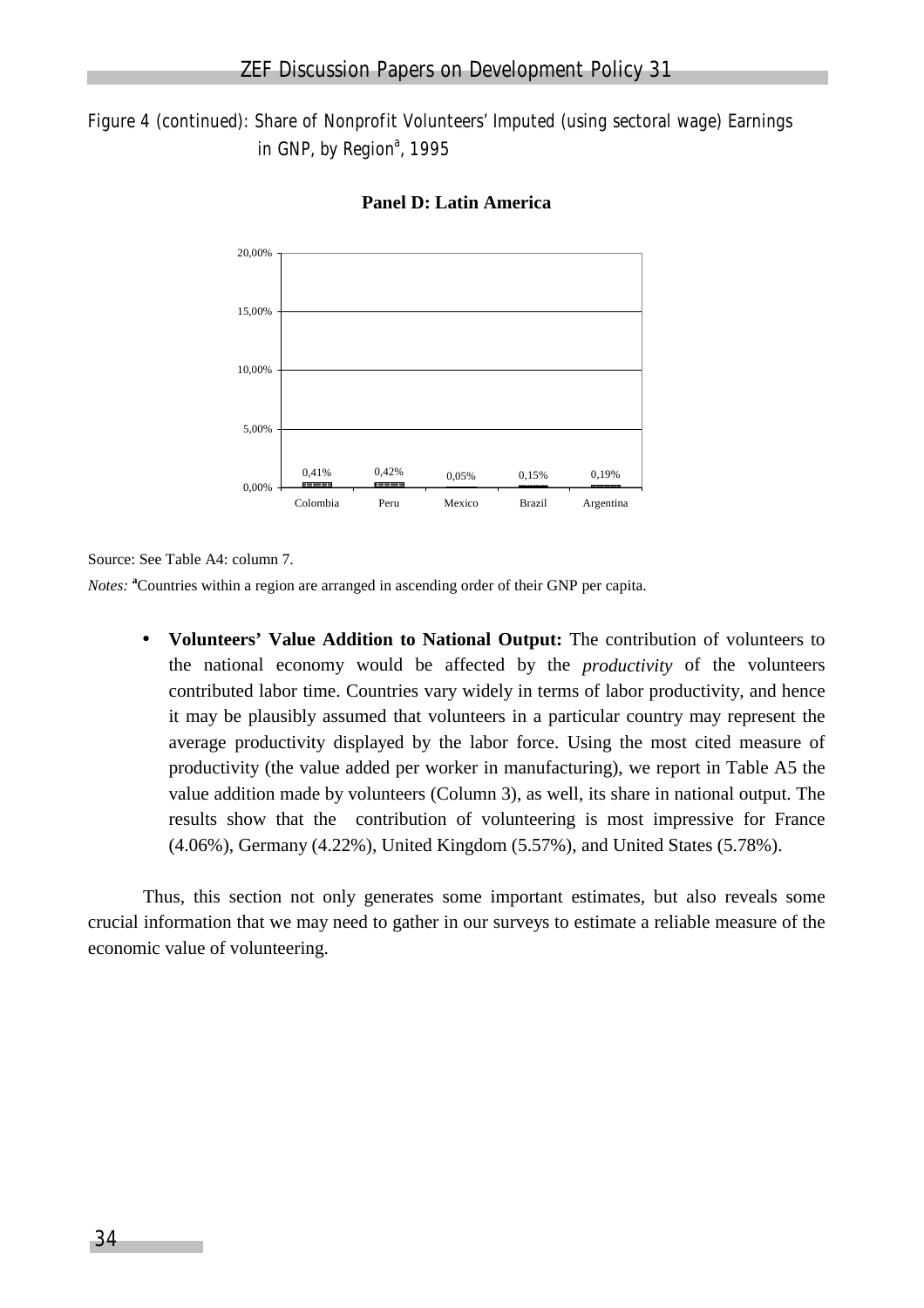Figure 4 (continued): Share of Nonprofit Volunteers' Imputed (using sectoral wage) Earnings in GNP, by Region[a], 1995

**Panel D: Latin America**

| Country | Share |
|---|---|
| Colombia | 0,41% |
| Peru | 0,42% |
| Mexico | 0,05% |
| Brazil | 0,15% |
| Argentina | 0,19% |

Source: See Table A4: column 7.

*Notes:* [a]Countries within a region are arranged in ascending order of their GNP per capita.

- **Volunteers' Value Addition to National Output:** The contribution of volunteers to the national economy would be affected by the *productivity* of the volunteers contributed labor time. Countries vary widely in terms of labor productivity, and hence it may be plausibly assumed that volunteers in a particular country may represent the average productivity displayed by the labor force. Using the most cited measure of productivity (the value added per worker in manufacturing), we report in Table A5 the value addition made by volunteers (Column 3), as well, its share in national output. The results show that the contribution of volunteering is most impressive for France (4.06%), Germany (4.22%), United Kingdom (5.57%), and United States (5.78%).

Thus, this section not only generates some important estimates, but also reveals some crucial information that we may need to gather in our surveys to estimate a reliable measure of the economic value of volunteering.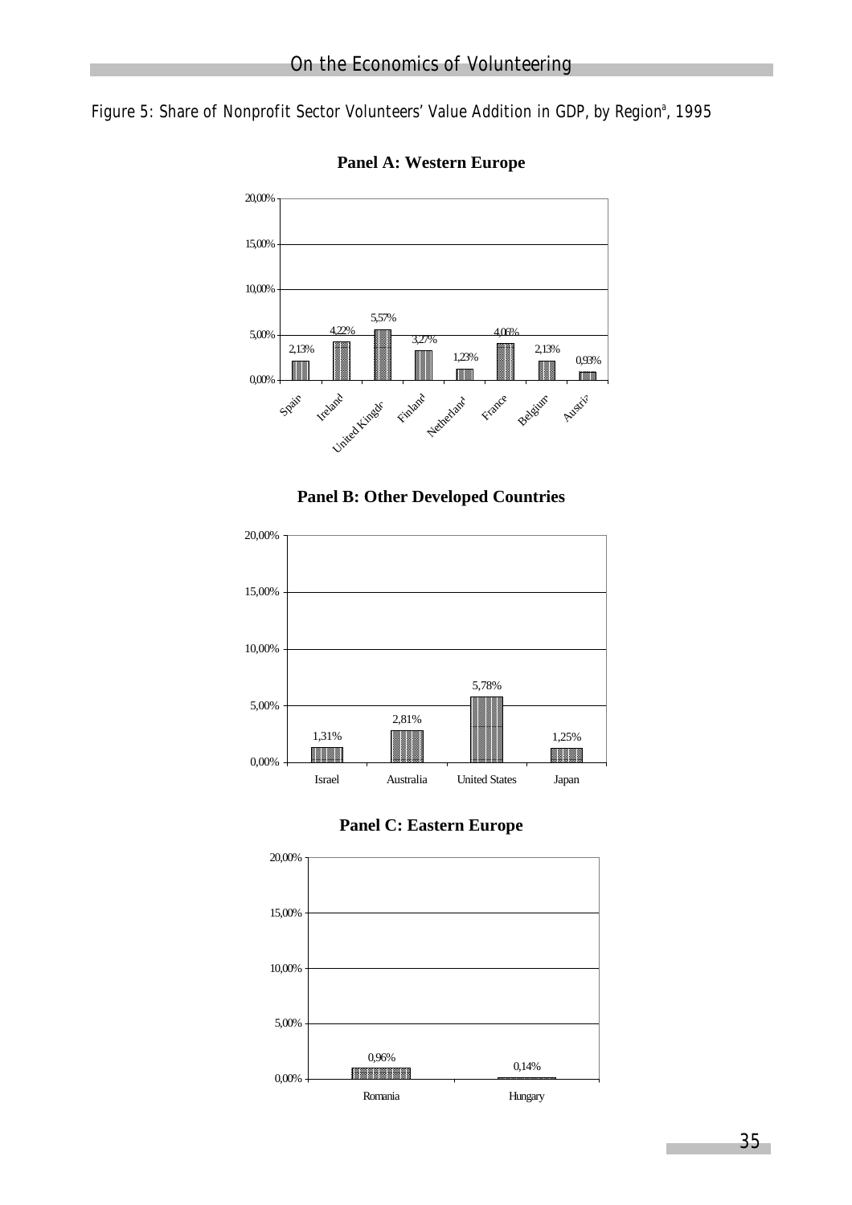Figure 5: Share of Nonprofit Sector Volunteers' Value Addition in GDP, by Region[a], 1995

**Panel A: Western Europe**

| Country | Share |
|---|---|
| Spain | 2,13% |
| Ireland | 4,22% |
| United Kingdom | 5,57% |
| Finland | 3,27% |
| Netherlands | 1,23% |
| France | 4,06% |
| Belgium | 2,13% |
| Austria | 0,93% |

**Panel B: Other Developed Countries**

| Country | Share |
|---|---|
| Israel | 1,31% |
| Australia | 2,81% |
| United States | 5,78% |
| Japan | 1,25% |

**Panel C: Eastern Europe**

| Country | Share |
|---|---|
| Romania | 0,96% |
| Hungary | 0,14% |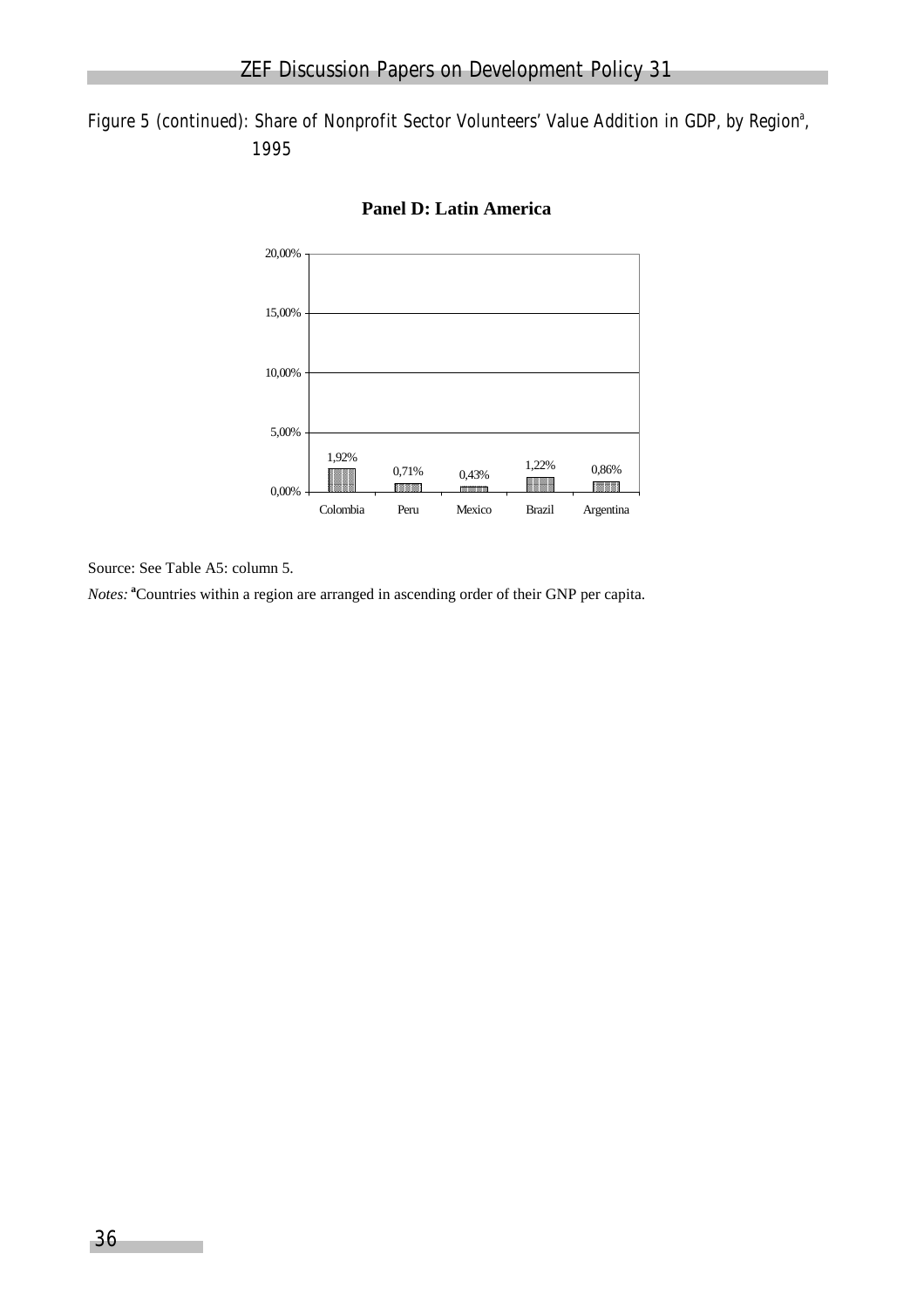Figure 5 (continued): Share of Nonprofit Sector Volunteers' Value Addition in GDP, by Region[a], 1995

**Panel D: Latin America**

| Country | Share |
|---|---|
| Colombia | 1,92% |
| Peru | 0,71% |
| Mexico | 0,43% |
| Brazil | 1,22% |
| Argentina | 0,86% |

Source: See Table A5: column 5.

*Notes:* [a]Countries within a region are arranged in ascending order of their GNP per capita.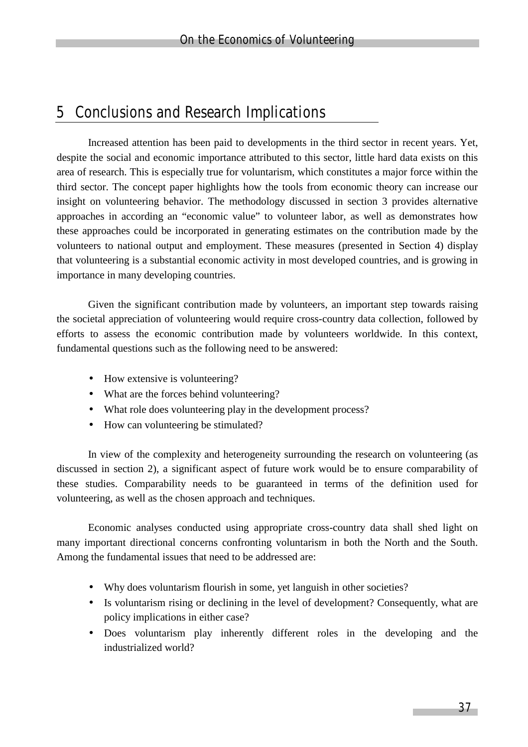# 5 Conclusions and Research Implications

Increased attention has been paid to developments in the third sector in recent years. Yet, despite the social and economic importance attributed to this sector, little hard data exists on this area of research. This is especially true for voluntarism, which constitutes a major force within the third sector. The concept paper highlights how the tools from economic theory can increase our insight on volunteering behavior. The methodology discussed in section 3 provides alternative approaches in according an "economic value" to volunteer labor, as well as demonstrates how these approaches could be incorporated in generating estimates on the contribution made by the volunteers to national output and employment. These measures (presented in Section 4) display that volunteering is a substantial economic activity in most developed countries, and is growing in importance in many developing countries.

Given the significant contribution made by volunteers, an important step towards raising the societal appreciation of volunteering would require cross-country data collection, followed by efforts to assess the economic contribution made by volunteers worldwide. In this context, fundamental questions such as the following need to be answered:

- How extensive is volunteering?
- What are the forces behind volunteering?
- What role does volunteering play in the development process?
- How can volunteering be stimulated?

In view of the complexity and heterogeneity surrounding the research on volunteering (as discussed in section 2), a significant aspect of future work would be to ensure comparability of these studies. Comparability needs to be guaranteed in terms of the definition used for volunteering, as well as the chosen approach and techniques.

Economic analyses conducted using appropriate cross-country data shall shed light on many important directional concerns confronting voluntarism in both the North and the South. Among the fundamental issues that need to be addressed are:

- Why does voluntarism flourish in some, yet languish in other societies?
- Is voluntarism rising or declining in the level of development? Consequently, what are policy implications in either case?
- Does voluntarism play inherently different roles in the developing and the industrialized world?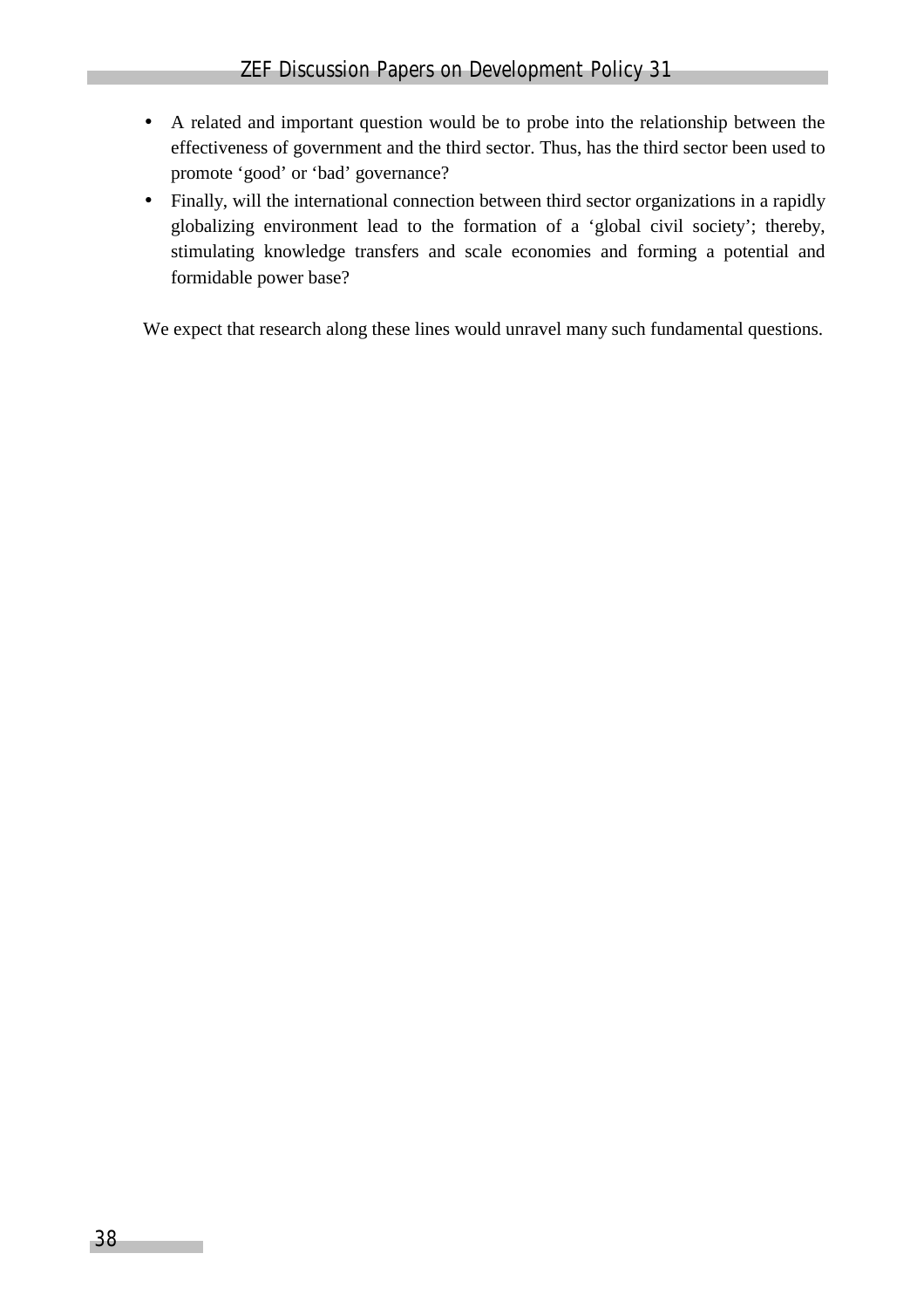- A related and important question would be to probe into the relationship between the effectiveness of government and the third sector. Thus, has the third sector been used to promote 'good' or 'bad' governance?
- Finally, will the international connection between third sector organizations in a rapidly globalizing environment lead to the formation of a 'global civil society'; thereby, stimulating knowledge transfers and scale economies and forming a potential and formidable power base?

We expect that research along these lines would unravel many such fundamental questions.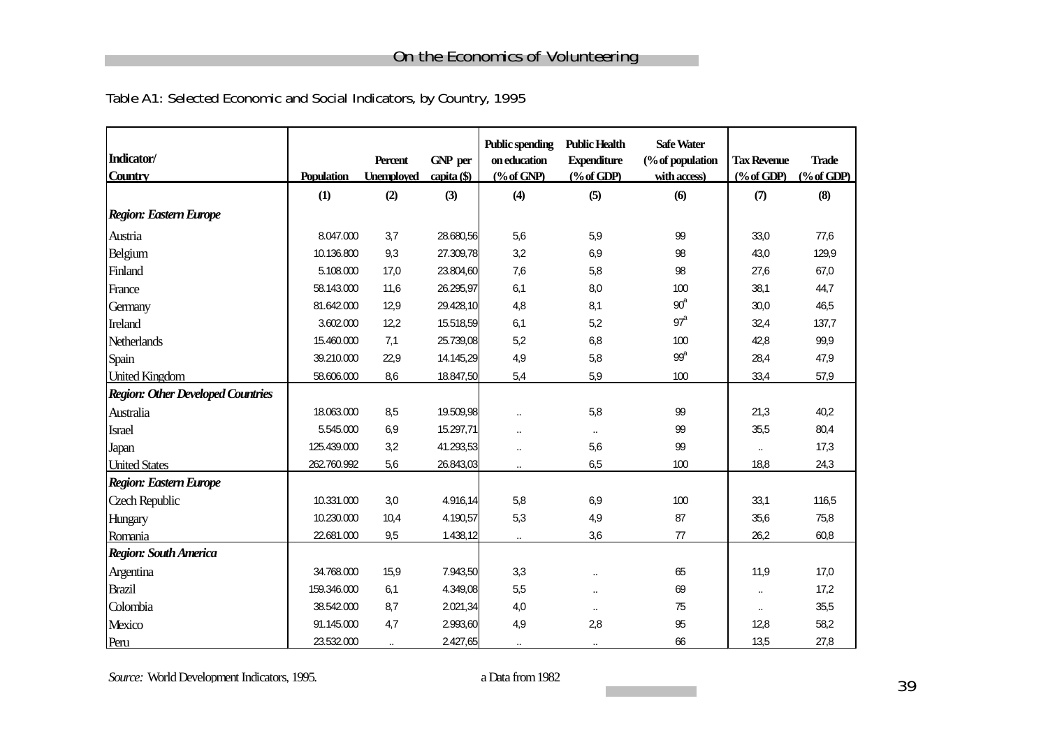Table A1: Selected Economic and Social Indicators, by Country, 1995

| Indicator/ Country | Population | Percent Unemployed | GNP per capita ($) | Public spending on education (% of GNP) | Public Health Expenditure (% of GDP) | Safe Water (% of population with access) | Tax Revenue (% of GDP) | Trade (% of GDP) |
|---|---|---|---|---|---|---|---|---|
| | (1) | (2) | (3) | (4) | (5) | (6) | (7) | (8) |
| ***Region: Eastern Europe*** | | | | | | | | |
| Austria | 8.047.000 | 3,7 | 28.680,56 | 5,6 | 5,9 | 99 | 33,0 | 77,6 |
| Belgium | 10.136.800 | 9,3 | 27.309,78 | 3,2 | 6,9 | 98 | 43,0 | 129,9 |
| Finland | 5.108.000 | 17,0 | 23.804,60 | 7,6 | 5,8 | 98 | 27,6 | 67,0 |
| France | 58.143.000 | 11,6 | 26.295,97 | 6,1 | 8,0 | 100 | 38,1 | 44,7 |
| Germany | 81.642.000 | 12,9 | 29.428,10 | 4,8 | 8,1 | 90[a] | 30,0 | 46,5 |
| Ireland | 3.602.000 | 12,2 | 15.518,59 | 6,1 | 5,2 | 97[a] | 32,4 | 137,7 |
| Netherlands | 15.460.000 | 7,1 | 25.739,08 | 5,2 | 6,8 | 100 | 42,8 | 99,9 |
| Spain | 39.210.000 | 22,9 | 14.145,29 | 4,9 | 5,8 | 99[a] | 28,4 | 47,9 |
| United Kingdom | 58.606.000 | 8,6 | 18.847,50 | 5,4 | 5,9 | 100 | 33,4 | 57,9 |
| ***Region: Other Developed Countries*** | | | | | | | | |
| Australia | 18.063.000 | 8,5 | 19.509,98 | .. | 5,8 | 99 | 21,3 | 40,2 |
| Israel | 5.545.000 | 6,9 | 15.297,71 | .. | .. | 99 | 35,5 | 80,4 |
| Japan | 125.439.000 | 3,2 | 41.293,53 | .. | 5,6 | 99 | .. | 17,3 |
| United States | 262.760.992 | 5,6 | 26.843,03 | .. | 6,5 | 100 | 18,8 | 24,3 |
| ***Region: Eastern Europe*** | | | | | | | | |
| Czech Republic | 10.331.000 | 3,0 | 4.916,14 | 5,8 | 6,9 | 100 | 33,1 | 116,5 |
| Hungary | 10.230.000 | 10,4 | 4.190,57 | 5,3 | 4,9 | 87 | 35,6 | 75,8 |
| Romania | 22.681.000 | 9,5 | 1.438,12 | .. | 3,6 | 77 | 26,2 | 60,8 |
| ***Region: South America*** | | | | | | | | |
| Argentina | 34.768.000 | 15,9 | 7.943,50 | 3,3 | .. | 65 | 11,9 | 17,0 |
| Brazil | 159.346.000 | 6,1 | 4.349,08 | 5,5 | .. | 69 | .. | 17,2 |
| Colombia | 38.542.000 | 8,7 | 2.021,34 | 4,0 | .. | 75 | .. | 35,5 |
| Mexico | 91.145.000 | 4,7 | 2.993,60 | 4,9 | 2,8 | 95 | 12,8 | 58,2 |
| Peru | 23.532.000 | .. | 2.427,65 | .. | .. | 66 | 13,5 | 27,8 |

*Source:* World Development Indicators, 1995.

a Data from 1982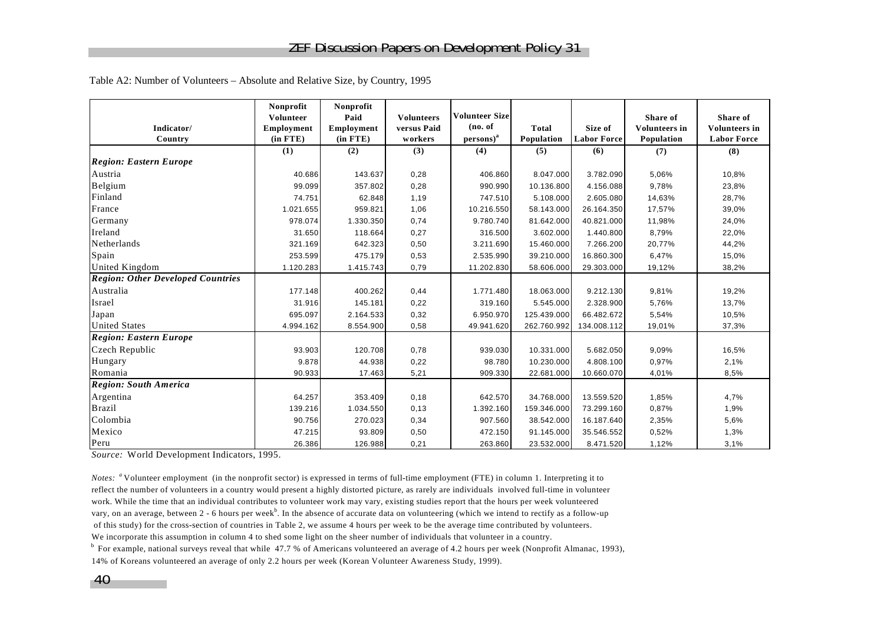Table A2: Number of Volunteers – Absolute and Relative Size, by Country, 1995

| Indicator/ Country | Nonprofit Volunteer Employment (in FTE) | Nonprofit Paid Employment (in FTE) | Volunteers versus Paid workers | Volunteer Size (no. of persons)[a] | Total Population | Size of Labor Force | Share of Volunteers in Population | Share of Volunteers in Labor Force |
|---|---|---|---|---|---|---|---|---|
| | (1) | (2) | (3) | (4) | (5) | (6) | (7) | (8) |
| ***Region: Eastern Europe*** | | | | | | | | |
| Austria | 40.686 | 143.637 | 0,28 | 406.860 | 8.047.000 | 3.782.090 | 5,06% | 10,8% |
| Belgium | 99.099 | 357.802 | 0,28 | 990.990 | 10.136.800 | 4.156.088 | 9,78% | 23,8% |
| Finland | 74.751 | 62.848 | 1,19 | 747.510 | 5.108.000 | 2.605.080 | 14,63% | 28,7% |
| France | 1.021.655 | 959.821 | 1,06 | 10.216.550 | 58.143.000 | 26.164.350 | 17,57% | 39,0% |
| Germany | 978.074 | 1.330.350 | 0,74 | 9.780.740 | 81.642.000 | 40.821.000 | 11,98% | 24,0% |
| Ireland | 31.650 | 118.664 | 0,27 | 316.500 | 3.602.000 | 1.440.800 | 8,79% | 22,0% |
| Netherlands | 321.169 | 642.323 | 0,50 | 3.211.690 | 15.460.000 | 7.266.200 | 20,77% | 44,2% |
| Spain | 253.599 | 475.179 | 0,53 | 2.535.990 | 39.210.000 | 16.860.300 | 6,47% | 15,0% |
| United Kingdom | 1.120.283 | 1.415.743 | 0,79 | 11.202.830 | 58.606.000 | 29.303.000 | 19,12% | 38,2% |
| ***Region: Other Developed Countries*** | | | | | | | | |
| Australia | 177.148 | 400.262 | 0,44 | 1.771.480 | 18.063.000 | 9.212.130 | 9,81% | 19,2% |
| Israel | 31.916 | 145.181 | 0,22 | 319.160 | 5.545.000 | 2.328.900 | 5,76% | 13,7% |
| Japan | 695.097 | 2.164.533 | 0,32 | 6.950.970 | 125.439.000 | 66.482.672 | 5,54% | 10,5% |
| United States | 4.994.162 | 8.554.900 | 0,58 | 49.941.620 | 262.760.992 | 134.008.112 | 19,01% | 37,3% |
| ***Region: Eastern Europe*** | | | | | | | | |
| Czech Republic | 93.903 | 120.708 | 0,78 | 939.030 | 10.331.000 | 5.682.050 | 9,09% | 16,5% |
| Hungary | 9.878 | 44.938 | 0,22 | 98.780 | 10.230.000 | 4.808.100 | 0,97% | 2,1% |
| Romania | 90.933 | 17.463 | 5,21 | 909.330 | 22.681.000 | 10.660.070 | 4,01% | 8,5% |
| ***Region: South America*** | | | | | | | | |
| Argentina | 64.257 | 353.409 | 0,18 | 642.570 | 34.768.000 | 13.559.520 | 1,85% | 4,7% |
| Brazil | 139.216 | 1.034.550 | 0,13 | 1.392.160 | 159.346.000 | 73.299.160 | 0,87% | 1,9% |
| Colombia | 90.756 | 270.023 | 0,34 | 907.560 | 38.542.000 | 16.187.640 | 2,35% | 5,6% |
| Mexico | 47.215 | 93.809 | 0,50 | 472.150 | 91.145.000 | 35.546.552 | 0,52% | 1,3% |
| Peru | 26.386 | 126.988 | 0,21 | 263.860 | 23.532.000 | 8.471.520 | 1,12% | 3,1% |

*Source:* World Development Indicators, 1995.

*Notes:* [a] Volunteer employment (in the nonprofit sector) is expressed in terms of full-time employment (FTE) in column 1. Interpreting it to reflect the number of volunteers in a country would present a highly distorted picture, as rarely are individuals involved full-time in volunteer work. While the time that an individual contributes to volunteer work may vary, existing studies report that the hours per week volunteered vary, on an average, between 2 - 6 hours per week[b]. In the absence of accurate data on volunteering (which we intend to rectify as a follow-up of this study) for the cross-section of countries in Table 2, we assume 4 hours per week to be the average time contributed by volunteers. We incorporate this assumption in column 4 to shed some light on the sheer number of individuals that volunteer in a country.

[b] For example, national surveys reveal that while 47.7 % of Americans volunteered an average of 4.2 hours per week (Nonprofit Almanac, 1993), 14% of Koreans volunteered an average of only 2.2 hours per week (Korean Volunteer Awareness Study, 1999).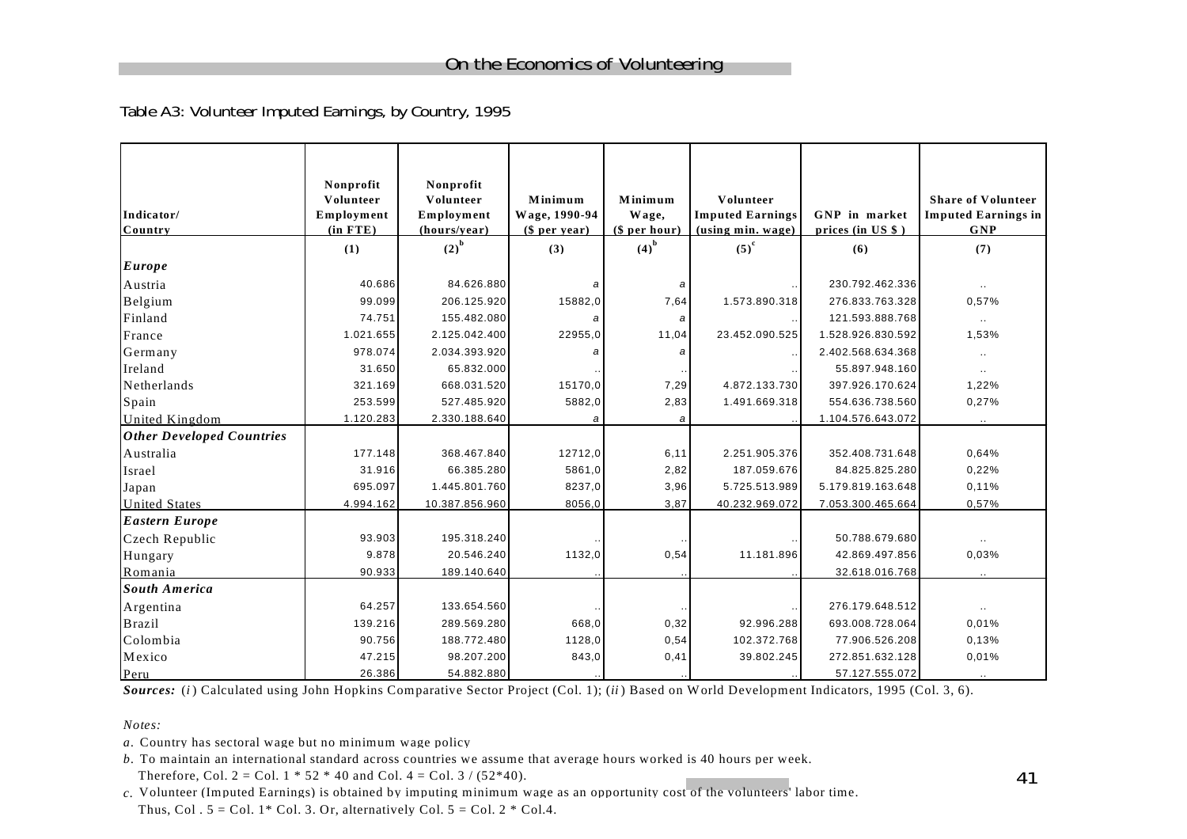Table A3: Volunteer Imputed Earnings, by Country, 1995

| Indicator/ Country | Nonprofit Volunteer Employment (in FTE) | Nonprofit Volunteer Employment (hours/year) | Minimum Wage, 1990-94 ($ per year) | Minimum Wage, ($ per hour) | Volunteer Imputed Earnings (using min. wage) | GNP in market prices (in US $ ) | Share of Volunteer Imputed Earnings in GNP |
|---|---|---|---|---|---|---|---|
| | (1) | (2)[b] | (3) | (4)[b] | (5)[c] | (6) | (7) |
| ***Europe*** | | | | | | | |
| Austria | 40.686 | 84.626.880 | *a* | *a* | .. | 230.792.462.336 | .. |
| Belgium | 99.099 | 206.125.920 | 15882,0 | 7,64 | 1.573.890.318 | 276.833.763.328 | 0,57% |
| Finland | 74.751 | 155.482.080 | *a* | *a* | .. | 121.593.888.768 | .. |
| France | 1.021.655 | 2.125.042.400 | 22955,0 | 11,04 | 23.452.090.525 | 1.528.926.830.592 | 1,53% |
| Germany | 978.074 | 2.034.393.920 | *a* | *a* | .. | 2.402.568.634.368 | .. |
| Ireland | 31.650 | 65.832.000 | .. | .. | .. | 55.897.948.160 | .. |
| Netherlands | 321.169 | 668.031.520 | 15170,0 | 7,29 | 4.872.133.730 | 397.926.170.624 | 1,22% |
| Spain | 253.599 | 527.485.920 | 5882,0 | 2,83 | 1.491.669.318 | 554.636.738.560 | 0,27% |
| United Kingdom | 1.120.283 | 2.330.188.640 | *a* | *a* | .. | 1.104.576.643.072 | .. |
| ***Other Developed Countries*** | | | | | | | |
| Australia | 177.148 | 368.467.840 | 12712,0 | 6,11 | 2.251.905.376 | 352.408.731.648 | 0,64% |
| Israel | 31.916 | 66.385.280 | 5861,0 | 2,82 | 187.059.676 | 84.825.825.280 | 0,22% |
| Japan | 695.097 | 1.445.801.760 | 8237,0 | 3,96 | 5.725.513.989 | 5.179.819.163.648 | 0,11% |
| United States | 4.994.162 | 10.387.856.960 | 8056,0 | 3,87 | 40.232.969.072 | 7.053.300.465.664 | 0,57% |
| ***Eastern Europe*** | | | | | | | |
| Czech Republic | 93.903 | 195.318.240 | .. | .. | .. | 50.788.679.680 | .. |
| Hungary | 9.878 | 20.546.240 | 1132,0 | 0,54 | 11.181.896 | 42.869.497.856 | 0,03% |
| Romania | 90.933 | 189.140.640 | .. | .. | .. | 32.618.016.768 | .. |
| ***South America*** | | | | | | | |
| Argentina | 64.257 | 133.654.560 | .. | .. | .. | 276.179.648.512 | .. |
| Brazil | 139.216 | 289.569.280 | 668,0 | 0,32 | 92.996.288 | 693.008.728.064 | 0,01% |
| Colombia | 90.756 | 188.772.480 | 1128,0 | 0,54 | 102.372.768 | 77.906.526.208 | 0,13% |
| Mexico | 47.215 | 98.207.200 | 843,0 | 0,41 | 39.802.245 | 272.851.632.128 | 0,01% |
| Peru | 26.386 | 54.882.880 | .. | .. | .. | 57.127.555.072 | .. |

***Sources:*** (*i*) Calculated using John Hopkins Comparative Sector Project (Col. 1); (*ii*) Based on World Development Indicators, 1995 (Col. 3, 6).

*Notes:*

*a*. Country has sectoral wage but no minimum wage policy

*b*. To maintain an international standard across countries we assume that average hours worked is 40 hours per week. Therefore, Col. 2 = Col. 1 * 52 * 40 and Col. 4 = Col. 3 / (52*40).

*c*. Volunteer (Imputed Earnings) is obtained by imputing minimum wage as an opportunity cost of the volunteers' labor time. Thus, Col . 5 = Col. 1* Col. 3. Or, alternatively Col. 5 = Col. 2 * Col.4.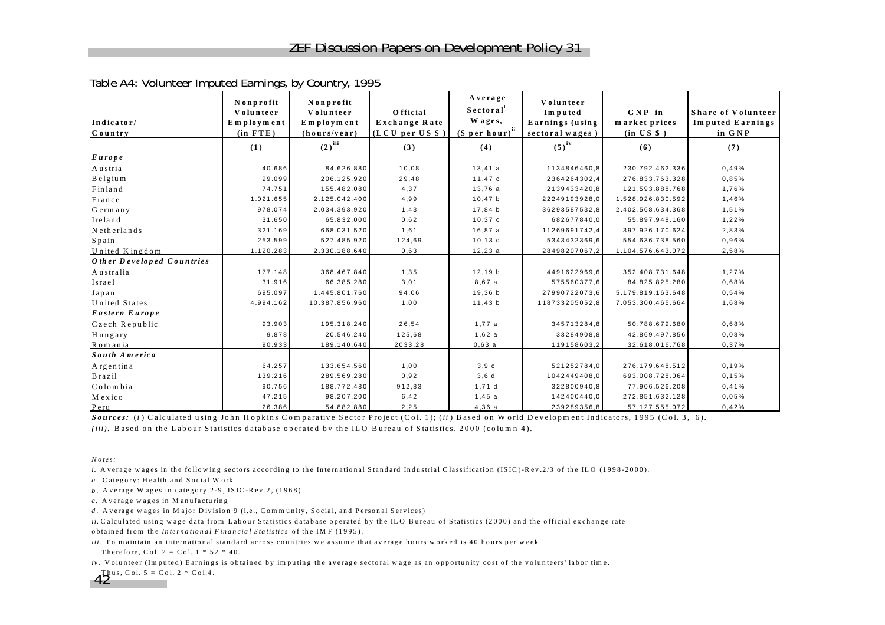Table A4: Volunteer Imputed Earnings, by Country, 1995

| Indicator/ Country | Nonprofit Volunteer Employment (in FTE) | Nonprofit Volunteer Employment (hours/year) | Official Exchange Rate (LCU per US $) | Average Sectoral[i] Wages, ($ per hour)[ii] | Volunteer Imputed Earnings (using sectoral wages) | GNP in market prices (in US $) | Share of Volunteer Imputed Earnings in GNP |
|---|---|---|---|---|---|---|---|
| | (1) | (2)[iii] | (3) | (4) | (5)[iv] | (6) | (7) |
| ***Europe*** | | | | | | | |
| Austria | 40.686 | 84.626.880 | 10,08 | 13,41 a | 1134846460,8 | 230.792.462.336 | 0,49% |
| Belgium | 99.099 | 206.125.920 | 29,48 | 11,47 c | 2364264302,4 | 276.833.763.328 | 0,85% |
| Finland | 74.751 | 155.482.080 | 4,37 | 13,76 a | 2139433420,8 | 121.593.888.768 | 1,76% |
| France | 1.021.655 | 2.125.042.400 | 4,99 | 10,47 b | 22249193928,0 | 1.528.926.830.592 | 1,46% |
| Germany | 978.074 | 2.034.393.920 | 1,43 | 17,84 b | 36293587532,8 | 2.402.568.634.368 | 1,51% |
| Ireland | 31.650 | 65.832.000 | 0,62 | 10,37 c | 682677840,0 | 55.897.948.160 | 1,22% |
| Netherlands | 321.169 | 668.031.520 | 1,61 | 16,87 a | 11269691742,4 | 397.926.170.624 | 2,83% |
| Spain | 253.599 | 527.485.920 | 124,69 | 10,13 c | 5343432369,6 | 554.636.738.560 | 0,96% |
| United Kingdom | 1.120.283 | 2.330.188.640 | 0,63 | 12,23 a | 28498207067,2 | 1.104.576.643.072 | 2,58% |
| ***Other Developed Countries*** | | | | | | | |
| Australia | 177.148 | 368.467.840 | 1,35 | 12,19 b | 4491622969,6 | 352.408.731.648 | 1,27% |
| Israel | 31.916 | 66.385.280 | 3,01 | 8,67 a | 575560377,6 | 84.825.825.280 | 0,68% |
| Japan | 695.097 | 1.445.801.760 | 94,06 | 19,36 b | 27990722073,6 | 5.179.819.163.648 | 0,54% |
| United States | 4.994.162 | 10.387.856.960 | 1,00 | 11,43 b | 118733205052,8 | 7.053.300.465.664 | 1,68% |
| ***Eastern Europe*** | | | | | | | |
| Czech Republic | 93.903 | 195.318.240 | 26,54 | 1,77 a | 345713284,8 | 50.788.679.680 | 0,68% |
| Hungary | 9.878 | 20.546.240 | 125,68 | 1,62 a | 33284908,8 | 42.869.497.856 | 0,08% |
| Romania | 90.933 | 189.140.640 | 2033,28 | 0,63 a | 119158603,2 | 32.618.016.768 | 0,37% |
| ***South America*** | | | | | | | |
| Argentina | 64.257 | 133.654.560 | 1,00 | 3,9 c | 521252784,0 | 276.179.648.512 | 0,19% |
| Brazil | 139.216 | 289.569.280 | 0,92 | 3,6 d | 1042449408,0 | 693.008.728.064 | 0,15% |
| Colombia | 90.756 | 188.772.480 | 912,83 | 1,71 d | 322800940,8 | 77.906.526.208 | 0,41% |
| Mexico | 47.215 | 98.207.200 | 6,42 | 1,45 a | 142400440,0 | 272.851.632.128 | 0,05% |
| Peru | 26.386 | 54.882.880 | 2,25 | 4,36 a | 239289356,8 | 57.127.555.072 | 0,42% |

***Sources:*** (*i*) Calculated using John Hopkins Comparative Sector Project (Col. 1); (*ii*) Based on World Development Indicators, 1995 (Col. 3, 6).
*(iii)*. Based on the Labour Statistics database operated by the ILO Bureau of Statistics, 2000 (column 4).

*Notes:*

*i*. Average wages in the following sectors according to the International Standard Industrial Classification (ISIC)-Rev.2/3 of the ILO (1998-2000).

*a*. Category: Health and Social Work

*b*. Average Wages in category 2-9, ISIC-Rev.2, (1968)

*c*. Average wages in Manufacturing

*d*. Average wages in Major Division 9 (i.e., Community, Social, and Personal Services)

*ii*. Calculated using wage data from Labour Statistics database operated by the ILO Bureau of Statistics (2000) and the official exchange rate obtained from the *International Financial Statistics* of the IMF (1995).

*iii*. To maintain an international standard across countries we assume that average hours worked is 40 hours per week.
Therefore, Col. 2 = Col. 1 * 52 * 40.

*iv*. Volunteer (Imputed) Earnings is obtained by imputing the average sectoral wage as an opportunity cost of the volunteers' labor time.
Thus, Col. 5 = Col. 2 * Col.4.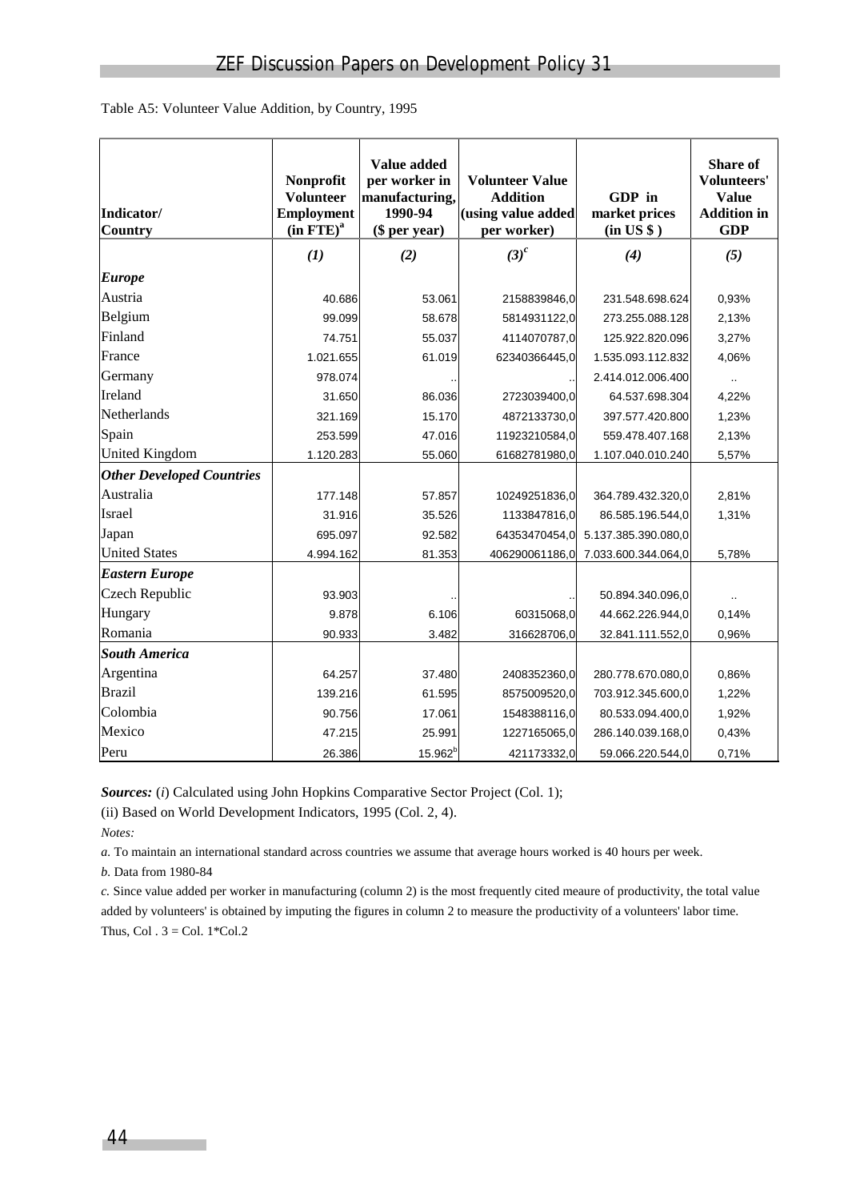Table A5: Volunteer Value Addition, by Country, 1995

| Indicator/ Country | Nonprofit Volunteer Employment (in FTE)[a] | Value added per worker in manufacturing, 1990-94 ($ per year) | Volunteer Value Addition (using value added per worker) | GDP in market prices (in US $ ) | Share of Volunteers' Value Addition in GDP |
|---|---|---|---|---|---|
| | *(1)* | *(2)* | *(3)*[c] | *(4)* | *(5)* |
| ***Europe*** | | | | | |
| Austria | 40.686 | 53.061 | 2158839846,0 | 231.548.698.624 | 0,93% |
| Belgium | 99.099 | 58.678 | 5814931122,0 | 273.255.088.128 | 2,13% |
| Finland | 74.751 | 55.037 | 4114070787,0 | 125.922.820.096 | 3,27% |
| France | 1.021.655 | 61.019 | 62340366445,0 | 1.535.093.112.832 | 4,06% |
| Germany | 978.074 | .. | .. | 2.414.012.006.400 | .. |
| Ireland | 31.650 | 86.036 | 2723039400,0 | 64.537.698.304 | 4,22% |
| Netherlands | 321.169 | 15.170 | 4872133730,0 | 397.577.420.800 | 1,23% |
| Spain | 253.599 | 47.016 | 11923210584,0 | 559.478.407.168 | 2,13% |
| United Kingdom | 1.120.283 | 55.060 | 61682781980,0 | 1.107.040.010.240 | 5,57% |
| ***Other Developed Countries*** | | | | | |
| Australia | 177.148 | 57.857 | 10249251836,0 | 364.789.432.320,0 | 2,81% |
| Israel | 31.916 | 35.526 | 1133847816,0 | 86.585.196.544,0 | 1,31% |
| Japan | 695.097 | 92.582 | 64353470454,0 | 5.137.385.390.080,0 | |
| United States | 4.994.162 | 81.353 | 406290061186,0 | 7.033.600.344.064,0 | 5,78% |
| ***Eastern Europe*** | | | | | |
| Czech Republic | 93.903 | .. | .. | 50.894.340.096,0 | .. |
| Hungary | 9.878 | 6.106 | 60315068,0 | 44.662.226.944,0 | 0,14% |
| Romania | 90.933 | 3.482 | 316628706,0 | 32.841.111.552,0 | 0,96% |
| ***South America*** | | | | | |
| Argentina | 64.257 | 37.480 | 2408352360,0 | 280.778.670.080,0 | 0,86% |
| Brazil | 139.216 | 61.595 | 8575009520,0 | 703.912.345.600,0 | 1,22% |
| Colombia | 90.756 | 17.061 | 1548388116,0 | 80.533.094.400,0 | 1,92% |
| Mexico | 47.215 | 25.991 | 1227165065,0 | 286.140.039.168,0 | 0,43% |
| Peru | 26.386 | 15.962[b] | 421173332,0 | 59.066.220.544,0 | 0,71% |

***Sources:*** (*i*) Calculated using John Hopkins Comparative Sector Project (Col. 1);

(ii) Based on World Development Indicators, 1995 (Col. 2, 4).

*Notes:*

*a.* To maintain an international standard across countries we assume that average hours worked is 40 hours per week.

*b.* Data from 1980-84

*c.* Since value added per worker in manufacturing (column 2) is the most frequently cited meaure of productivity, the total value added by volunteers' is obtained by imputing the figures in column 2 to measure the productivity of a volunteers' labor time. Thus, Col . 3 = Col. 1*Col.2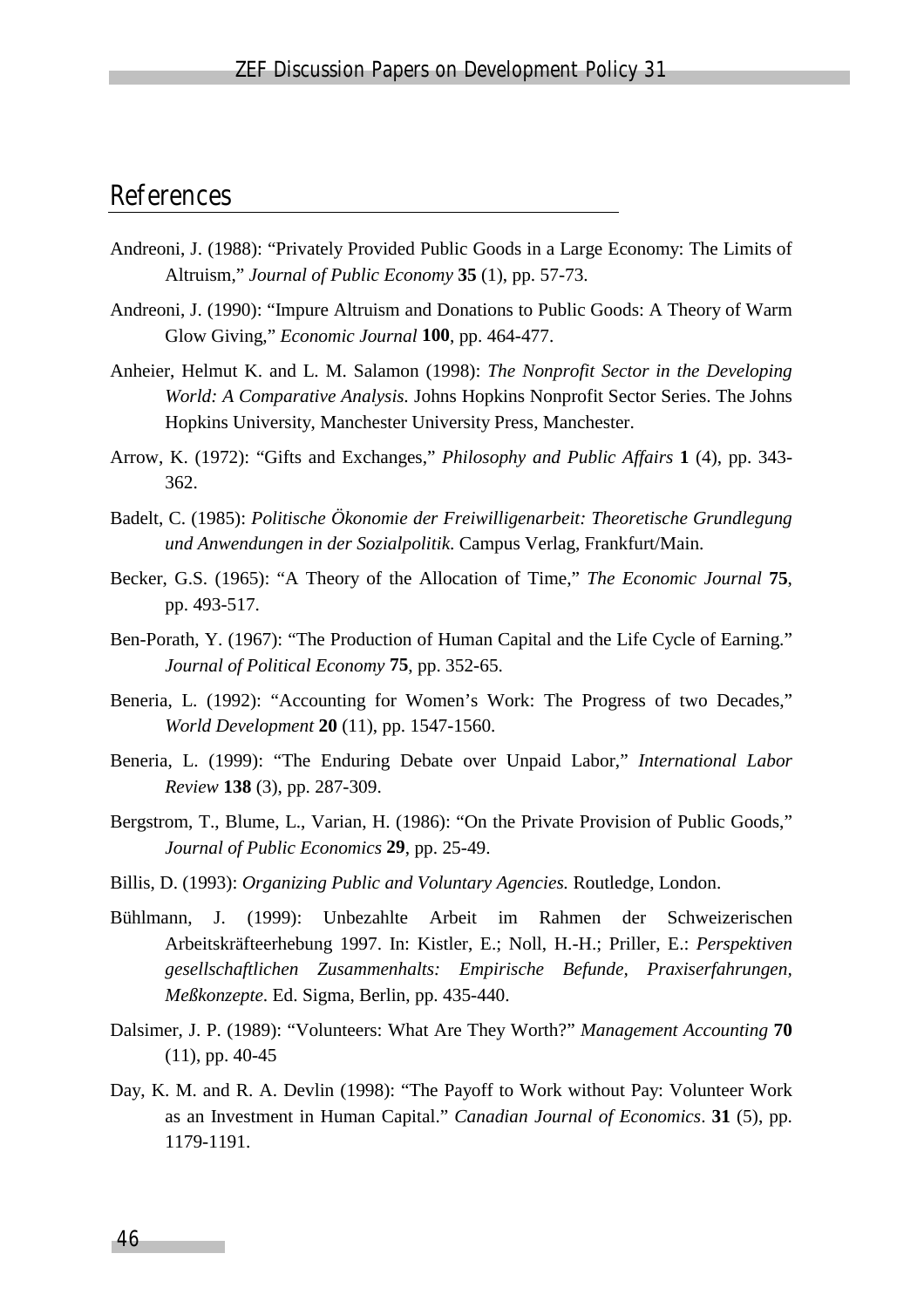# References

Andreoni, J. (1988): "Privately Provided Public Goods in a Large Economy: The Limits of Altruism," *Journal of Public Economy* **35** (1), pp. 57-73.

Andreoni, J. (1990): "Impure Altruism and Donations to Public Goods: A Theory of Warm Glow Giving," *Economic Journal* **100**, pp. 464-477.

Anheier, Helmut K. and L. M. Salamon (1998): *The Nonprofit Sector in the Developing World: A Comparative Analysis*. Johns Hopkins Nonprofit Sector Series. The Johns Hopkins University, Manchester University Press, Manchester.

Arrow, K. (1972): "Gifts and Exchanges," *Philosophy and Public Affairs* **1** (4), pp. 343-362.

Badelt, C. (1985): *Politische Ökonomie der Freiwilligenarbeit: Theoretische Grundlegung und Anwendungen in der Sozialpolitik*. Campus Verlag, Frankfurt/Main.

Becker, G.S. (1965): "A Theory of the Allocation of Time," *The Economic Journal* **75**, pp. 493-517.

Ben-Porath, Y. (1967): "The Production of Human Capital and the Life Cycle of Earning." *Journal of Political Economy* **75**, pp. 352-65.

Beneria, L. (1992): "Accounting for Women's Work: The Progress of two Decades," *World Development* **20** (11), pp. 1547-1560.

Beneria, L. (1999): "The Enduring Debate over Unpaid Labor," *International Labor Review* **138** (3), pp. 287-309.

Bergstrom, T., Blume, L., Varian, H. (1986): "On the Private Provision of Public Goods," *Journal of Public Economics* **29**, pp. 25-49.

Billis, D. (1993): *Organizing Public and Voluntary Agencies.* Routledge, London.

Bühlmann, J. (1999): Unbezahlte Arbeit im Rahmen der Schweizerischen Arbeitskräfteerhebung 1997. In: Kistler, E.; Noll, H.-H.; Priller, E.: *Perspektiven gesellschaftlichen Zusammenhalts: Empirische Befunde, Praxiserfahrungen, Meßkonzepte*. Ed. Sigma, Berlin, pp. 435-440.

Dalsimer, J. P. (1989): "Volunteers: What Are They Worth?" *Management Accounting* **70** (11), pp. 40-45

Day, K. M. and R. A. Devlin (1998): "The Payoff to Work without Pay: Volunteer Work as an Investment in Human Capital." *Canadian Journal of Economics*. **31** (5), pp. 1179-1191.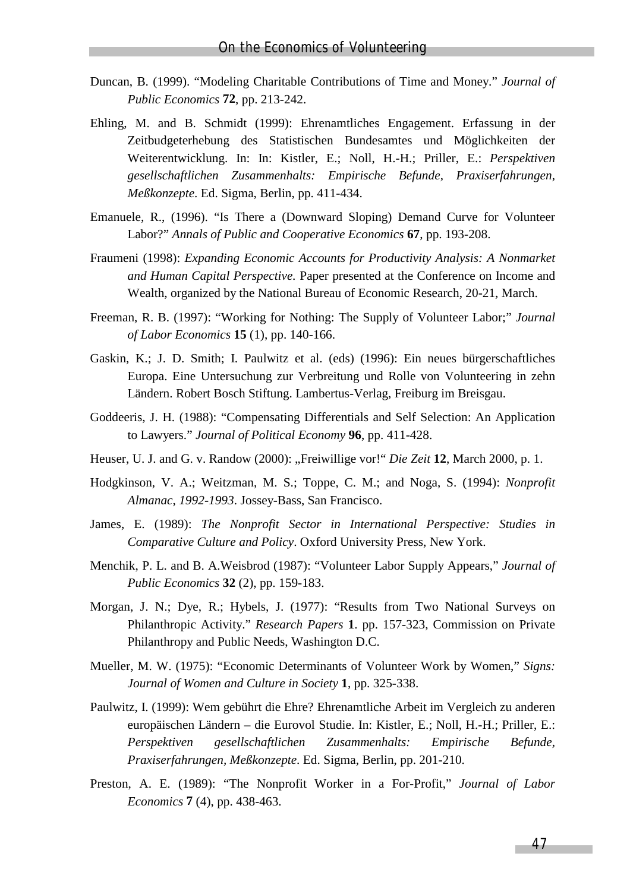Duncan, B. (1999). “Modeling Charitable Contributions of Time and Money.” *Journal of Public Economics* **72**, pp. 213-242.

Ehling, M. and B. Schmidt (1999): Ehrenamtliches Engagement. Erfassung in der Zeitbudgeterhebung des Statistischen Bundesamtes und Möglichkeiten der Weiterentwicklung. In: In: Kistler, E.; Noll, H.-H.; Priller, E.: *Perspektiven gesellschaftlichen Zusammenhalts: Empirische Befunde, Praxiserfahrungen, Meßkonzepte*. Ed. Sigma, Berlin, pp. 411-434.

Emanuele, R., (1996). “Is There a (Downward Sloping) Demand Curve for Volunteer Labor?” *Annals of Public and Cooperative Economics* **67**, pp. 193-208.

Fraumeni (1998): *Expanding Economic Accounts for Productivity Analysis: A Nonmarket and Human Capital Perspective.* Paper presented at the Conference on Income and Wealth, organized by the National Bureau of Economic Research, 20-21, March.

Freeman, R. B. (1997): “Working for Nothing: The Supply of Volunteer Labor;” *Journal of Labor Economics* **15** (1), pp. 140-166.

Gaskin, K.; J. D. Smith; I. Paulwitz et al. (eds) (1996): Ein neues bürgerschaftliches Europa. Eine Untersuchung zur Verbreitung und Rolle von Volunteering in zehn Ländern. Robert Bosch Stiftung. Lambertus-Verlag, Freiburg im Breisgau.

Goddeeris, J. H. (1988): “Compensating Differentials and Self Selection: An Application to Lawyers.” *Journal of Political Economy* **96**, pp. 411-428.

Heuser, U. J. and G. v. Randow (2000): „Freiwillige vor!“ *Die Zeit* **12**, March 2000, p. 1.

Hodgkinson, V. A.; Weitzman, M. S.; Toppe, C. M.; and Noga, S. (1994): *Nonprofit Almanac, 1992-1993*. Jossey-Bass, San Francisco.

James, E. (1989): *The Nonprofit Sector in International Perspective: Studies in Comparative Culture and Policy*. Oxford University Press, New York.

Menchik, P. L. and B. A.Weisbrod (1987): “Volunteer Labor Supply Appears,” *Journal of Public Economics* **32** (2), pp. 159-183.

Morgan, J. N.; Dye, R.; Hybels, J. (1977): “Results from Two National Surveys on Philanthropic Activity.” *Research Papers* **1**. pp. 157-323, Commission on Private Philanthropy and Public Needs, Washington D.C.

Mueller, M. W. (1975): “Economic Determinants of Volunteer Work by Women,” *Signs: Journal of Women and Culture in Society* **1**, pp. 325-338.

Paulwitz, I. (1999): Wem gebührt die Ehre? Ehrenamtliche Arbeit im Vergleich zu anderen europäischen Ländern – die Eurovol Studie. In: Kistler, E.; Noll, H.-H.; Priller, E.: *Perspektiven gesellschaftlichen Zusammenhalts: Empirische Befunde, Praxiserfahrungen, Meßkonzepte*. Ed. Sigma, Berlin, pp. 201-210.

Preston, A. E. (1989): “The Nonprofit Worker in a For-Profit,” *Journal of Labor Economics* **7** (4), pp. 438-463.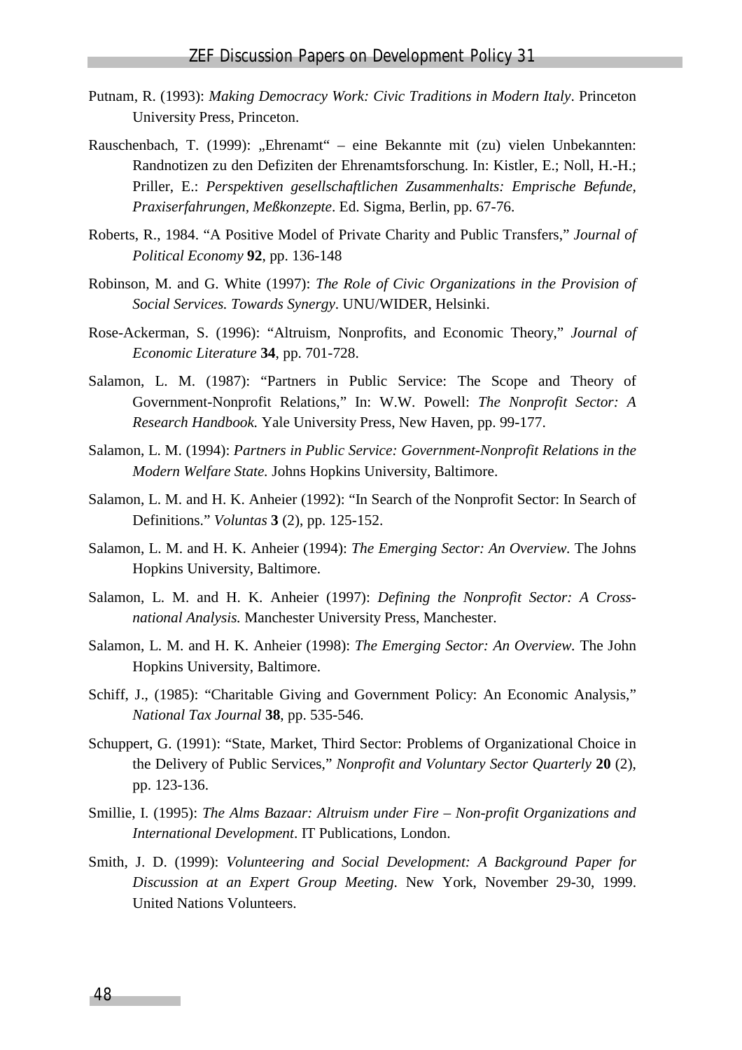Putnam, R. (1993): *Making Democracy Work: Civic Traditions in Modern Italy*. Princeton University Press, Princeton.

Rauschenbach, T. (1999): „Ehrenamt" – eine Bekannte mit (zu) vielen Unbekannten: Randnotizen zu den Defiziten der Ehrenamtsforschung. In: Kistler, E.; Noll, H.-H.; Priller, E.: *Perspektiven gesellschaftlichen Zusammenhalts: Emprische Befunde, Praxiserfahrungen, Meßkonzepte*. Ed. Sigma, Berlin, pp. 67-76.

Roberts, R., 1984. "A Positive Model of Private Charity and Public Transfers," *Journal of Political Economy* **92**, pp. 136-148

Robinson, M. and G. White (1997): *The Role of Civic Organizations in the Provision of Social Services. Towards Synergy*. UNU/WIDER, Helsinki.

Rose-Ackerman, S. (1996): "Altruism, Nonprofits, and Economic Theory," *Journal of Economic Literature* **34**, pp. 701-728.

Salamon, L. M. (1987): "Partners in Public Service: The Scope and Theory of Government-Nonprofit Relations," In: W.W. Powell: *The Nonprofit Sector: A Research Handbook.* Yale University Press, New Haven, pp. 99-177.

Salamon, L. M. (1994): *Partners in Public Service: Government-Nonprofit Relations in the Modern Welfare State.* Johns Hopkins University, Baltimore.

Salamon, L. M. and H. K. Anheier (1992): "In Search of the Nonprofit Sector: In Search of Definitions." *Voluntas* **3** (2), pp. 125-152.

Salamon, L. M. and H. K. Anheier (1994): *The Emerging Sector: An Overview.* The Johns Hopkins University, Baltimore.

Salamon, L. M. and H. K. Anheier (1997): *Defining the Nonprofit Sector: A Cross-national Analysis.* Manchester University Press, Manchester.

Salamon, L. M. and H. K. Anheier (1998): *The Emerging Sector: An Overview.* The John Hopkins University, Baltimore.

Schiff, J., (1985): "Charitable Giving and Government Policy: An Economic Analysis," *National Tax Journal* **38**, pp. 535-546.

Schuppert, G. (1991): "State, Market, Third Sector: Problems of Organizational Choice in the Delivery of Public Services," *Nonprofit and Voluntary Sector Quarterly* **20** (2), pp. 123-136.

Smillie, I. (1995): *The Alms Bazaar: Altruism under Fire – Non-profit Organizations and International Development*. IT Publications, London.

Smith, J. D. (1999): *Volunteering and Social Development: A Background Paper for Discussion at an Expert Group Meeting.* New York, November 29-30, 1999. United Nations Volunteers.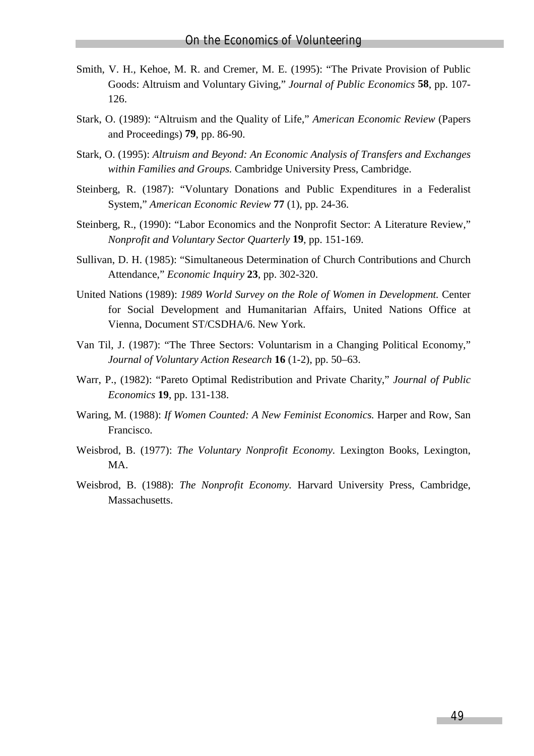Smith, V. H., Kehoe, M. R. and Cremer, M. E. (1995): "The Private Provision of Public Goods: Altruism and Voluntary Giving," *Journal of Public Economics* **58**, pp. 107-126.

Stark, O. (1989): "Altruism and the Quality of Life," *American Economic Review* (Papers and Proceedings) **79**, pp. 86-90.

Stark, O. (1995): *Altruism and Beyond: An Economic Analysis of Transfers and Exchanges within Families and Groups.* Cambridge University Press, Cambridge.

Steinberg, R. (1987): "Voluntary Donations and Public Expenditures in a Federalist System," *American Economic Review* **77** (1), pp. 24-36.

Steinberg, R., (1990): "Labor Economics and the Nonprofit Sector: A Literature Review," *Nonprofit and Voluntary Sector Quarterly* **19**, pp. 151-169.

Sullivan, D. H. (1985): "Simultaneous Determination of Church Contributions and Church Attendance," *Economic Inquiry* **23**, pp. 302-320.

United Nations (1989): *1989 World Survey on the Role of Women in Development.* Center for Social Development and Humanitarian Affairs, United Nations Office at Vienna, Document ST/CSDHA/6. New York.

Van Til, J. (1987): "The Three Sectors: Voluntarism in a Changing Political Economy," *Journal of Voluntary Action Research* **16** (1-2), pp. 50–63.

Warr, P., (1982): "Pareto Optimal Redistribution and Private Charity," *Journal of Public Economics* **19**, pp. 131-138.

Waring, M. (1988): *If Women Counted: A New Feminist Economics.* Harper and Row, San Francisco.

Weisbrod, B. (1977): *The Voluntary Nonprofit Economy*. Lexington Books, Lexington, MA.

Weisbrod, B. (1988): *The Nonprofit Economy*. Harvard University Press, Cambridge, Massachusetts.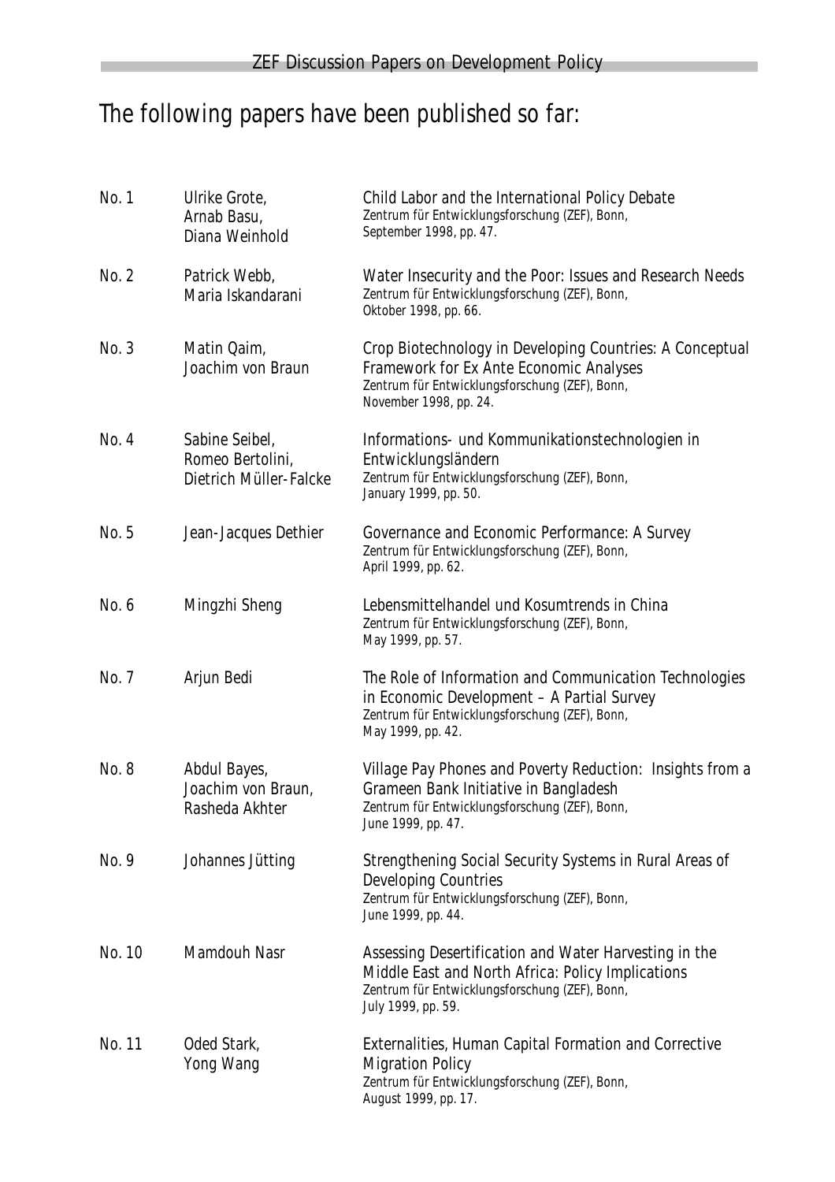# The following papers have been published so far:

| | | |
|---|---|---|
| No. 1 | Ulrike Grote, Arnab Basu, Diana Weinhold | Child Labor and the International Policy Debate<br>Zentrum für Entwicklungsforschung (ZEF), Bonn, September 1998, pp. 47. |
| No. 2 | Patrick Webb, Maria Iskandarani | Water Insecurity and the Poor: Issues and Research Needs<br>Zentrum für Entwicklungsforschung (ZEF), Bonn, Oktober 1998, pp. 66. |
| No. 3 | Matin Qaim, Joachim von Braun | Crop Biotechnology in Developing Countries: A Conceptual Framework for Ex Ante Economic Analyses<br>Zentrum für Entwicklungsforschung (ZEF), Bonn, November 1998, pp. 24. |
| No. 4 | Sabine Seibel, Romeo Bertolini, Dietrich Müller-Falcke | Informations- und Kommunikationstechnologien in Entwicklungsländern<br>Zentrum für Entwicklungsforschung (ZEF), Bonn, January 1999, pp. 50. |
| No. 5 | Jean-Jacques Dethier | Governance and Economic Performance: A Survey<br>Zentrum für Entwicklungsforschung (ZEF), Bonn, April 1999, pp. 62. |
| No. 6 | Mingzhi Sheng | Lebensmittelhandel und Kosumtrends in China<br>Zentrum für Entwicklungsforschung (ZEF), Bonn, May 1999, pp. 57. |
| No. 7 | Arjun Bedi | The Role of Information and Communication Technologies in Economic Development – A Partial Survey<br>Zentrum für Entwicklungsforschung (ZEF), Bonn, May 1999, pp. 42. |
| No. 8 | Abdul Bayes, Joachim von Braun, Rasheda Akhter | Village Pay Phones and Poverty Reduction: Insights from a Grameen Bank Initiative in Bangladesh<br>Zentrum für Entwicklungsforschung (ZEF), Bonn, June 1999, pp. 47. |
| No. 9 | Johannes Jütting | Strengthening Social Security Systems in Rural Areas of Developing Countries<br>Zentrum für Entwicklungsforschung (ZEF), Bonn, June 1999, pp. 44. |
| No. 10 | Mamdouh Nasr | Assessing Desertification and Water Harvesting in the Middle East and North Africa: Policy Implications<br>Zentrum für Entwicklungsforschung (ZEF), Bonn, July 1999, pp. 59. |
| No. 11 | Oded Stark, Yong Wang | Externalities, Human Capital Formation and Corrective Migration Policy<br>Zentrum für Entwicklungsforschung (ZEF), Bonn, August 1999, pp. 17. |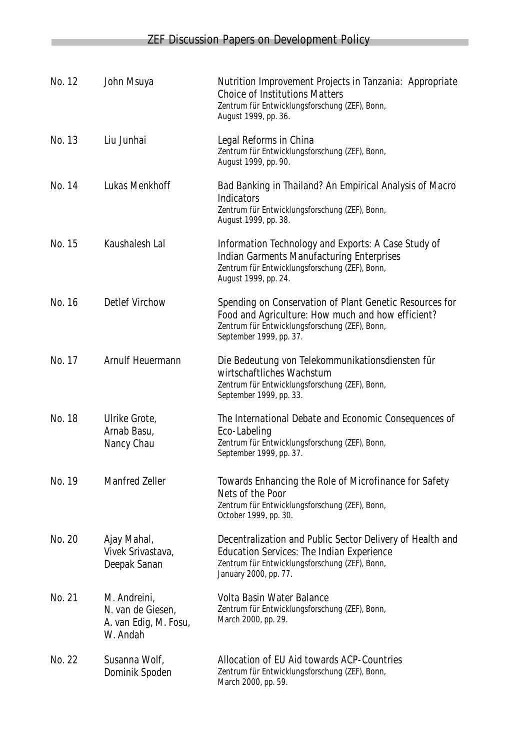| No. | Author(s) | Title |
|---|---|---|
| No. 12 | John Msuya | Nutrition Improvement Projects in Tanzania: Appropriate Choice of Institutions Matters<br>*Zentrum für Entwicklungsforschung (ZEF), Bonn, August 1999, pp. 36.* |
| No. 13 | Liu Junhai | Legal Reforms in China<br>*Zentrum für Entwicklungsforschung (ZEF), Bonn, August 1999, pp. 90.* |
| No. 14 | Lukas Menkhoff | Bad Banking in Thailand? An Empirical Analysis of Macro Indicators<br>*Zentrum für Entwicklungsforschung (ZEF), Bonn, August 1999, pp. 38.* |
| No. 15 | Kaushalesh Lal | Information Technology and Exports: A Case Study of Indian Garments Manufacturing Enterprises<br>*Zentrum für Entwicklungsforschung (ZEF), Bonn, August 1999, pp. 24.* |
| No. 16 | Detlef Virchow | Spending on Conservation of Plant Genetic Resources for Food and Agriculture: How much and how efficient?<br>*Zentrum für Entwicklungsforschung (ZEF), Bonn, September 1999, pp. 37.* |
| No. 17 | Arnulf Heuermann | Die Bedeutung von Telekommunikationsdiensten für wirtschaftliches Wachstum<br>*Zentrum für Entwicklungsforschung (ZEF), Bonn, September 1999, pp. 33.* |
| No. 18 | Ulrike Grote, Arnab Basu, Nancy Chau | The International Debate and Economic Consequences of Eco-Labeling<br>*Zentrum für Entwicklungsforschung (ZEF), Bonn, September 1999, pp. 37.* |
| No. 19 | Manfred Zeller | Towards Enhancing the Role of Microfinance for Safety Nets of the Poor<br>*Zentrum für Entwicklungsforschung (ZEF), Bonn, October 1999, pp. 30.* |
| No. 20 | Ajay Mahal, Vivek Srivastava, Deepak Sanan | Decentralization and Public Sector Delivery of Health and Education Services: The Indian Experience<br>*Zentrum für Entwicklungsforschung (ZEF), Bonn, January 2000, pp. 77.* |
| No. 21 | M. Andreini, N. van de Giesen, A. van Edig, M. Fosu, W. Andah | Volta Basin Water Balance<br>*Zentrum für Entwicklungsforschung (ZEF), Bonn, March 2000, pp. 29.* |
| No. 22 | Susanna Wolf, Dominik Spoden | Allocation of EU Aid towards ACP-Countries<br>*Zentrum für Entwicklungsforschung (ZEF), Bonn, March 2000, pp. 59.* |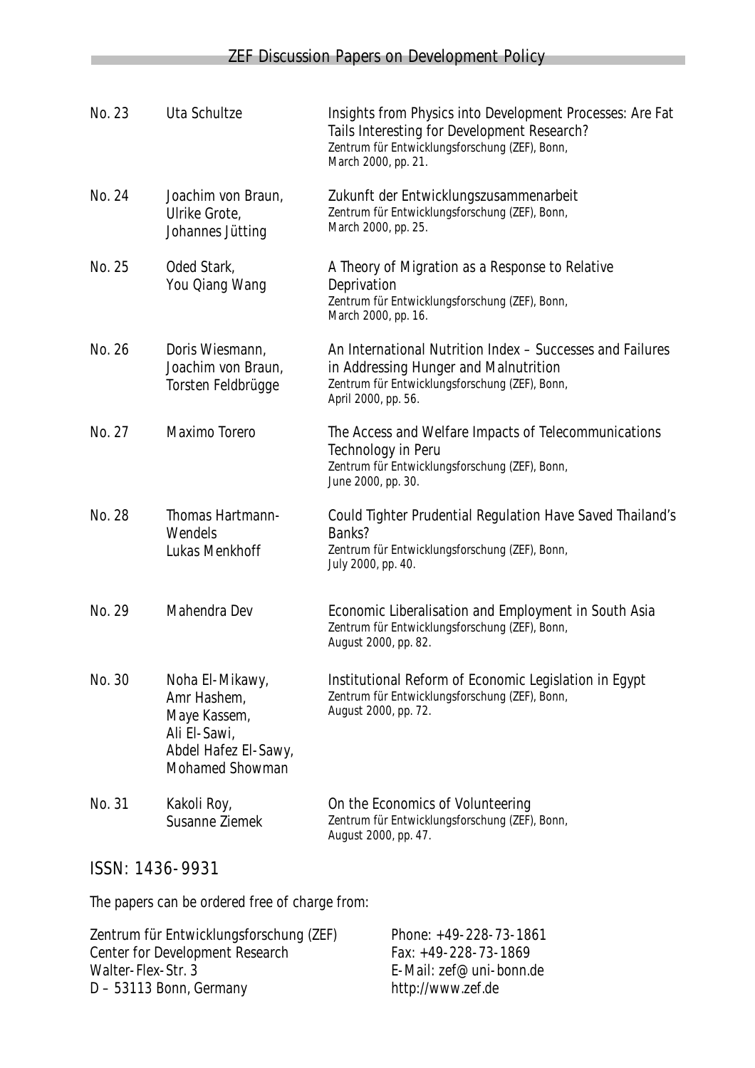## ZEF Discussion Papers on Development Policy

| | | |
|---|---|---|
| No. 23 | Uta Schultze | Insights from Physics into Development Processes: Are Fat Tails Interesting for Development Research? *Zentrum für Entwicklungsforschung (ZEF), Bonn, March 2000, pp. 21.* |
| No. 24 | Joachim von Braun, Ulrike Grote, Johannes Jütting | Zukunft der Entwicklungszusammenarbeit *Zentrum für Entwicklungsforschung (ZEF), Bonn, March 2000, pp. 25.* |
| No. 25 | Oded Stark, You Qiang Wang | A Theory of Migration as a Response to Relative Deprivation *Zentrum für Entwicklungsforschung (ZEF), Bonn, March 2000, pp. 16.* |
| No. 26 | Doris Wiesmann, Joachim von Braun, Torsten Feldbrügge | An International Nutrition Index – Successes and Failures in Addressing Hunger and Malnutrition *Zentrum für Entwicklungsforschung (ZEF), Bonn, April 2000, pp. 56.* |
| No. 27 | Maximo Torero | The Access and Welfare Impacts of Telecommunications Technology in Peru *Zentrum für Entwicklungsforschung (ZEF), Bonn, June 2000, pp. 30.* |
| No. 28 | Thomas Hartmann-Wendels Lukas Menkhoff | Could Tighter Prudential Regulation Have Saved Thailand's Banks? *Zentrum für Entwicklungsforschung (ZEF), Bonn, July 2000, pp. 40.* |
| No. 29 | Mahendra Dev | Economic Liberalisation and Employment in South Asia *Zentrum für Entwicklungsforschung (ZEF), Bonn, August 2000, pp. 82.* |
| No. 30 | Noha El-Mikawy, Amr Hashem, Maye Kassem, Ali El-Sawi, Abdel Hafez El-Sawy, Mohamed Showman | Institutional Reform of Economic Legislation in Egypt *Zentrum für Entwicklungsforschung (ZEF), Bonn, August 2000, pp. 72.* |
| No. 31 | Kakoli Roy, Susanne Ziemek | On the Economics of Volunteering *Zentrum für Entwicklungsforschung (ZEF), Bonn, August 2000, pp. 47.* |

ISSN: 1436-9931

The papers can be ordered free of charge from:

Zentrum für Entwicklungsforschung (ZEF)
Center for Development Research
Walter-Flex-Str. 3
D – 53113 Bonn, Germany

Phone: +49-228-73-1861
Fax: +49-228-73-1869
E-Mail: zef@uni-bonn.de
http://www.zef.de